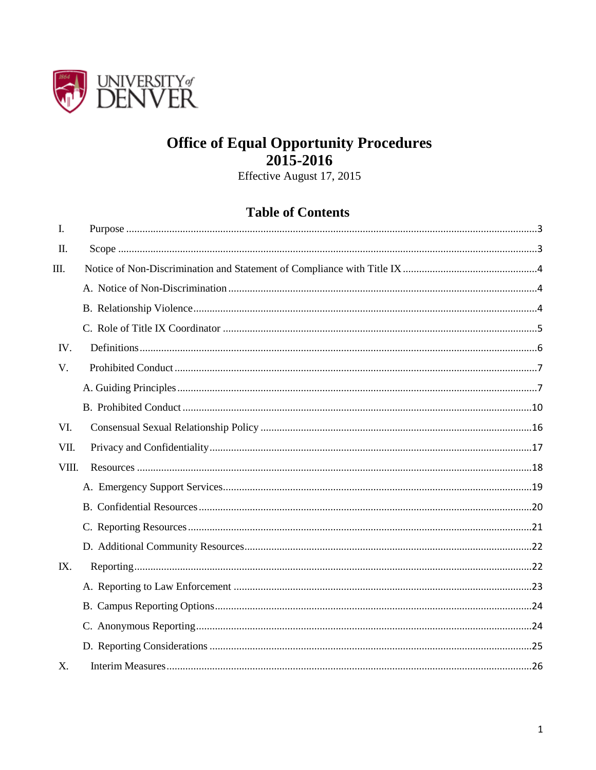UNIVERSITY of DENVER

# Office of Equal Opportunity Procedures
# 2015-2016

Effective August 17, 2015

## Table of Contents

I. Purpose ....................................................... 3

II. Scope ....................................................... 3

III. Notice of Non-Discrimination and Statement of Compliance with Title IX ....................................................... 4

- A. Notice of Non-Discrimination ....................................................... 4
- B. Relationship Violence ....................................................... 4
- C. Role of Title IX Coordinator ....................................................... 5

IV. Definitions ....................................................... 6

V. Prohibited Conduct ....................................................... 7

- A. Guiding Principles ....................................................... 7
- B. Prohibited Conduct ....................................................... 10

VI. Consensual Sexual Relationship Policy ....................................................... 16

VII. Privacy and Confidentiality ....................................................... 17

VIII. Resources ....................................................... 18

- A. Emergency Support Services ....................................................... 19
- B. Confidential Resources ....................................................... 20
- C. Reporting Resources ....................................................... 21
- D. Additional Community Resources ....................................................... 22

IX. Reporting ....................................................... 22

- A. Reporting to Law Enforcement ....................................................... 23
- B. Campus Reporting Options ....................................................... 24
- C. Anonymous Reporting ....................................................... 24
- D. Reporting Considerations ....................................................... 25

X. Interim Measures ....................................................... 26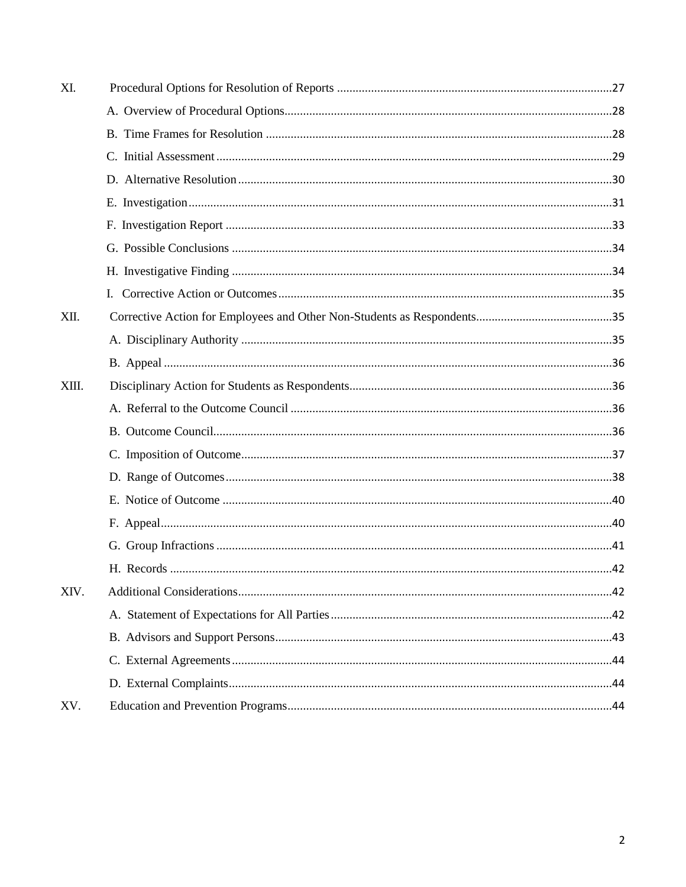XI. Procedural Options for Resolution of Reports ......................................................................................27

- A. Overview of Procedural Options.......................................................................................28
- B. Time Frames for Resolution ...........................................................................................28
- C. Initial Assessment ..........................................................................................................29
- D. Alternative Resolution ....................................................................................................30
- E. Investigation ...................................................................................................................31
- F. Investigation Report .......................................................................................................33
- G. Possible Conclusions .....................................................................................................34
- H. Investigative Finding .....................................................................................................34
- I. Corrective Action or Outcomes .......................................................................................35

XII. Corrective Action for Employees and Other Non-Students as Respondents............................................35

- A. Disciplinary Authority ..................................................................................................35
- B. Appeal ...........................................................................................................................36

XIII. Disciplinary Action for Students as Respondents....................................................................................36

- A. Referral to the Outcome Council ...................................................................................36
- B. Outcome Council...........................................................................................................36
- C. Imposition of Outcome..................................................................................................37
- D. Range of Outcomes........................................................................................................38
- E. Notice of Outcome .........................................................................................................40
- F. Appeal.............................................................................................................................40
- G. Group Infractions ...........................................................................................................41
- H. Records ..........................................................................................................................42

XIV. Additional Considerations.......................................................................................................................42

- A. Statement of Expectations for All Parties.......................................................................42
- B. Advisors and Support Persons........................................................................................43
- C. External Agreements......................................................................................................44
- D. External Complaints.......................................................................................................44

XV. Education and Prevention Programs.......................................................................................................44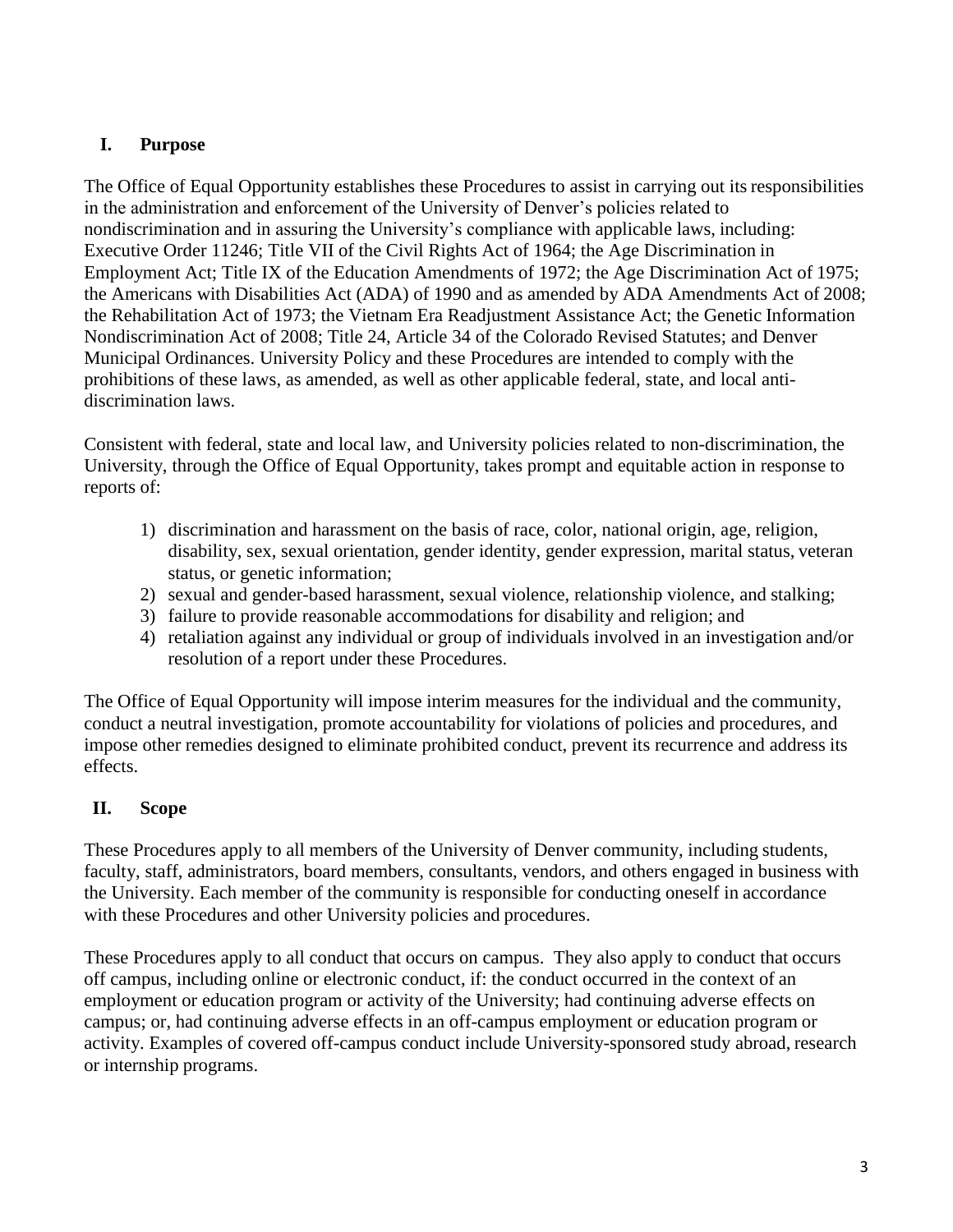## I. Purpose

The Office of Equal Opportunity establishes these Procedures to assist in carrying out its responsibilities in the administration and enforcement of the University of Denver's policies related to nondiscrimination and in assuring the University's compliance with applicable laws, including: Executive Order 11246; Title VII of the Civil Rights Act of 1964; the Age Discrimination in Employment Act; Title IX of the Education Amendments of 1972; the Age Discrimination Act of 1975; the Americans with Disabilities Act (ADA) of 1990 and as amended by ADA Amendments Act of 2008; the Rehabilitation Act of 1973; the Vietnam Era Readjustment Assistance Act; the Genetic Information Nondiscrimination Act of 2008; Title 24, Article 34 of the Colorado Revised Statutes; and Denver Municipal Ordinances. University Policy and these Procedures are intended to comply with the prohibitions of these laws, as amended, as well as other applicable federal, state, and local anti-discrimination laws.

Consistent with federal, state and local law, and University policies related to non-discrimination, the University, through the Office of Equal Opportunity, takes prompt and equitable action in response to reports of:

1) discrimination and harassment on the basis of race, color, national origin, age, religion, disability, sex, sexual orientation, gender identity, gender expression, marital status, veteran status, or genetic information;
2) sexual and gender-based harassment, sexual violence, relationship violence, and stalking;
3) failure to provide reasonable accommodations for disability and religion; and
4) retaliation against any individual or group of individuals involved in an investigation and/or resolution of a report under these Procedures.

The Office of Equal Opportunity will impose interim measures for the individual and the community, conduct a neutral investigation, promote accountability for violations of policies and procedures, and impose other remedies designed to eliminate prohibited conduct, prevent its recurrence and address its effects.

## II. Scope

These Procedures apply to all members of the University of Denver community, including students, faculty, staff, administrators, board members, consultants, vendors, and others engaged in business with the University. Each member of the community is responsible for conducting oneself in accordance with these Procedures and other University policies and procedures.

These Procedures apply to all conduct that occurs on campus. They also apply to conduct that occurs off campus, including online or electronic conduct, if: the conduct occurred in the context of an employment or education program or activity of the University; had continuing adverse effects on campus; or, had continuing adverse effects in an off-campus employment or education program or activity. Examples of covered off-campus conduct include University-sponsored study abroad, research or internship programs.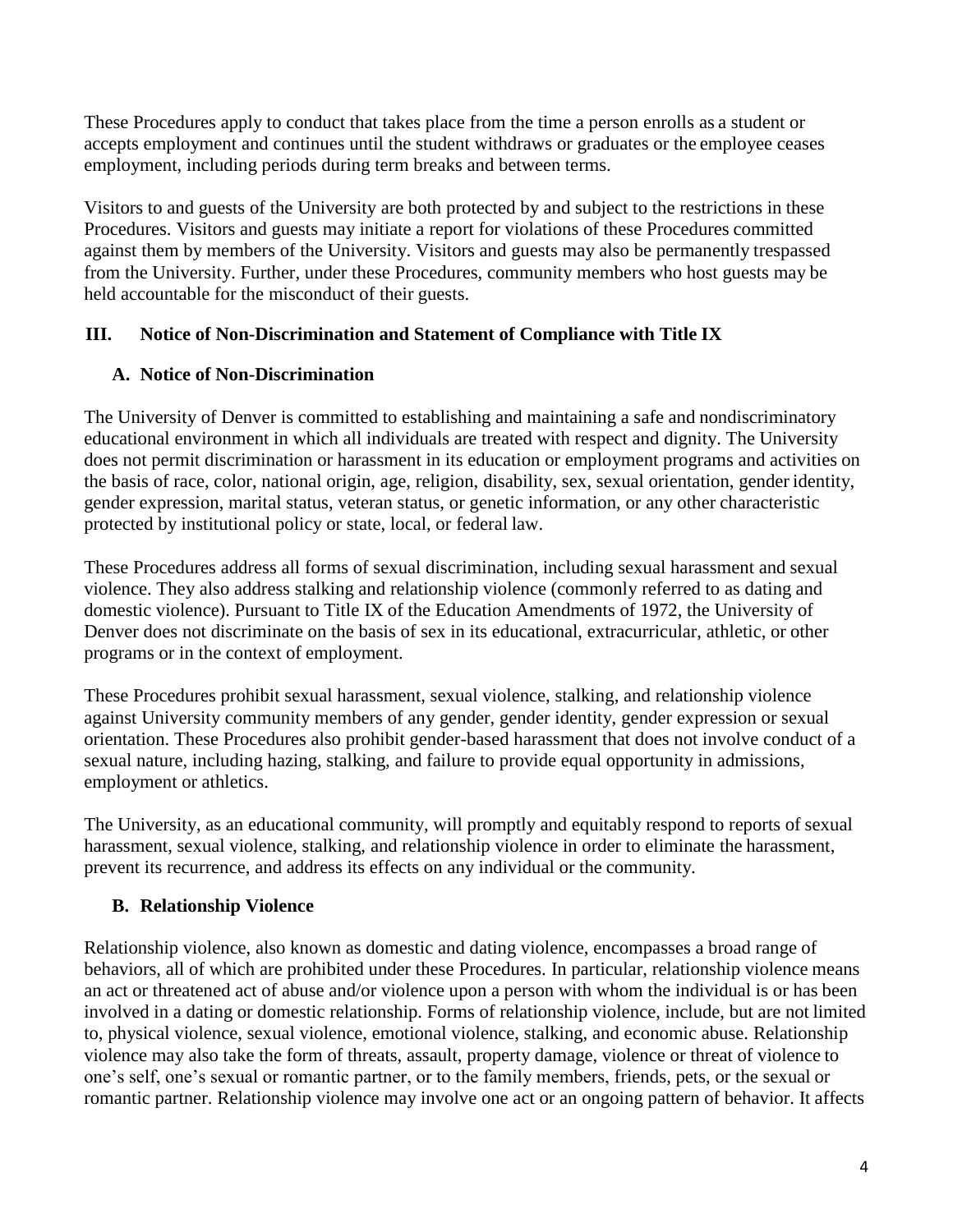These Procedures apply to conduct that takes place from the time a person enrolls as a student or accepts employment and continues until the student withdraws or graduates or the employee ceases employment, including periods during term breaks and between terms.

Visitors to and guests of the University are both protected by and subject to the restrictions in these Procedures. Visitors and guests may initiate a report for violations of these Procedures committed against them by members of the University. Visitors and guests may also be permanently trespassed from the University. Further, under these Procedures, community members who host guests may be held accountable for the misconduct of their guests.

## III. Notice of Non-Discrimination and Statement of Compliance with Title IX

### A. Notice of Non-Discrimination

The University of Denver is committed to establishing and maintaining a safe and nondiscriminatory educational environment in which all individuals are treated with respect and dignity. The University does not permit discrimination or harassment in its education or employment programs and activities on the basis of race, color, national origin, age, religion, disability, sex, sexual orientation, gender identity, gender expression, marital status, veteran status, or genetic information, or any other characteristic protected by institutional policy or state, local, or federal law.

These Procedures address all forms of sexual discrimination, including sexual harassment and sexual violence. They also address stalking and relationship violence (commonly referred to as dating and domestic violence). Pursuant to Title IX of the Education Amendments of 1972, the University of Denver does not discriminate on the basis of sex in its educational, extracurricular, athletic, or other programs or in the context of employment.

These Procedures prohibit sexual harassment, sexual violence, stalking, and relationship violence against University community members of any gender, gender identity, gender expression or sexual orientation. These Procedures also prohibit gender-based harassment that does not involve conduct of a sexual nature, including hazing, stalking, and failure to provide equal opportunity in admissions, employment or athletics.

The University, as an educational community, will promptly and equitably respond to reports of sexual harassment, sexual violence, stalking, and relationship violence in order to eliminate the harassment, prevent its recurrence, and address its effects on any individual or the community.

### B. Relationship Violence

Relationship violence, also known as domestic and dating violence, encompasses a broad range of behaviors, all of which are prohibited under these Procedures. In particular, relationship violence means an act or threatened act of abuse and/or violence upon a person with whom the individual is or has been involved in a dating or domestic relationship. Forms of relationship violence, include, but are not limited to, physical violence, sexual violence, emotional violence, stalking, and economic abuse. Relationship violence may also take the form of threats, assault, property damage, violence or threat of violence to one's self, one's sexual or romantic partner, or to the family members, friends, pets, or the sexual or romantic partner. Relationship violence may involve one act or an ongoing pattern of behavior. It affects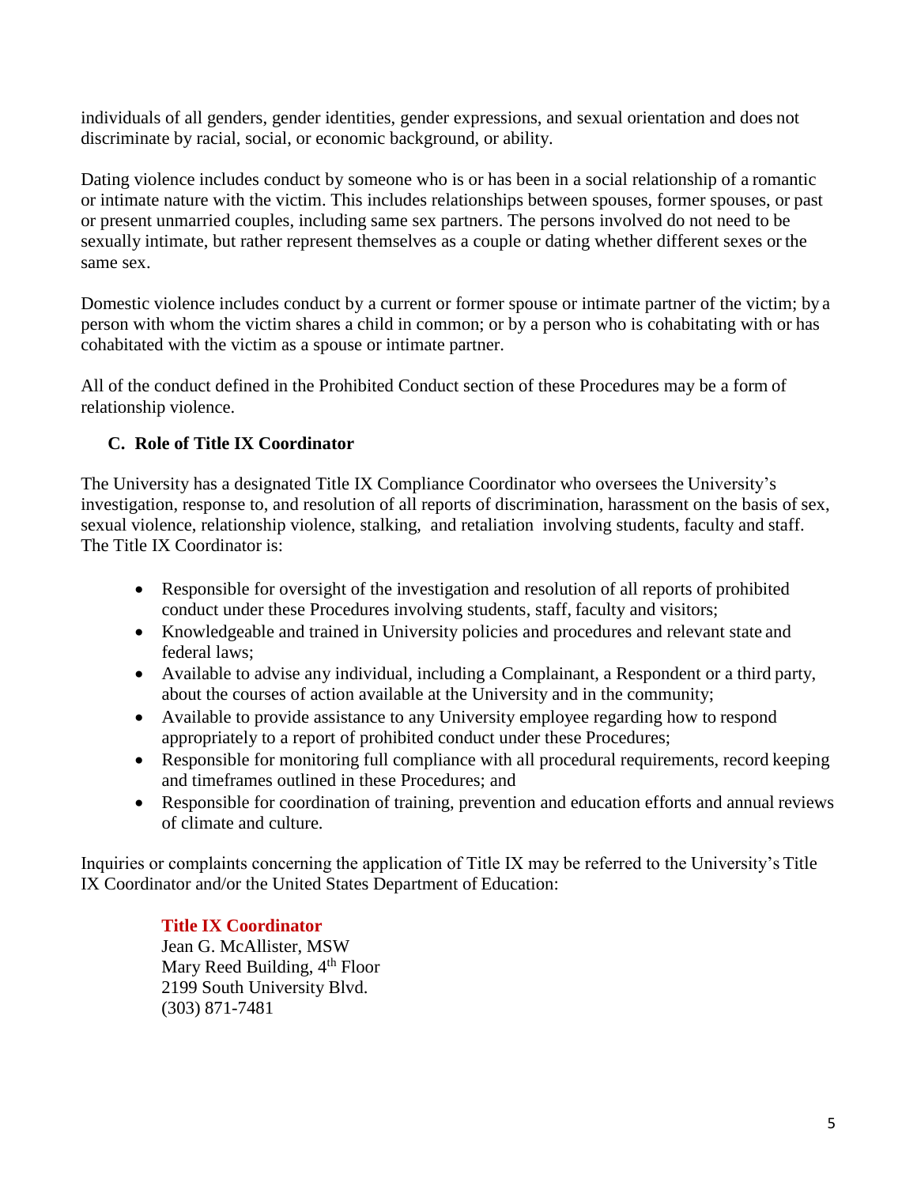individuals of all genders, gender identities, gender expressions, and sexual orientation and does not discriminate by racial, social, or economic background, or ability.

Dating violence includes conduct by someone who is or has been in a social relationship of a romantic or intimate nature with the victim. This includes relationships between spouses, former spouses, or past or present unmarried couples, including same sex partners. The persons involved do not need to be sexually intimate, but rather represent themselves as a couple or dating whether different sexes or the same sex.

Domestic violence includes conduct by a current or former spouse or intimate partner of the victim; by a person with whom the victim shares a child in common; or by a person who is cohabitating with or has cohabitated with the victim as a spouse or intimate partner.

All of the conduct defined in the Prohibited Conduct section of these Procedures may be a form of relationship violence.

### C. Role of Title IX Coordinator

The University has a designated Title IX Compliance Coordinator who oversees the University's investigation, response to, and resolution of all reports of discrimination, harassment on the basis of sex, sexual violence, relationship violence, stalking, and retaliation involving students, faculty and staff. The Title IX Coordinator is:

- Responsible for oversight of the investigation and resolution of all reports of prohibited conduct under these Procedures involving students, staff, faculty and visitors;
- Knowledgeable and trained in University policies and procedures and relevant state and federal laws;
- Available to advise any individual, including a Complainant, a Respondent or a third party, about the courses of action available at the University and in the community;
- Available to provide assistance to any University employee regarding how to respond appropriately to a report of prohibited conduct under these Procedures;
- Responsible for monitoring full compliance with all procedural requirements, record keeping and timeframes outlined in these Procedures; and
- Responsible for coordination of training, prevention and education efforts and annual reviews of climate and culture.

Inquiries or complaints concerning the application of Title IX may be referred to the University's Title IX Coordinator and/or the United States Department of Education:

**Title IX Coordinator**
Jean G. McAllister, MSW
Mary Reed Building, 4th Floor
2199 South University Blvd.
(303) 871-7481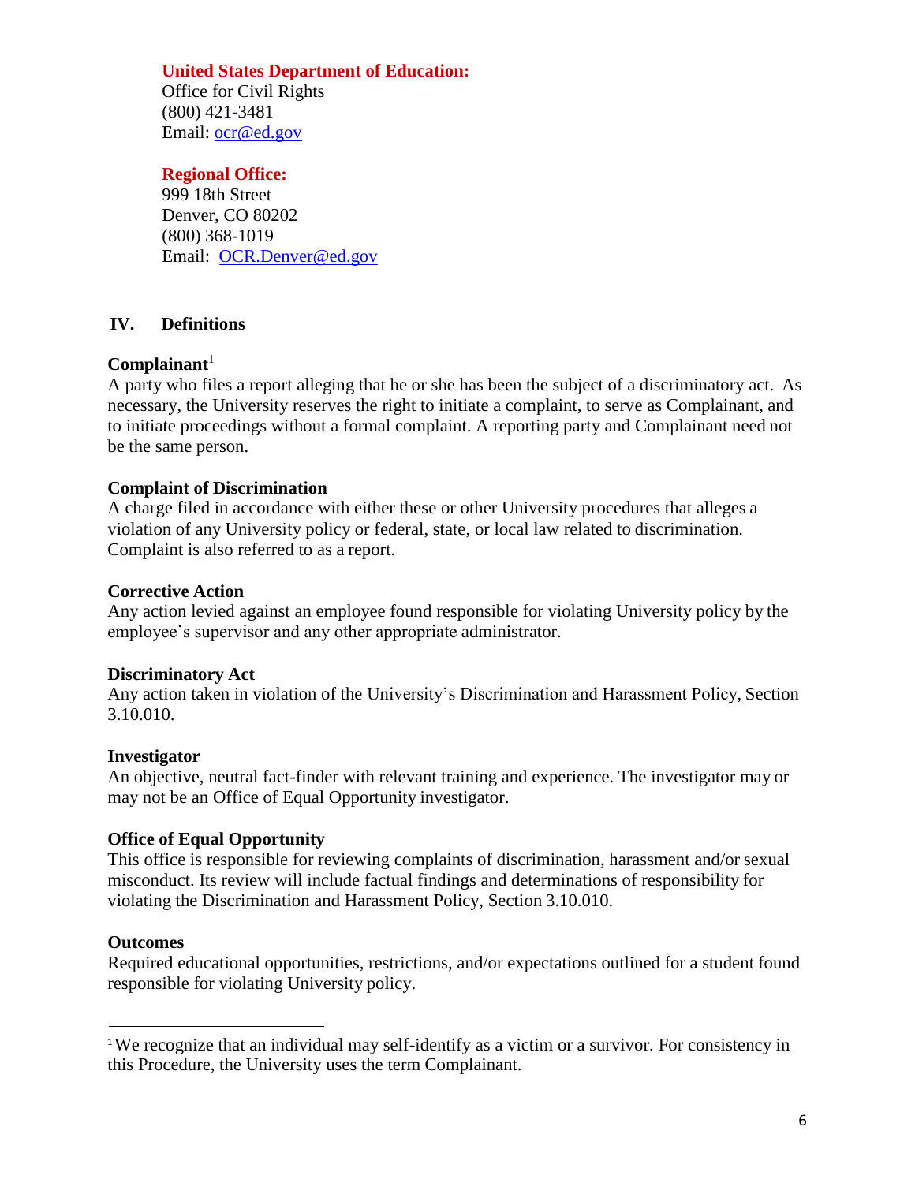**United States Department of Education:**
Office for Civil Rights
(800) 421-3481
Email: ocr@ed.gov

**Regional Office:**
999 18th Street
Denver, CO 80202
(800) 368-1019
Email: OCR.Denver@ed.gov

## IV. Definitions

**Complainant**[1]
A party who files a report alleging that he or she has been the subject of a discriminatory act. As necessary, the University reserves the right to initiate a complaint, to serve as Complainant, and to initiate proceedings without a formal complaint. A reporting party and Complainant need not be the same person.

**Complaint of Discrimination**
A charge filed in accordance with either these or other University procedures that alleges a violation of any University policy or federal, state, or local law related to discrimination. Complaint is also referred to as a report.

**Corrective Action**
Any action levied against an employee found responsible for violating University policy by the employee's supervisor and any other appropriate administrator.

**Discriminatory Act**
Any action taken in violation of the University's Discrimination and Harassment Policy, Section 3.10.010.

**Investigator**
An objective, neutral fact-finder with relevant training and experience. The investigator may or may not be an Office of Equal Opportunity investigator.

**Office of Equal Opportunity**
This office is responsible for reviewing complaints of discrimination, harassment and/or sexual misconduct. Its review will include factual findings and determinations of responsibility for violating the Discrimination and Harassment Policy, Section 3.10.010.

**Outcomes**
Required educational opportunities, restrictions, and/or expectations outlined for a student found responsible for violating University policy.

---

[1] We recognize that an individual may self-identify as a victim or a survivor. For consistency in this Procedure, the University uses the term Complainant.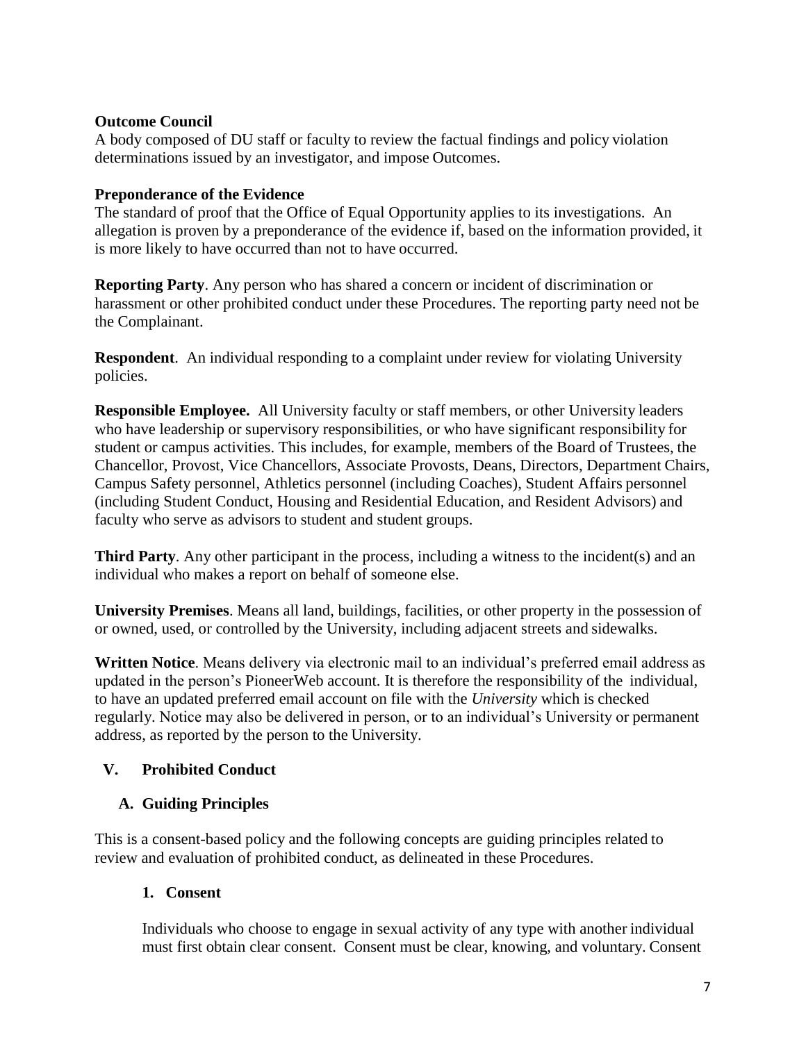**Outcome Council**
A body composed of DU staff or faculty to review the factual findings and policy violation determinations issued by an investigator, and impose Outcomes.

**Preponderance of the Evidence**
The standard of proof that the Office of Equal Opportunity applies to its investigations. An allegation is proven by a preponderance of the evidence if, based on the information provided, it is more likely to have occurred than not to have occurred.

**Reporting Party**. Any person who has shared a concern or incident of discrimination or harassment or other prohibited conduct under these Procedures. The reporting party need not be the Complainant.

**Respondent**. An individual responding to a complaint under review for violating University policies.

**Responsible Employee.** All University faculty or staff members, or other University leaders who have leadership or supervisory responsibilities, or who have significant responsibility for student or campus activities. This includes, for example, members of the Board of Trustees, the Chancellor, Provost, Vice Chancellors, Associate Provosts, Deans, Directors, Department Chairs, Campus Safety personnel, Athletics personnel (including Coaches), Student Affairs personnel (including Student Conduct, Housing and Residential Education, and Resident Advisors) and faculty who serve as advisors to student and student groups.

**Third Party**. Any other participant in the process, including a witness to the incident(s) and an individual who makes a report on behalf of someone else.

**University Premises**. Means all land, buildings, facilities, or other property in the possession of or owned, used, or controlled by the University, including adjacent streets and sidewalks.

**Written Notice**. Means delivery via electronic mail to an individual's preferred email address as updated in the person's PioneerWeb account. It is therefore the responsibility of the individual, to have an updated preferred email account on file with the *University* which is checked regularly. Notice may also be delivered in person, or to an individual's University or permanent address, as reported by the person to the University.

## V. Prohibited Conduct

### A. Guiding Principles

This is a consent-based policy and the following concepts are guiding principles related to review and evaluation of prohibited conduct, as delineated in these Procedures.

#### 1. Consent

Individuals who choose to engage in sexual activity of any type with another individual must first obtain clear consent. Consent must be clear, knowing, and voluntary. Consent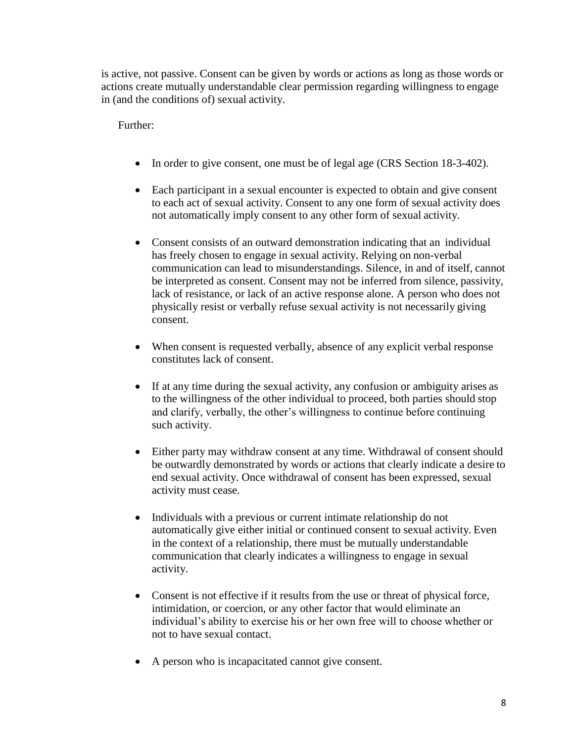is active, not passive. Consent can be given by words or actions as long as those words or actions create mutually understandable clear permission regarding willingness to engage in (and the conditions of) sexual activity.

Further:

- In order to give consent, one must be of legal age (CRS Section 18-3-402).
- Each participant in a sexual encounter is expected to obtain and give consent to each act of sexual activity. Consent to any one form of sexual activity does not automatically imply consent to any other form of sexual activity.
- Consent consists of an outward demonstration indicating that an individual has freely chosen to engage in sexual activity. Relying on non-verbal communication can lead to misunderstandings. Silence, in and of itself, cannot be interpreted as consent. Consent may not be inferred from silence, passivity, lack of resistance, or lack of an active response alone. A person who does not physically resist or verbally refuse sexual activity is not necessarily giving consent.
- When consent is requested verbally, absence of any explicit verbal response constitutes lack of consent.
- If at any time during the sexual activity, any confusion or ambiguity arises as to the willingness of the other individual to proceed, both parties should stop and clarify, verbally, the other's willingness to continue before continuing such activity.
- Either party may withdraw consent at any time. Withdrawal of consent should be outwardly demonstrated by words or actions that clearly indicate a desire to end sexual activity. Once withdrawal of consent has been expressed, sexual activity must cease.
- Individuals with a previous or current intimate relationship do not automatically give either initial or continued consent to sexual activity. Even in the context of a relationship, there must be mutually understandable communication that clearly indicates a willingness to engage in sexual activity.
- Consent is not effective if it results from the use or threat of physical force, intimidation, or coercion, or any other factor that would eliminate an individual's ability to exercise his or her own free will to choose whether or not to have sexual contact.
- A person who is incapacitated cannot give consent.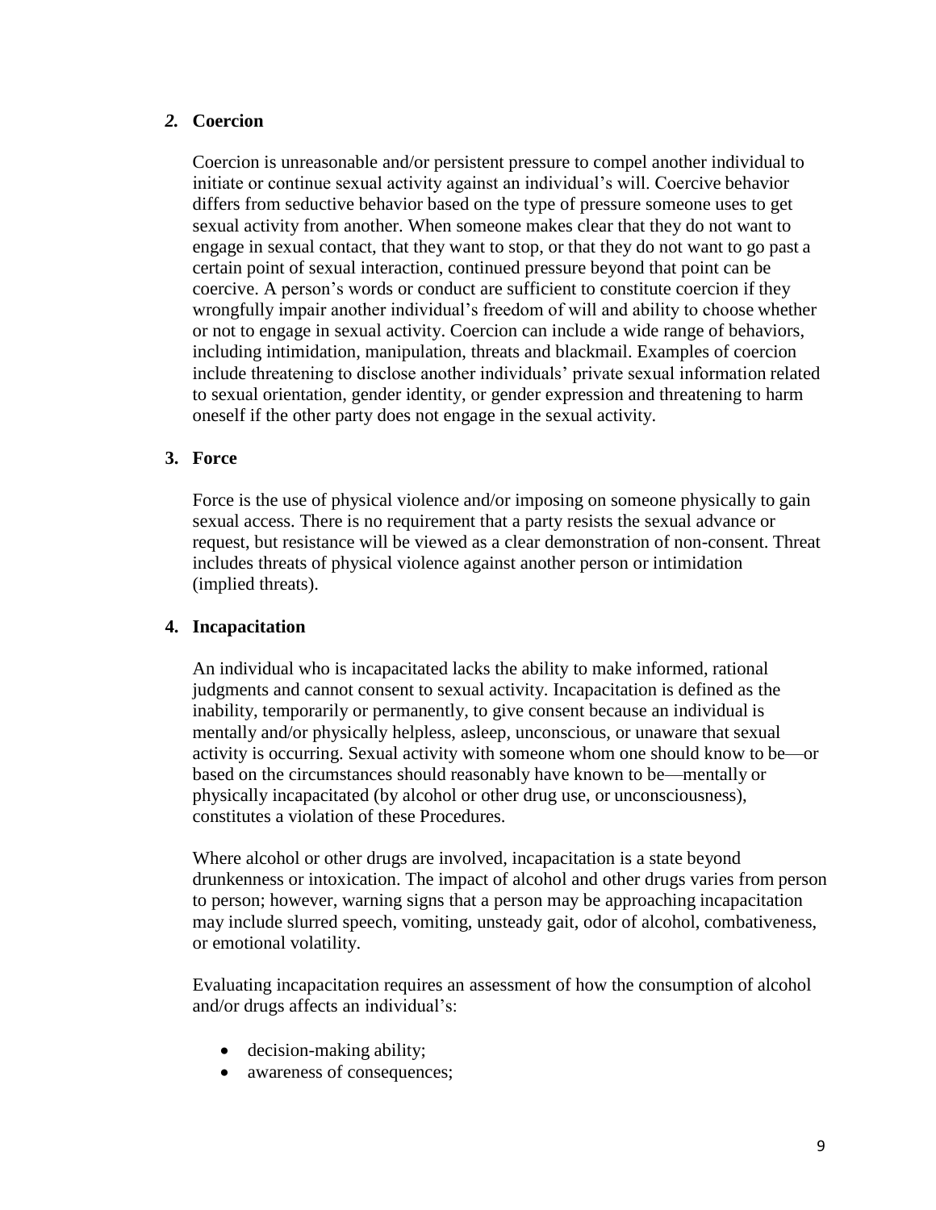### *2.* **Coercion**

Coercion is unreasonable and/or persistent pressure to compel another individual to initiate or continue sexual activity against an individual's will. Coercive behavior differs from seductive behavior based on the type of pressure someone uses to get sexual activity from another. When someone makes clear that they do not want to engage in sexual contact, that they want to stop, or that they do not want to go past a certain point of sexual interaction, continued pressure beyond that point can be coercive. A person's words or conduct are sufficient to constitute coercion if they wrongfully impair another individual's freedom of will and ability to choose whether or not to engage in sexual activity. Coercion can include a wide range of behaviors, including intimidation, manipulation, threats and blackmail. Examples of coercion include threatening to disclose another individuals' private sexual information related to sexual orientation, gender identity, or gender expression and threatening to harm oneself if the other party does not engage in the sexual activity.

### **3. Force**

Force is the use of physical violence and/or imposing on someone physically to gain sexual access. There is no requirement that a party resists the sexual advance or request, but resistance will be viewed as a clear demonstration of non-consent. Threat includes threats of physical violence against another person or intimidation (implied threats).

### **4. Incapacitation**

An individual who is incapacitated lacks the ability to make informed, rational judgments and cannot consent to sexual activity. Incapacitation is defined as the inability, temporarily or permanently, to give consent because an individual is mentally and/or physically helpless, asleep, unconscious, or unaware that sexual activity is occurring. Sexual activity with someone whom one should know to be—or based on the circumstances should reasonably have known to be—mentally or physically incapacitated (by alcohol or other drug use, or unconsciousness), constitutes a violation of these Procedures.

Where alcohol or other drugs are involved, incapacitation is a state beyond drunkenness or intoxication. The impact of alcohol and other drugs varies from person to person; however, warning signs that a person may be approaching incapacitation may include slurred speech, vomiting, unsteady gait, odor of alcohol, combativeness, or emotional volatility.

Evaluating incapacitation requires an assessment of how the consumption of alcohol and/or drugs affects an individual's:

- decision-making ability;
- awareness of consequences;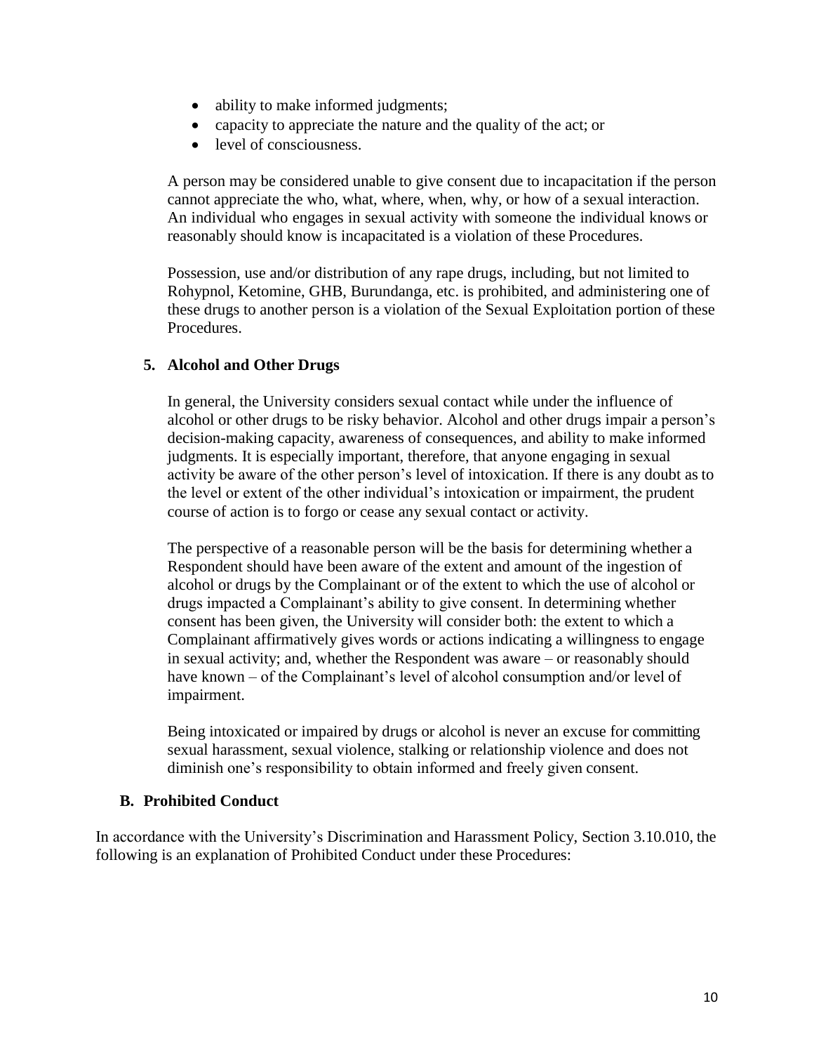- ability to make informed judgments;
- capacity to appreciate the nature and the quality of the act; or
- level of consciousness.

A person may be considered unable to give consent due to incapacitation if the person cannot appreciate the who, what, where, when, why, or how of a sexual interaction. An individual who engages in sexual activity with someone the individual knows or reasonably should know is incapacitated is a violation of these Procedures.

Possession, use and/or distribution of any rape drugs, including, but not limited to Rohypnol, Ketomine, GHB, Burundanga, etc. is prohibited, and administering one of these drugs to another person is a violation of the Sexual Exploitation portion of these Procedures.

### 5. Alcohol and Other Drugs

In general, the University considers sexual contact while under the influence of alcohol or other drugs to be risky behavior. Alcohol and other drugs impair a person's decision-making capacity, awareness of consequences, and ability to make informed judgments. It is especially important, therefore, that anyone engaging in sexual activity be aware of the other person's level of intoxication. If there is any doubt as to the level or extent of the other individual's intoxication or impairment, the prudent course of action is to forgo or cease any sexual contact or activity.

The perspective of a reasonable person will be the basis for determining whether a Respondent should have been aware of the extent and amount of the ingestion of alcohol or drugs by the Complainant or of the extent to which the use of alcohol or drugs impacted a Complainant's ability to give consent. In determining whether consent has been given, the University will consider both: the extent to which a Complainant affirmatively gives words or actions indicating a willingness to engage in sexual activity; and, whether the Respondent was aware – or reasonably should have known – of the Complainant's level of alcohol consumption and/or level of impairment.

Being intoxicated or impaired by drugs or alcohol is never an excuse for committing sexual harassment, sexual violence, stalking or relationship violence and does not diminish one's responsibility to obtain informed and freely given consent.

## B. Prohibited Conduct

In accordance with the University's Discrimination and Harassment Policy, Section 3.10.010, the following is an explanation of Prohibited Conduct under these Procedures: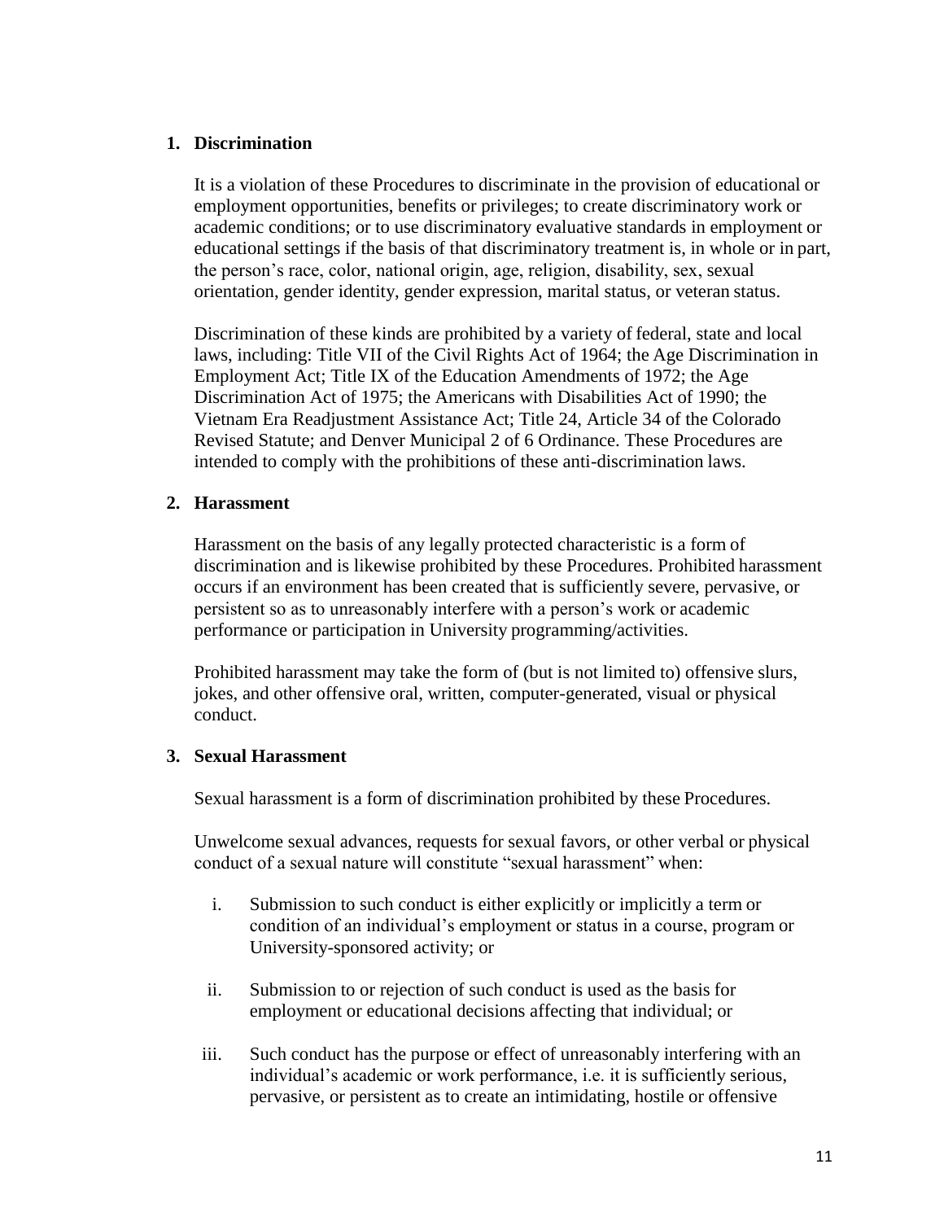### 1. Discrimination

It is a violation of these Procedures to discriminate in the provision of educational or employment opportunities, benefits or privileges; to create discriminatory work or academic conditions; or to use discriminatory evaluative standards in employment or educational settings if the basis of that discriminatory treatment is, in whole or in part, the person's race, color, national origin, age, religion, disability, sex, sexual orientation, gender identity, gender expression, marital status, or veteran status.

Discrimination of these kinds are prohibited by a variety of federal, state and local laws, including: Title VII of the Civil Rights Act of 1964; the Age Discrimination in Employment Act; Title IX of the Education Amendments of 1972; the Age Discrimination Act of 1975; the Americans with Disabilities Act of 1990; the Vietnam Era Readjustment Assistance Act; Title 24, Article 34 of the Colorado Revised Statute; and Denver Municipal 2 of 6 Ordinance. These Procedures are intended to comply with the prohibitions of these anti-discrimination laws.

### 2. Harassment

Harassment on the basis of any legally protected characteristic is a form of discrimination and is likewise prohibited by these Procedures. Prohibited harassment occurs if an environment has been created that is sufficiently severe, pervasive, or persistent so as to unreasonably interfere with a person's work or academic performance or participation in University programming/activities.

Prohibited harassment may take the form of (but is not limited to) offensive slurs, jokes, and other offensive oral, written, computer-generated, visual or physical conduct.

### 3. Sexual Harassment

Sexual harassment is a form of discrimination prohibited by these Procedures.

Unwelcome sexual advances, requests for sexual favors, or other verbal or physical conduct of a sexual nature will constitute "sexual harassment" when:

i. Submission to such conduct is either explicitly or implicitly a term or condition of an individual's employment or status in a course, program or University-sponsored activity; or

ii. Submission to or rejection of such conduct is used as the basis for employment or educational decisions affecting that individual; or

iii. Such conduct has the purpose or effect of unreasonably interfering with an individual's academic or work performance, i.e. it is sufficiently serious, pervasive, or persistent as to create an intimidating, hostile or offensive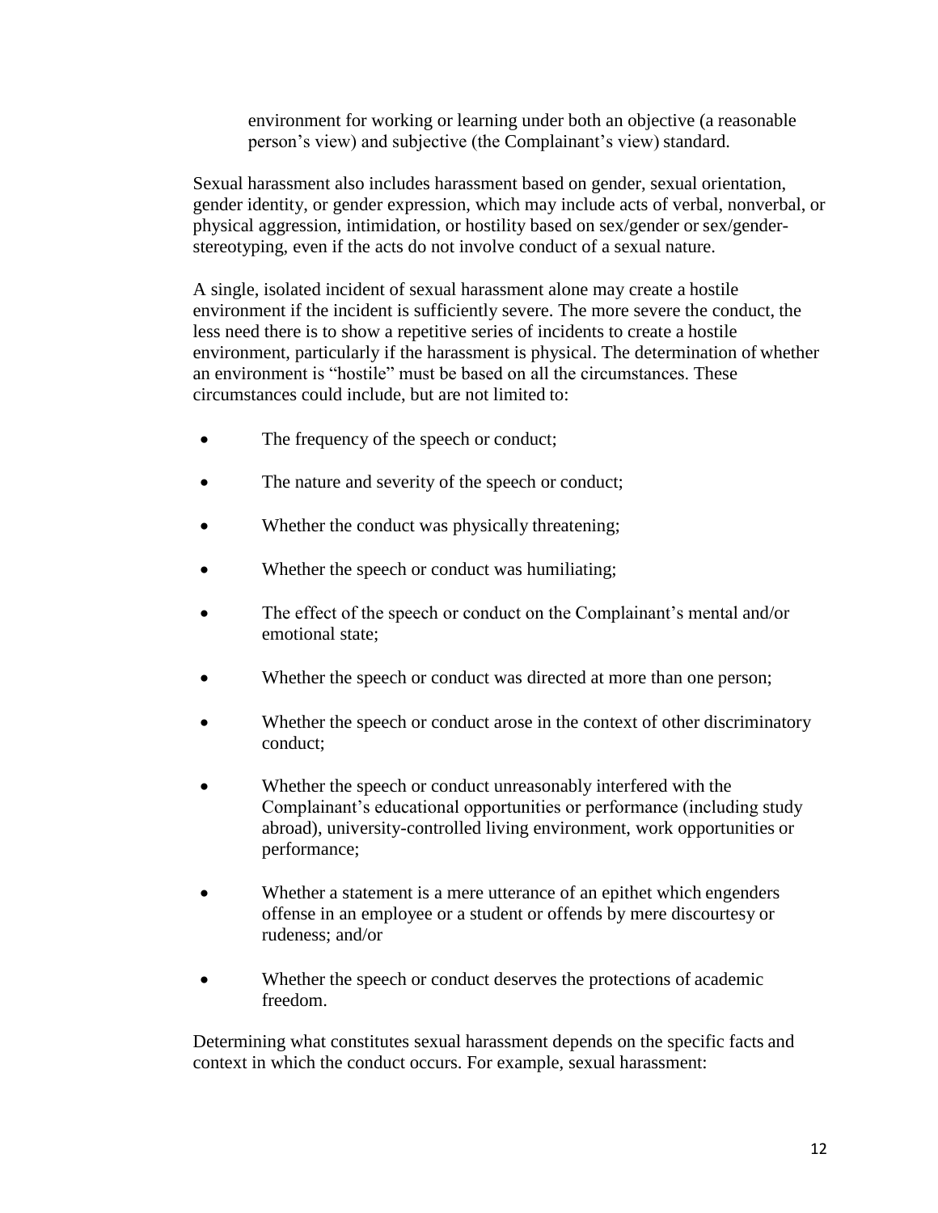environment for working or learning under both an objective (a reasonable person's view) and subjective (the Complainant's view) standard.

Sexual harassment also includes harassment based on gender, sexual orientation, gender identity, or gender expression, which may include acts of verbal, nonverbal, or physical aggression, intimidation, or hostility based on sex/gender or sex/gender-stereotyping, even if the acts do not involve conduct of a sexual nature.

A single, isolated incident of sexual harassment alone may create a hostile environment if the incident is sufficiently severe. The more severe the conduct, the less need there is to show a repetitive series of incidents to create a hostile environment, particularly if the harassment is physical. The determination of whether an environment is "hostile" must be based on all the circumstances. These circumstances could include, but are not limited to:

- The frequency of the speech or conduct;
- The nature and severity of the speech or conduct;
- Whether the conduct was physically threatening;
- Whether the speech or conduct was humiliating;
- The effect of the speech or conduct on the Complainant's mental and/or emotional state;
- Whether the speech or conduct was directed at more than one person;
- Whether the speech or conduct arose in the context of other discriminatory conduct;
- Whether the speech or conduct unreasonably interfered with the Complainant's educational opportunities or performance (including study abroad), university-controlled living environment, work opportunities or performance;
- Whether a statement is a mere utterance of an epithet which engenders offense in an employee or a student or offends by mere discourtesy or rudeness; and/or
- Whether the speech or conduct deserves the protections of academic freedom.

Determining what constitutes sexual harassment depends on the specific facts and context in which the conduct occurs. For example, sexual harassment: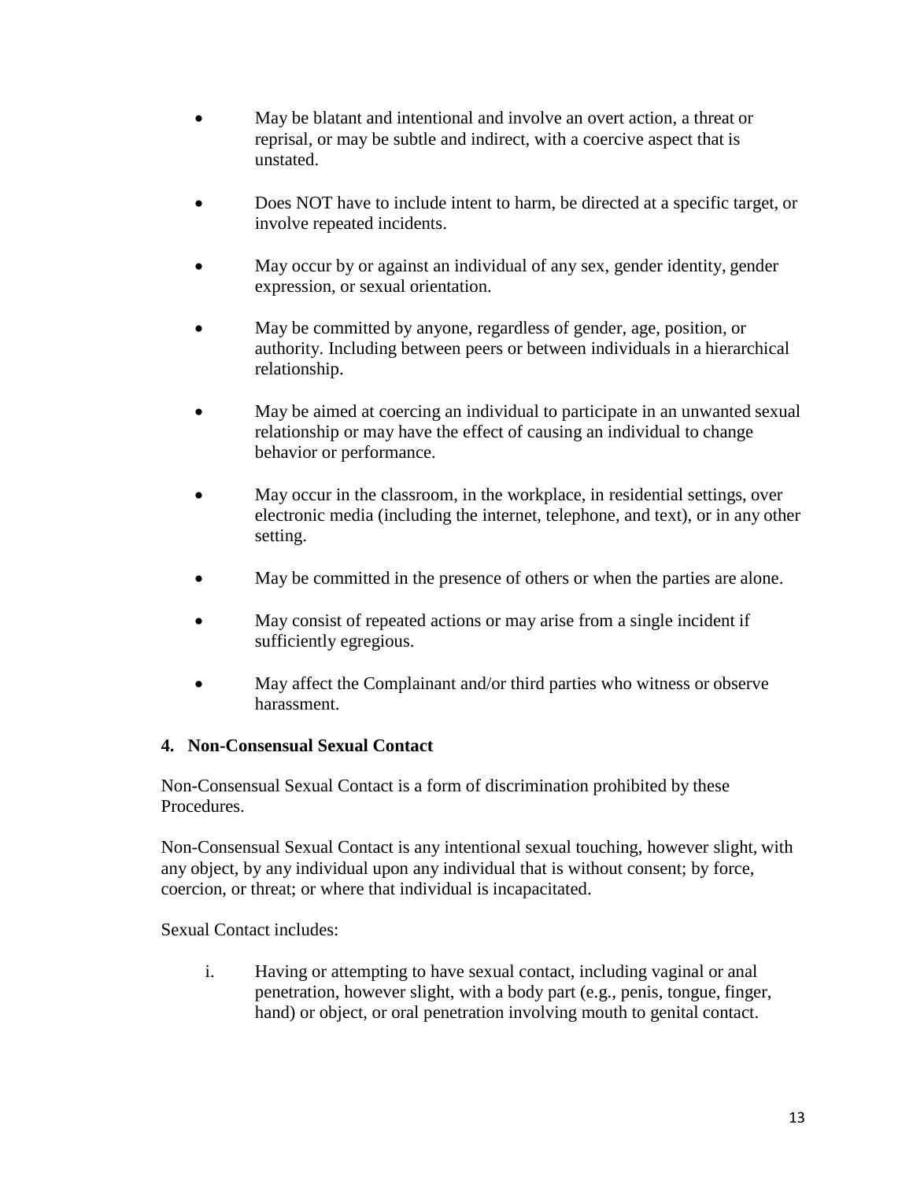- May be blatant and intentional and involve an overt action, a threat or reprisal, or may be subtle and indirect, with a coercive aspect that is unstated.

- Does NOT have to include intent to harm, be directed at a specific target, or involve repeated incidents.

- May occur by or against an individual of any sex, gender identity, gender expression, or sexual orientation.

- May be committed by anyone, regardless of gender, age, position, or authority. Including between peers or between individuals in a hierarchical relationship.

- May be aimed at coercing an individual to participate in an unwanted sexual relationship or may have the effect of causing an individual to change behavior or performance.

- May occur in the classroom, in the workplace, in residential settings, over electronic media (including the internet, telephone, and text), or in any other setting.

- May be committed in the presence of others or when the parties are alone.

- May consist of repeated actions or may arise from a single incident if sufficiently egregious.

- May affect the Complainant and/or third parties who witness or observe harassment.

#### 4. Non-Consensual Sexual Contact

Non-Consensual Sexual Contact is a form of discrimination prohibited by these Procedures.

Non-Consensual Sexual Contact is any intentional sexual touching, however slight, with any object, by any individual upon any individual that is without consent; by force, coercion, or threat; or where that individual is incapacitated.

Sexual Contact includes:

i. Having or attempting to have sexual contact, including vaginal or anal penetration, however slight, with a body part (e.g., penis, tongue, finger, hand) or object, or oral penetration involving mouth to genital contact.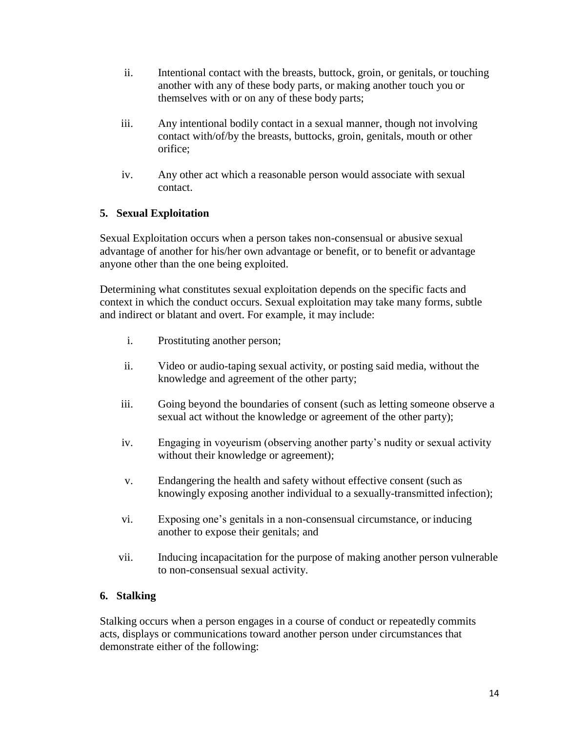ii. Intentional contact with the breasts, buttock, groin, or genitals, or touching another with any of these body parts, or making another touch you or themselves with or on any of these body parts;

iii. Any intentional bodily contact in a sexual manner, though not involving contact with/of/by the breasts, buttocks, groin, genitals, mouth or other orifice;

iv. Any other act which a reasonable person would associate with sexual contact.

### 5. Sexual Exploitation

Sexual Exploitation occurs when a person takes non-consensual or abusive sexual advantage of another for his/her own advantage or benefit, or to benefit or advantage anyone other than the one being exploited.

Determining what constitutes sexual exploitation depends on the specific facts and context in which the conduct occurs. Sexual exploitation may take many forms, subtle and indirect or blatant and overt. For example, it may include:

i. Prostituting another person;

ii. Video or audio-taping sexual activity, or posting said media, without the knowledge and agreement of the other party;

iii. Going beyond the boundaries of consent (such as letting someone observe a sexual act without the knowledge or agreement of the other party);

iv. Engaging in voyeurism (observing another party's nudity or sexual activity without their knowledge or agreement);

v. Endangering the health and safety without effective consent (such as knowingly exposing another individual to a sexually-transmitted infection);

vi. Exposing one's genitals in a non-consensual circumstance, or inducing another to expose their genitals; and

vii. Inducing incapacitation for the purpose of making another person vulnerable to non-consensual sexual activity.

### 6. Stalking

Stalking occurs when a person engages in a course of conduct or repeatedly commits acts, displays or communications toward another person under circumstances that demonstrate either of the following: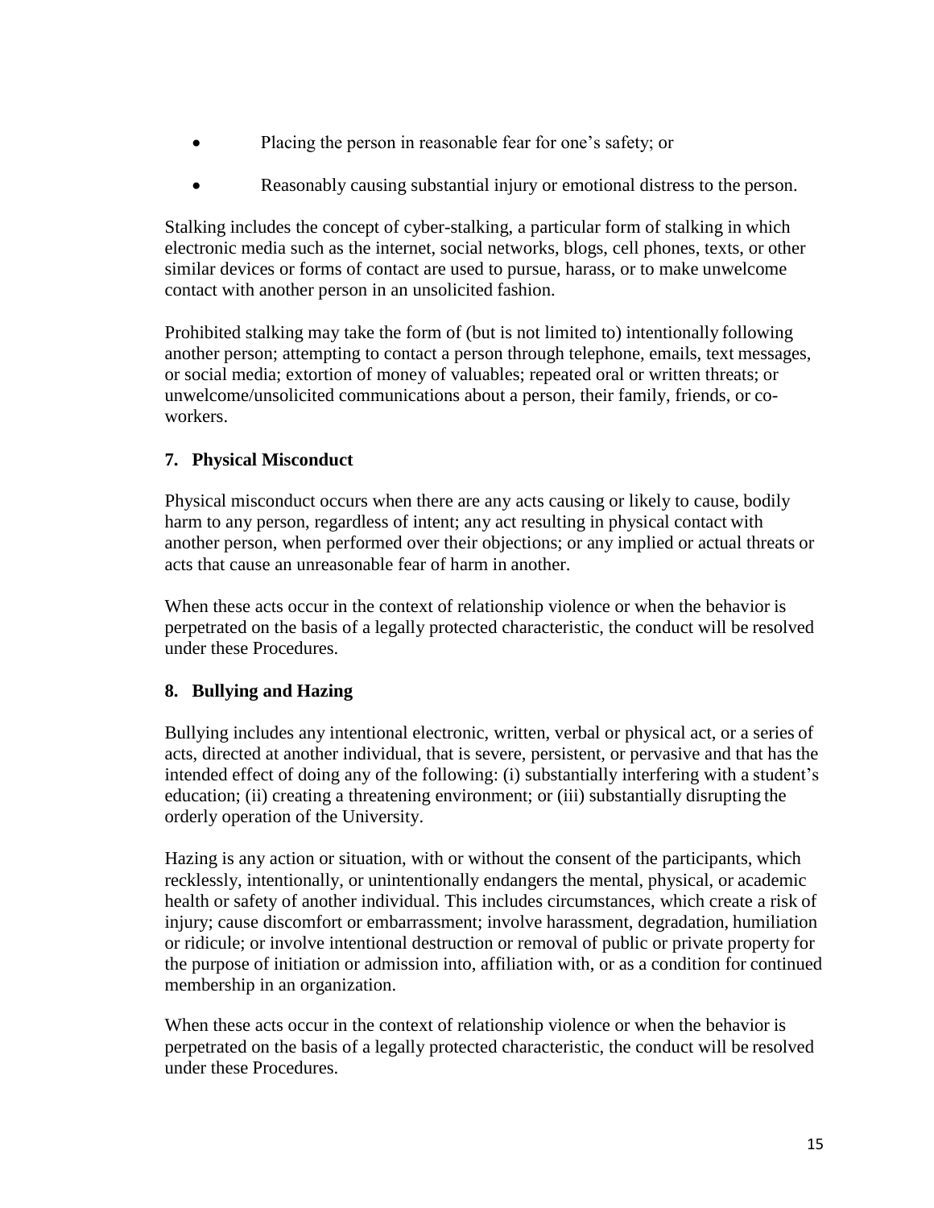- Placing the person in reasonable fear for one's safety; or
- Reasonably causing substantial injury or emotional distress to the person.

Stalking includes the concept of cyber-stalking, a particular form of stalking in which electronic media such as the internet, social networks, blogs, cell phones, texts, or other similar devices or forms of contact are used to pursue, harass, or to make unwelcome contact with another person in an unsolicited fashion.

Prohibited stalking may take the form of (but is not limited to) intentionally following another person; attempting to contact a person through telephone, emails, text messages, or social media; extortion of money of valuables; repeated oral or written threats; or unwelcome/unsolicited communications about a person, their family, friends, or co-workers.

### 7. Physical Misconduct

Physical misconduct occurs when there are any acts causing or likely to cause, bodily harm to any person, regardless of intent; any act resulting in physical contact with another person, when performed over their objections; or any implied or actual threats or acts that cause an unreasonable fear of harm in another.

When these acts occur in the context of relationship violence or when the behavior is perpetrated on the basis of a legally protected characteristic, the conduct will be resolved under these Procedures.

### 8. Bullying and Hazing

Bullying includes any intentional electronic, written, verbal or physical act, or a series of acts, directed at another individual, that is severe, persistent, or pervasive and that has the intended effect of doing any of the following: (i) substantially interfering with a student's education; (ii) creating a threatening environment; or (iii) substantially disrupting the orderly operation of the University.

Hazing is any action or situation, with or without the consent of the participants, which recklessly, intentionally, or unintentionally endangers the mental, physical, or academic health or safety of another individual. This includes circumstances, which create a risk of injury; cause discomfort or embarrassment; involve harassment, degradation, humiliation or ridicule; or involve intentional destruction or removal of public or private property for the purpose of initiation or admission into, affiliation with, or as a condition for continued membership in an organization.

When these acts occur in the context of relationship violence or when the behavior is perpetrated on the basis of a legally protected characteristic, the conduct will be resolved under these Procedures.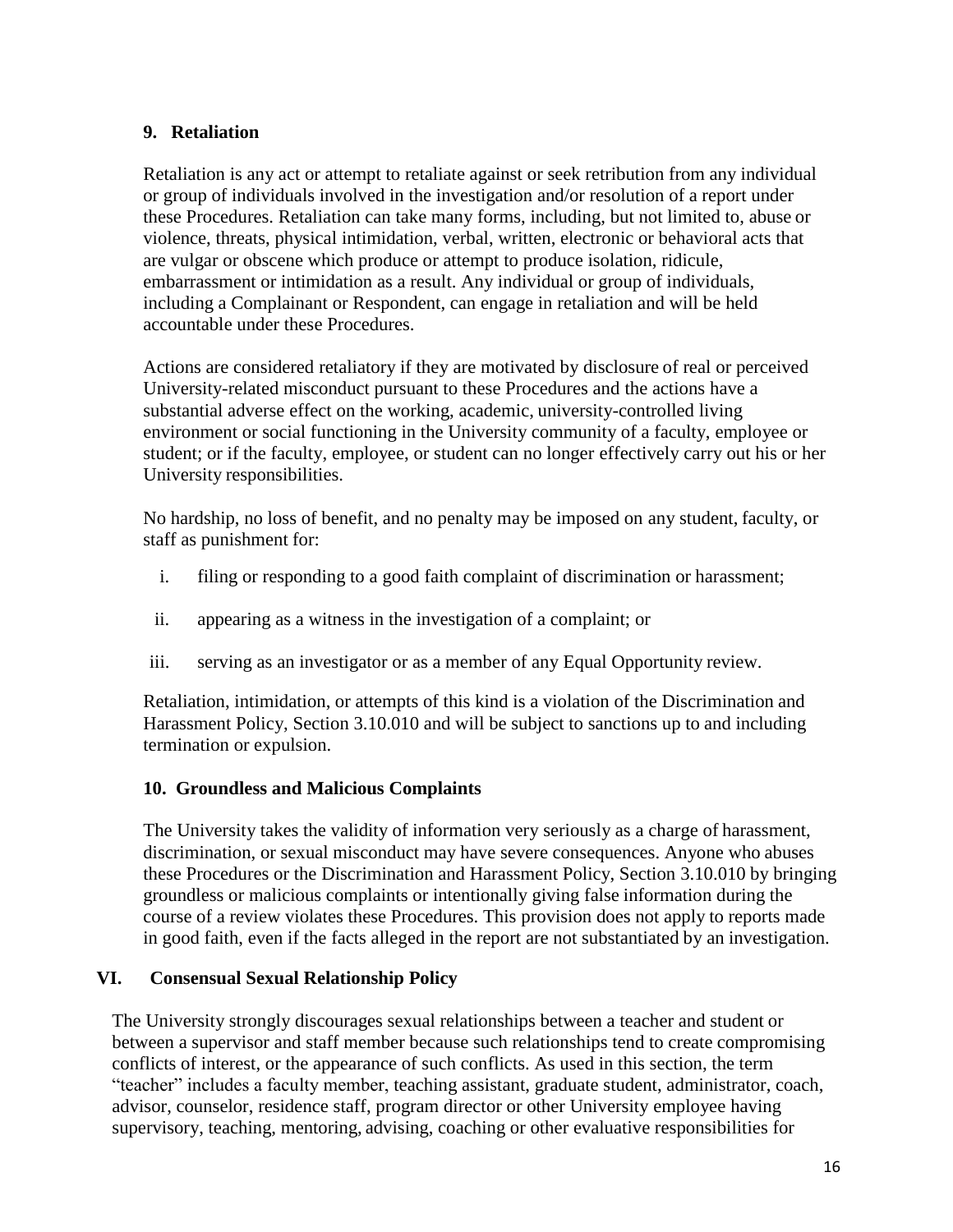### 9. Retaliation

Retaliation is any act or attempt to retaliate against or seek retribution from any individual or group of individuals involved in the investigation and/or resolution of a report under these Procedures. Retaliation can take many forms, including, but not limited to, abuse or violence, threats, physical intimidation, verbal, written, electronic or behavioral acts that are vulgar or obscene which produce or attempt to produce isolation, ridicule, embarrassment or intimidation as a result. Any individual or group of individuals, including a Complainant or Respondent, can engage in retaliation and will be held accountable under these Procedures.

Actions are considered retaliatory if they are motivated by disclosure of real or perceived University-related misconduct pursuant to these Procedures and the actions have a substantial adverse effect on the working, academic, university-controlled living environment or social functioning in the University community of a faculty, employee or student; or if the faculty, employee, or student can no longer effectively carry out his or her University responsibilities.

No hardship, no loss of benefit, and no penalty may be imposed on any student, faculty, or staff as punishment for:

i. filing or responding to a good faith complaint of discrimination or harassment;

ii. appearing as a witness in the investigation of a complaint; or

iii. serving as an investigator or as a member of any Equal Opportunity review.

Retaliation, intimidation, or attempts of this kind is a violation of the Discrimination and Harassment Policy, Section 3.10.010 and will be subject to sanctions up to and including termination or expulsion.

### 10. Groundless and Malicious Complaints

The University takes the validity of information very seriously as a charge of harassment, discrimination, or sexual misconduct may have severe consequences. Anyone who abuses these Procedures or the Discrimination and Harassment Policy, Section 3.10.010 by bringing groundless or malicious complaints or intentionally giving false information during the course of a review violates these Procedures. This provision does not apply to reports made in good faith, even if the facts alleged in the report are not substantiated by an investigation.

## VI. Consensual Sexual Relationship Policy

The University strongly discourages sexual relationships between a teacher and student or between a supervisor and staff member because such relationships tend to create compromising conflicts of interest, or the appearance of such conflicts. As used in this section, the term "teacher" includes a faculty member, teaching assistant, graduate student, administrator, coach, advisor, counselor, residence staff, program director or other University employee having supervisory, teaching, mentoring, advising, coaching or other evaluative responsibilities for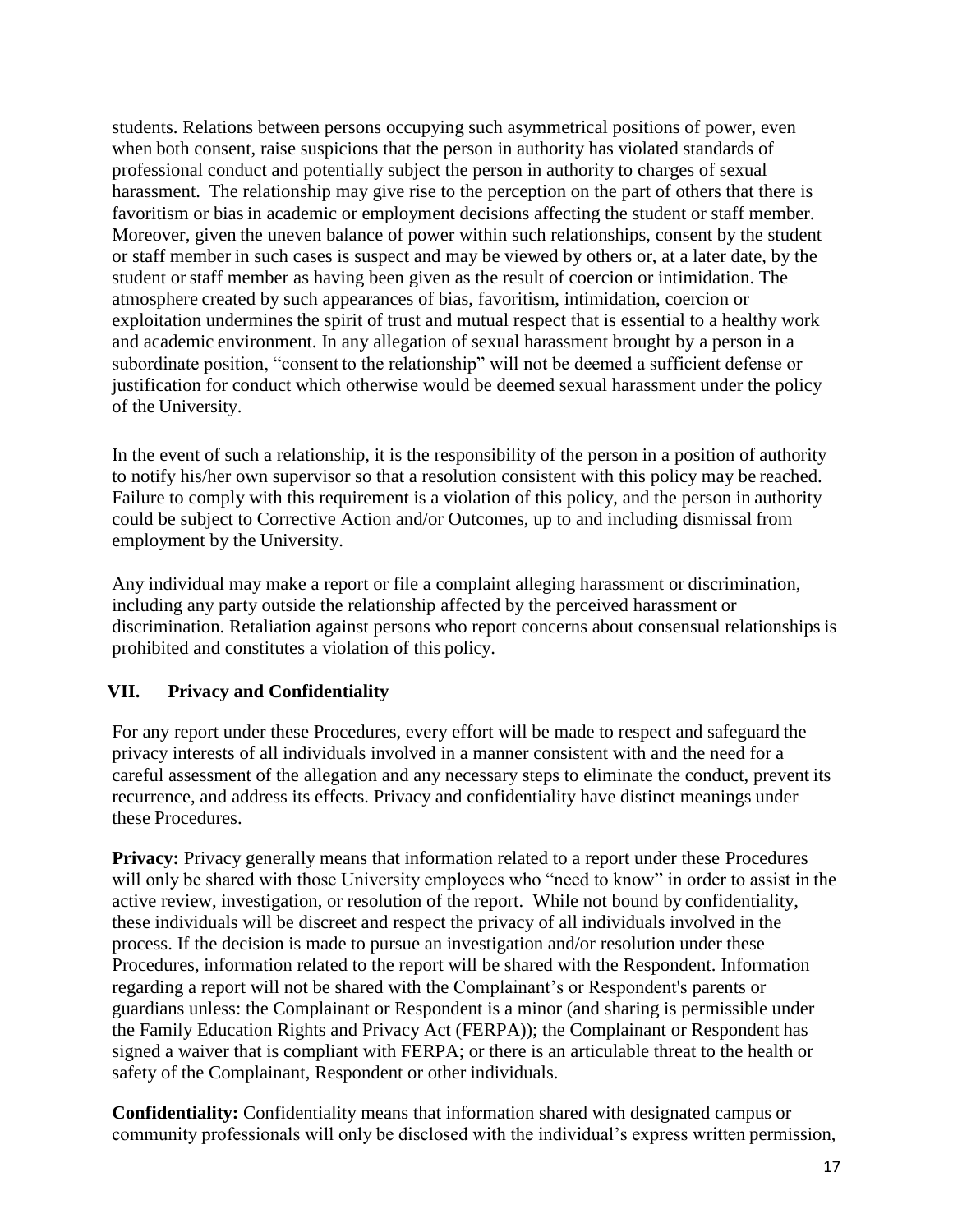students. Relations between persons occupying such asymmetrical positions of power, even when both consent, raise suspicions that the person in authority has violated standards of professional conduct and potentially subject the person in authority to charges of sexual harassment. The relationship may give rise to the perception on the part of others that there is favoritism or bias in academic or employment decisions affecting the student or staff member. Moreover, given the uneven balance of power within such relationships, consent by the student or staff member in such cases is suspect and may be viewed by others or, at a later date, by the student or staff member as having been given as the result of coercion or intimidation. The atmosphere created by such appearances of bias, favoritism, intimidation, coercion or exploitation undermines the spirit of trust and mutual respect that is essential to a healthy work and academic environment. In any allegation of sexual harassment brought by a person in a subordinate position, "consent to the relationship" will not be deemed a sufficient defense or justification for conduct which otherwise would be deemed sexual harassment under the policy of the University.

In the event of such a relationship, it is the responsibility of the person in a position of authority to notify his/her own supervisor so that a resolution consistent with this policy may be reached. Failure to comply with this requirement is a violation of this policy, and the person in authority could be subject to Corrective Action and/or Outcomes, up to and including dismissal from employment by the University.

Any individual may make a report or file a complaint alleging harassment or discrimination, including any party outside the relationship affected by the perceived harassment or discrimination. Retaliation against persons who report concerns about consensual relationships is prohibited and constitutes a violation of this policy.

## VII. Privacy and Confidentiality

For any report under these Procedures, every effort will be made to respect and safeguard the privacy interests of all individuals involved in a manner consistent with and the need for a careful assessment of the allegation and any necessary steps to eliminate the conduct, prevent its recurrence, and address its effects. Privacy and confidentiality have distinct meanings under these Procedures.

**Privacy:** Privacy generally means that information related to a report under these Procedures will only be shared with those University employees who "need to know" in order to assist in the active review, investigation, or resolution of the report. While not bound by confidentiality, these individuals will be discreet and respect the privacy of all individuals involved in the process. If the decision is made to pursue an investigation and/or resolution under these Procedures, information related to the report will be shared with the Respondent. Information regarding a report will not be shared with the Complainant's or Respondent's parents or guardians unless: the Complainant or Respondent is a minor (and sharing is permissible under the Family Education Rights and Privacy Act (FERPA)); the Complainant or Respondent has signed a waiver that is compliant with FERPA; or there is an articulable threat to the health or safety of the Complainant, Respondent or other individuals.

**Confidentiality:** Confidentiality means that information shared with designated campus or community professionals will only be disclosed with the individual's express written permission,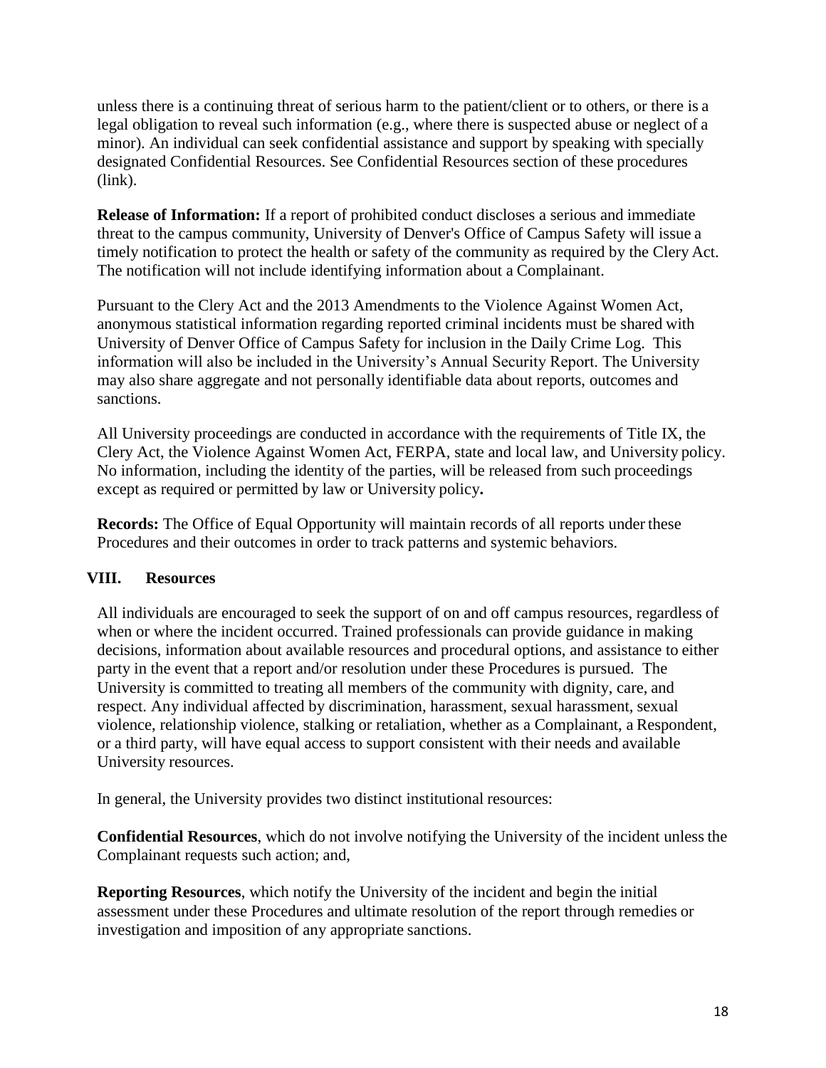unless there is a continuing threat of serious harm to the patient/client or to others, or there is a legal obligation to reveal such information (e.g., where there is suspected abuse or neglect of a minor). An individual can seek confidential assistance and support by speaking with specially designated Confidential Resources. See Confidential Resources section of these procedures (link).

**Release of Information:** If a report of prohibited conduct discloses a serious and immediate threat to the campus community, University of Denver's Office of Campus Safety will issue a timely notification to protect the health or safety of the community as required by the Clery Act. The notification will not include identifying information about a Complainant.

Pursuant to the Clery Act and the 2013 Amendments to the Violence Against Women Act, anonymous statistical information regarding reported criminal incidents must be shared with University of Denver Office of Campus Safety for inclusion in the Daily Crime Log. This information will also be included in the University's Annual Security Report. The University may also share aggregate and not personally identifiable data about reports, outcomes and sanctions.

All University proceedings are conducted in accordance with the requirements of Title IX, the Clery Act, the Violence Against Women Act, FERPA, state and local law, and University policy. No information, including the identity of the parties, will be released from such proceedings except as required or permitted by law or University policy**.**

**Records:** The Office of Equal Opportunity will maintain records of all reports under these Procedures and their outcomes in order to track patterns and systemic behaviors.

## VIII. Resources

All individuals are encouraged to seek the support of on and off campus resources, regardless of when or where the incident occurred. Trained professionals can provide guidance in making decisions, information about available resources and procedural options, and assistance to either party in the event that a report and/or resolution under these Procedures is pursued. The University is committed to treating all members of the community with dignity, care, and respect. Any individual affected by discrimination, harassment, sexual harassment, sexual violence, relationship violence, stalking or retaliation, whether as a Complainant, a Respondent, or a third party, will have equal access to support consistent with their needs and available University resources.

In general, the University provides two distinct institutional resources:

**Confidential Resources**, which do not involve notifying the University of the incident unless the Complainant requests such action; and,

**Reporting Resources**, which notify the University of the incident and begin the initial assessment under these Procedures and ultimate resolution of the report through remedies or investigation and imposition of any appropriate sanctions.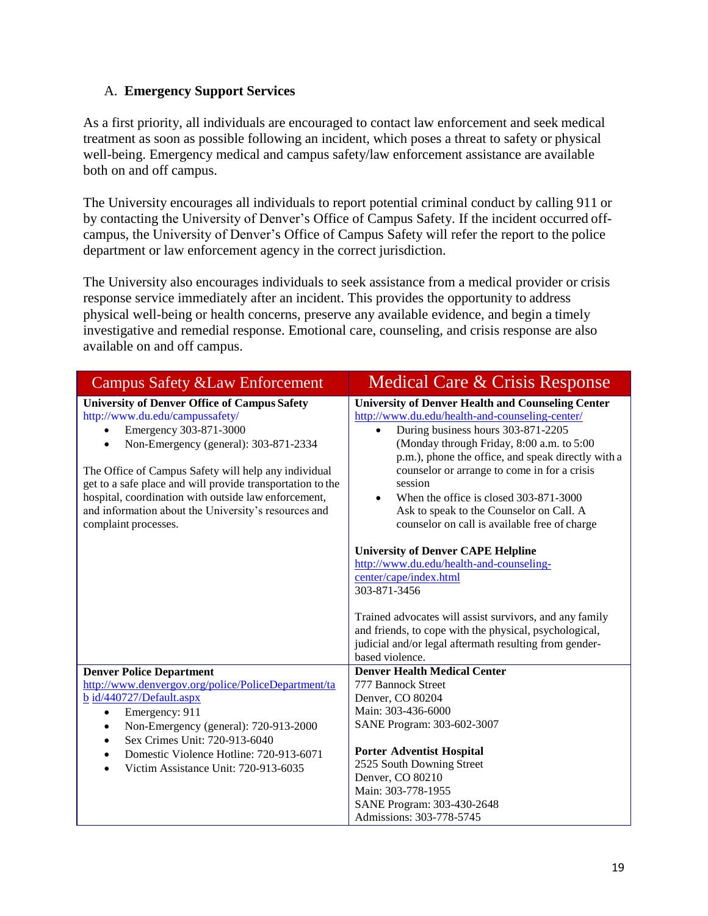### A. Emergency Support Services

As a first priority, all individuals are encouraged to contact law enforcement and seek medical treatment as soon as possible following an incident, which poses a threat to safety or physical well-being. Emergency medical and campus safety/law enforcement assistance are available both on and off campus.

The University encourages all individuals to report potential criminal conduct by calling 911 or by contacting the University of Denver's Office of Campus Safety. If the incident occurred off-campus, the University of Denver's Office of Campus Safety will refer the report to the police department or law enforcement agency in the correct jurisdiction.

The University also encourages individuals to seek assistance from a medical provider or crisis response service immediately after an incident. This provides the opportunity to address physical well-being or health concerns, preserve any available evidence, and begin a timely investigative and remedial response. Emotional care, counseling, and crisis response are also available on and off campus.

| Campus Safety &Law Enforcement | Medical Care & Crisis Response |
|---|---|
| **University of Denver Office of Campus Safety**<br>http://www.du.edu/campussafety/<br>• Emergency 303-871-3000<br>• Non-Emergency (general): 303-871-2334<br><br>The Office of Campus Safety will help any individual get to a safe place and will provide transportation to the hospital, coordination with outside law enforcement, and information about the University's resources and complaint processes. | **University of Denver Health and Counseling Center**<br>http://www.du.edu/health-and-counseling-center/<br>• During business hours 303-871-2205 (Monday through Friday, 8:00 a.m. to 5:00 p.m.), phone the office, and speak directly with a counselor or arrange to come in for a crisis session<br>• When the office is closed 303-871-3000 Ask to speak to the Counselor on Call. A counselor on call is available free of charge<br><br>**University of Denver CAPE Helpline**<br>http://www.du.edu/health-and-counseling-center/cape/index.html<br>303-871-3456<br><br>Trained advocates will assist survivors, and any family and friends, to cope with the physical, psychological, judicial and/or legal aftermath resulting from gender-based violence. |
| **Denver Police Department**<br>http://www.denvergov.org/police/PoliceDepartment/tab id/440727/Default.aspx<br>• Emergency: 911<br>• Non-Emergency (general): 720-913-2000<br>• Sex Crimes Unit: 720-913-6040<br>• Domestic Violence Hotline: 720-913-6071<br>• Victim Assistance Unit: 720-913-6035 | **Denver Health Medical Center**<br>777 Bannock Street<br>Denver, CO 80204<br>Main: 303-436-6000<br>SANE Program: 303-602-3007<br><br>**Porter Adventist Hospital**<br>2525 South Downing Street<br>Denver, CO 80210<br>Main: 303-778-1955<br>SANE Program: 303-430-2648<br>Admissions: 303-778-5745 |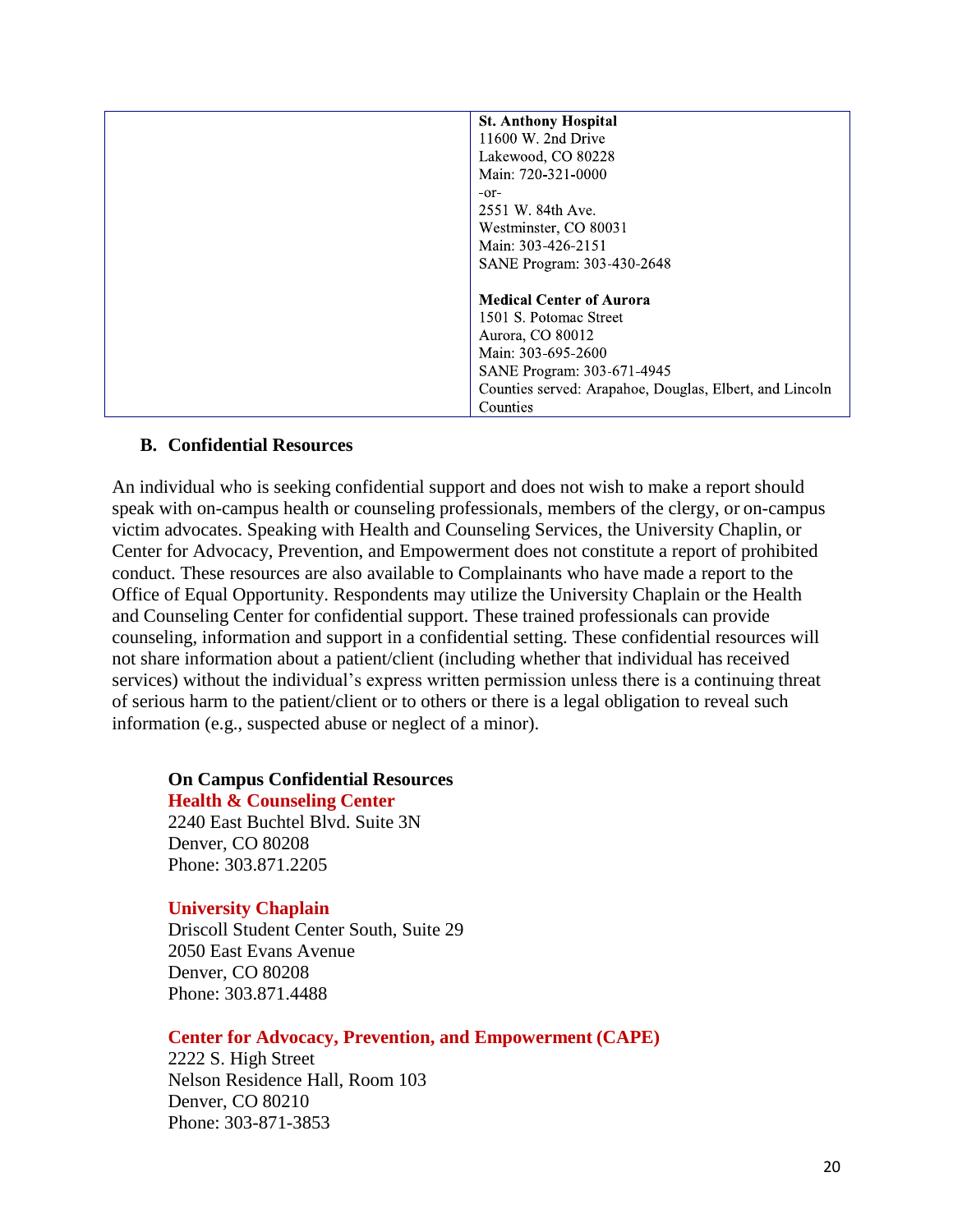| | |
|---|---|
| | **St. Anthony Hospital**<br>11600 W. 2nd Drive<br>Lakewood, CO 80228<br>Main: 720-321-0000<br>-or-<br>2551 W. 84th Ave.<br>Westminster, CO 80031<br>Main: 303-426-2151<br>SANE Program: 303-430-2648<br><br>**Medical Center of Aurora**<br>1501 S. Potomac Street<br>Aurora, CO 80012<br>Main: 303-695-2600<br>SANE Program: 303-671-4945<br>Counties served: Arapahoe, Douglas, Elbert, and Lincoln Counties |

### B. Confidential Resources

An individual who is seeking confidential support and does not wish to make a report should speak with on-campus health or counseling professionals, members of the clergy, or on-campus victim advocates. Speaking with Health and Counseling Services, the University Chaplin, or Center for Advocacy, Prevention, and Empowerment does not constitute a report of prohibited conduct. These resources are also available to Complainants who have made a report to the Office of Equal Opportunity. Respondents may utilize the University Chaplain or the Health and Counseling Center for confidential support. These trained professionals can provide counseling, information and support in a confidential setting. These confidential resources will not share information about a patient/client (including whether that individual has received services) without the individual's express written permission unless there is a continuing threat of serious harm to the patient/client or to others or there is a legal obligation to reveal such information (e.g., suspected abuse or neglect of a minor).

**On Campus Confidential Resources**

**Health & Counseling Center**
2240 East Buchtel Blvd. Suite 3N
Denver, CO 80208
Phone: 303.871.2205

**University Chaplain**
Driscoll Student Center South, Suite 29
2050 East Evans Avenue
Denver, CO 80208
Phone: 303.871.4488

**Center for Advocacy, Prevention, and Empowerment (CAPE)**
2222 S. High Street
Nelson Residence Hall, Room 103
Denver, CO 80210
Phone: 303-871-3853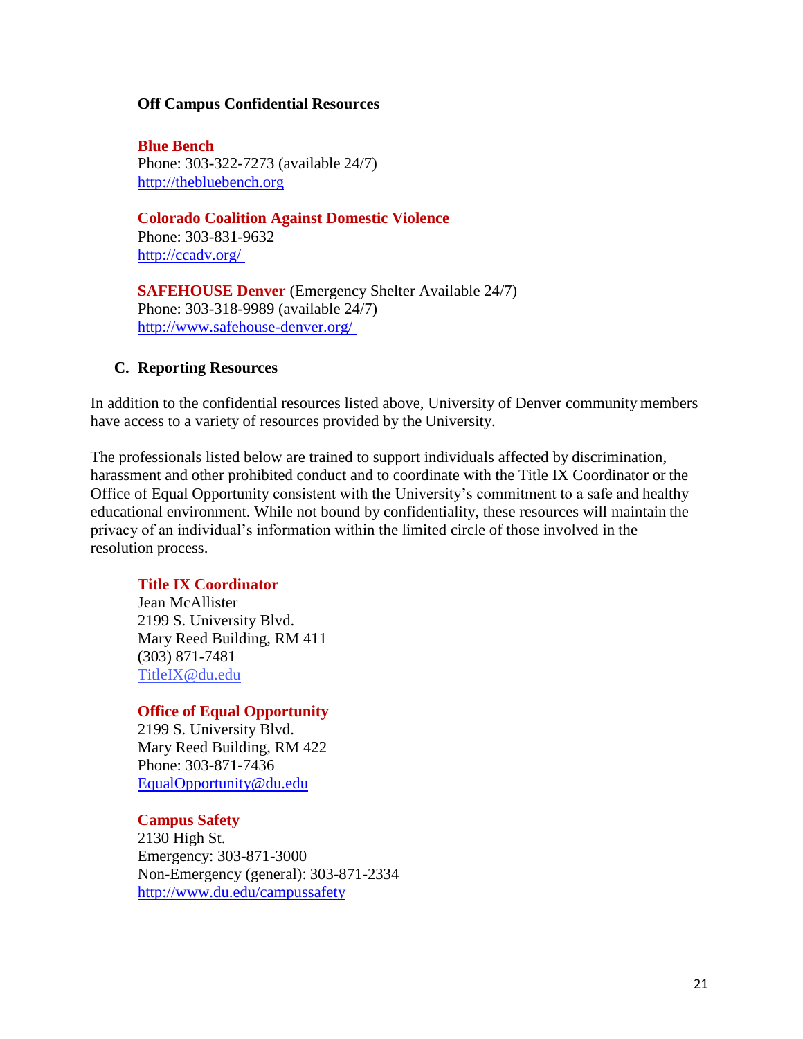**Off Campus Confidential Resources**

**Blue Bench**
Phone: 303-322-7273 (available 24/7)
http://thebluebench.org

**Colorado Coalition Against Domestic Violence**
Phone: 303-831-9632
http://ccadv.org/

**SAFEHOUSE Denver** (Emergency Shelter Available 24/7)
Phone: 303-318-9989 (available 24/7)
http://www.safehouse-denver.org/

### C. Reporting Resources

In addition to the confidential resources listed above, University of Denver community members have access to a variety of resources provided by the University.

The professionals listed below are trained to support individuals affected by discrimination, harassment and other prohibited conduct and to coordinate with the Title IX Coordinator or the Office of Equal Opportunity consistent with the University's commitment to a safe and healthy educational environment. While not bound by confidentiality, these resources will maintain the privacy of an individual's information within the limited circle of those involved in the resolution process.

**Title IX Coordinator**
Jean McAllister
2199 S. University Blvd.
Mary Reed Building, RM 411
(303) 871-7481
TitleIX@du.edu

**Office of Equal Opportunity**
2199 S. University Blvd.
Mary Reed Building, RM 422
Phone: 303-871-7436
EqualOpportunity@du.edu

**Campus Safety**
2130 High St.
Emergency: 303-871-3000
Non-Emergency (general): 303-871-2334
http://www.du.edu/campussafety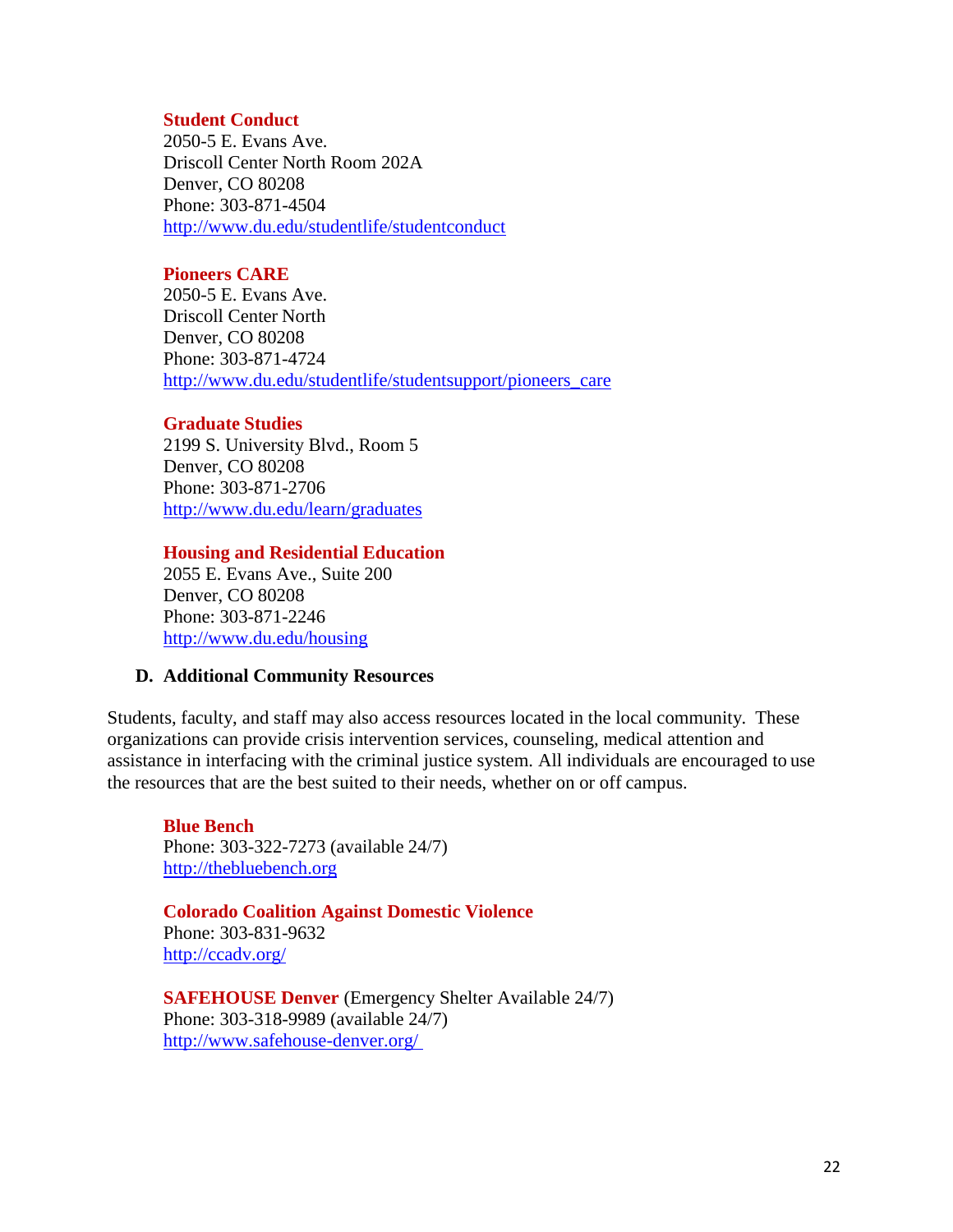**Student Conduct**
2050-5 E. Evans Ave.
Driscoll Center North Room 202A
Denver, CO 80208
Phone: 303-871-4504
http://www.du.edu/studentlife/studentconduct

**Pioneers CARE**
2050-5 E. Evans Ave.
Driscoll Center North
Denver, CO 80208
Phone: 303-871-4724
http://www.du.edu/studentlife/studentsupport/pioneers_care

**Graduate Studies**
2199 S. University Blvd., Room 5
Denver, CO 80208
Phone: 303-871-2706
http://www.du.edu/learn/graduates

**Housing and Residential Education**
2055 E. Evans Ave., Suite 200
Denver, CO 80208
Phone: 303-871-2246
http://www.du.edu/housing

### D. Additional Community Resources

Students, faculty, and staff may also access resources located in the local community. These organizations can provide crisis intervention services, counseling, medical attention and assistance in interfacing with the criminal justice system. All individuals are encouraged to use the resources that are the best suited to their needs, whether on or off campus.

**Blue Bench**
Phone: 303-322-7273 (available 24/7)
http://thebluebench.org

**Colorado Coalition Against Domestic Violence**
Phone: 303-831-9632
http://ccadv.org/

**SAFEHOUSE Denver** (Emergency Shelter Available 24/7)
Phone: 303-318-9989 (available 24/7)
http://www.safehouse-denver.org/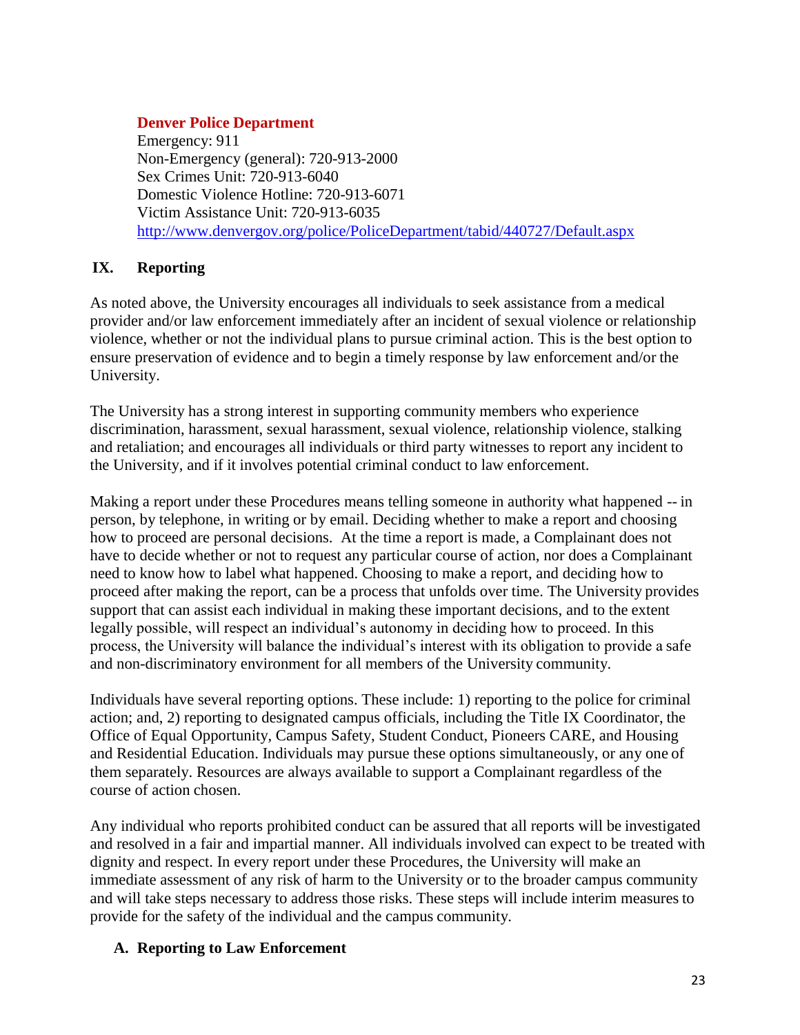**Denver Police Department**
Emergency: 911
Non-Emergency (general): 720-913-2000
Sex Crimes Unit: 720-913-6040
Domestic Violence Hotline: 720-913-6071
Victim Assistance Unit: 720-913-6035
http://www.denvergov.org/police/PoliceDepartment/tabid/440727/Default.aspx

## IX. Reporting

As noted above, the University encourages all individuals to seek assistance from a medical provider and/or law enforcement immediately after an incident of sexual violence or relationship violence, whether or not the individual plans to pursue criminal action. This is the best option to ensure preservation of evidence and to begin a timely response by law enforcement and/or the University.

The University has a strong interest in supporting community members who experience discrimination, harassment, sexual harassment, sexual violence, relationship violence, stalking and retaliation; and encourages all individuals or third party witnesses to report any incident to the University, and if it involves potential criminal conduct to law enforcement.

Making a report under these Procedures means telling someone in authority what happened -- in person, by telephone, in writing or by email. Deciding whether to make a report and choosing how to proceed are personal decisions. At the time a report is made, a Complainant does not have to decide whether or not to request any particular course of action, nor does a Complainant need to know how to label what happened. Choosing to make a report, and deciding how to proceed after making the report, can be a process that unfolds over time. The University provides support that can assist each individual in making these important decisions, and to the extent legally possible, will respect an individual's autonomy in deciding how to proceed. In this process, the University will balance the individual's interest with its obligation to provide a safe and non-discriminatory environment for all members of the University community.

Individuals have several reporting options. These include: 1) reporting to the police for criminal action; and, 2) reporting to designated campus officials, including the Title IX Coordinator, the Office of Equal Opportunity, Campus Safety, Student Conduct, Pioneers CARE, and Housing and Residential Education. Individuals may pursue these options simultaneously, or any one of them separately. Resources are always available to support a Complainant regardless of the course of action chosen.

Any individual who reports prohibited conduct can be assured that all reports will be investigated and resolved in a fair and impartial manner. All individuals involved can expect to be treated with dignity and respect. In every report under these Procedures, the University will make an immediate assessment of any risk of harm to the University or to the broader campus community and will take steps necessary to address those risks. These steps will include interim measures to provide for the safety of the individual and the campus community.

### A. Reporting to Law Enforcement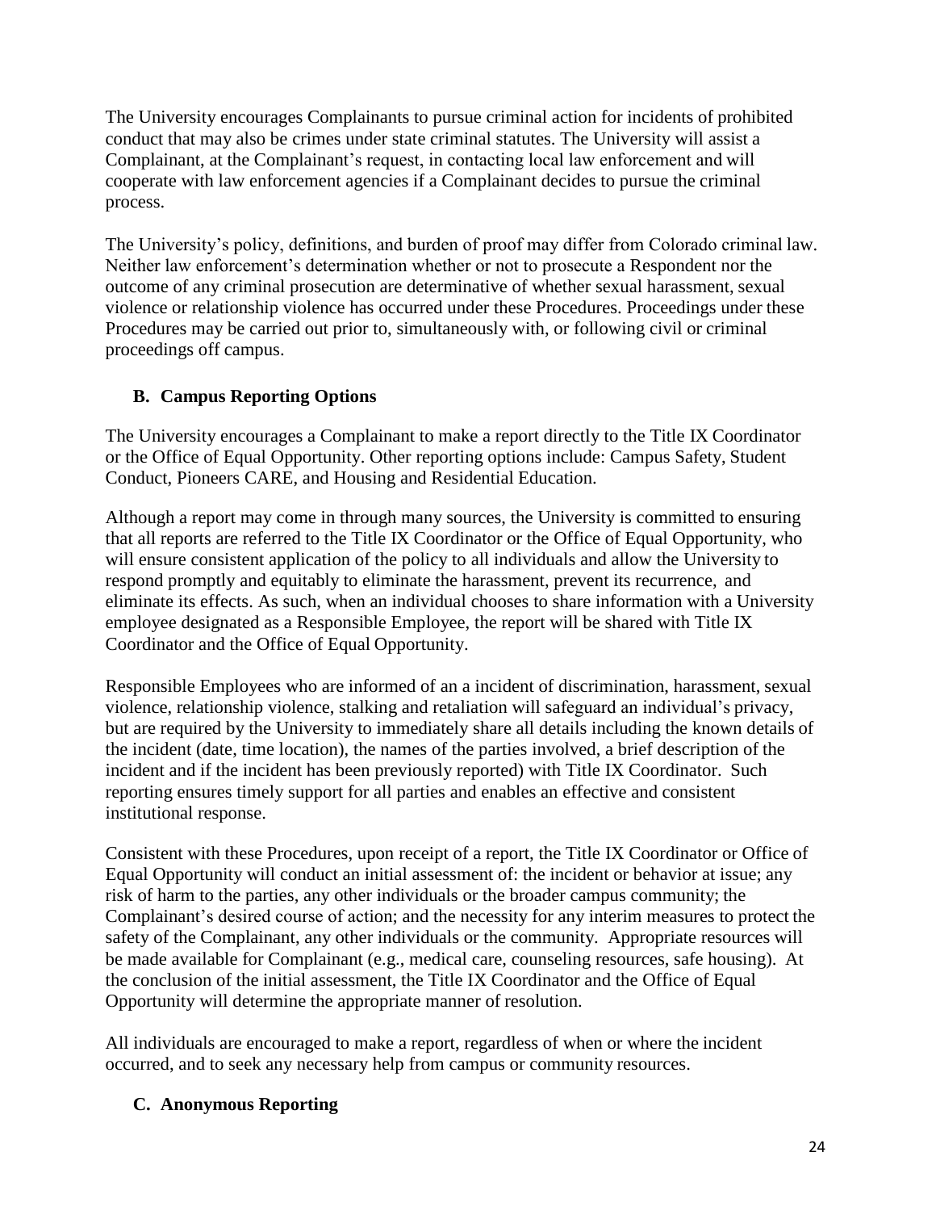The University encourages Complainants to pursue criminal action for incidents of prohibited conduct that may also be crimes under state criminal statutes. The University will assist a Complainant, at the Complainant's request, in contacting local law enforcement and will cooperate with law enforcement agencies if a Complainant decides to pursue the criminal process.

The University's policy, definitions, and burden of proof may differ from Colorado criminal law. Neither law enforcement's determination whether or not to prosecute a Respondent nor the outcome of any criminal prosecution are determinative of whether sexual harassment, sexual violence or relationship violence has occurred under these Procedures. Proceedings under these Procedures may be carried out prior to, simultaneously with, or following civil or criminal proceedings off campus.

### B. Campus Reporting Options

The University encourages a Complainant to make a report directly to the Title IX Coordinator or the Office of Equal Opportunity. Other reporting options include: Campus Safety, Student Conduct, Pioneers CARE, and Housing and Residential Education.

Although a report may come in through many sources, the University is committed to ensuring that all reports are referred to the Title IX Coordinator or the Office of Equal Opportunity, who will ensure consistent application of the policy to all individuals and allow the University to respond promptly and equitably to eliminate the harassment, prevent its recurrence, and eliminate its effects. As such, when an individual chooses to share information with a University employee designated as a Responsible Employee, the report will be shared with Title IX Coordinator and the Office of Equal Opportunity.

Responsible Employees who are informed of an a incident of discrimination, harassment, sexual violence, relationship violence, stalking and retaliation will safeguard an individual's privacy, but are required by the University to immediately share all details including the known details of the incident (date, time location), the names of the parties involved, a brief description of the incident and if the incident has been previously reported) with Title IX Coordinator. Such reporting ensures timely support for all parties and enables an effective and consistent institutional response.

Consistent with these Procedures, upon receipt of a report, the Title IX Coordinator or Office of Equal Opportunity will conduct an initial assessment of: the incident or behavior at issue; any risk of harm to the parties, any other individuals or the broader campus community; the Complainant's desired course of action; and the necessity for any interim measures to protect the safety of the Complainant, any other individuals or the community. Appropriate resources will be made available for Complainant (e.g., medical care, counseling resources, safe housing). At the conclusion of the initial assessment, the Title IX Coordinator and the Office of Equal Opportunity will determine the appropriate manner of resolution.

All individuals are encouraged to make a report, regardless of when or where the incident occurred, and to seek any necessary help from campus or community resources.

### C. Anonymous Reporting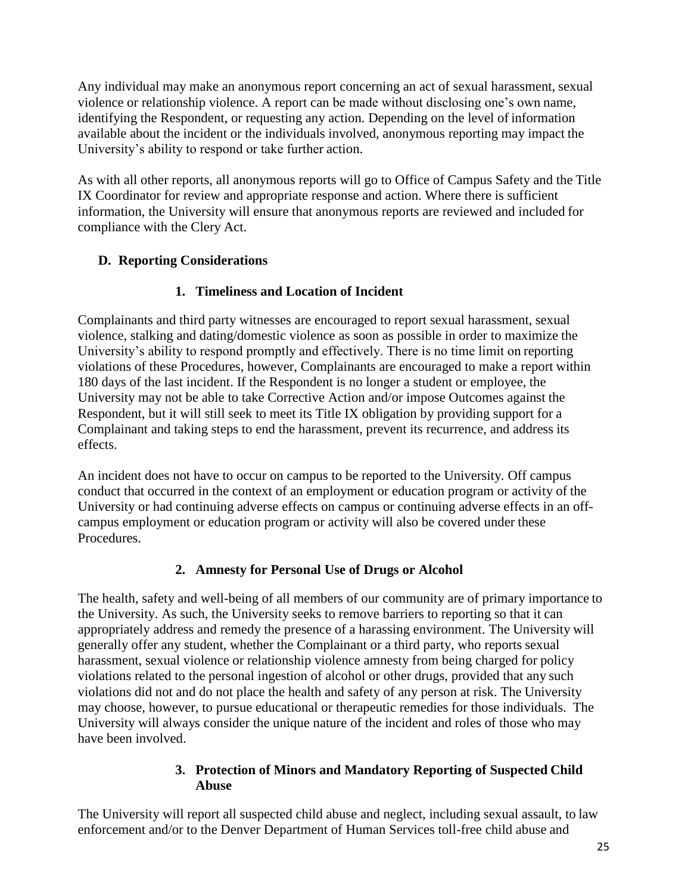Any individual may make an anonymous report concerning an act of sexual harassment, sexual violence or relationship violence. A report can be made without disclosing one's own name, identifying the Respondent, or requesting any action. Depending on the level of information available about the incident or the individuals involved, anonymous reporting may impact the University's ability to respond or take further action.

As with all other reports, all anonymous reports will go to Office of Campus Safety and the Title IX Coordinator for review and appropriate response and action. Where there is sufficient information, the University will ensure that anonymous reports are reviewed and included for compliance with the Clery Act.

## D. Reporting Considerations

### 1. Timeliness and Location of Incident

Complainants and third party witnesses are encouraged to report sexual harassment, sexual violence, stalking and dating/domestic violence as soon as possible in order to maximize the University's ability to respond promptly and effectively. There is no time limit on reporting violations of these Procedures, however, Complainants are encouraged to make a report within 180 days of the last incident. If the Respondent is no longer a student or employee, the University may not be able to take Corrective Action and/or impose Outcomes against the Respondent, but it will still seek to meet its Title IX obligation by providing support for a Complainant and taking steps to end the harassment, prevent its recurrence, and address its effects.

An incident does not have to occur on campus to be reported to the University. Off campus conduct that occurred in the context of an employment or education program or activity of the University or had continuing adverse effects on campus or continuing adverse effects in an off-campus employment or education program or activity will also be covered under these Procedures.

### 2. Amnesty for Personal Use of Drugs or Alcohol

The health, safety and well-being of all members of our community are of primary importance to the University. As such, the University seeks to remove barriers to reporting so that it can appropriately address and remedy the presence of a harassing environment. The University will generally offer any student, whether the Complainant or a third party, who reports sexual harassment, sexual violence or relationship violence amnesty from being charged for policy violations related to the personal ingestion of alcohol or other drugs, provided that any such violations did not and do not place the health and safety of any person at risk. The University may choose, however, to pursue educational or therapeutic remedies for those individuals. The University will always consider the unique nature of the incident and roles of those who may have been involved.

### 3. Protection of Minors and Mandatory Reporting of Suspected Child Abuse

The University will report all suspected child abuse and neglect, including sexual assault, to law enforcement and/or to the Denver Department of Human Services toll-free child abuse and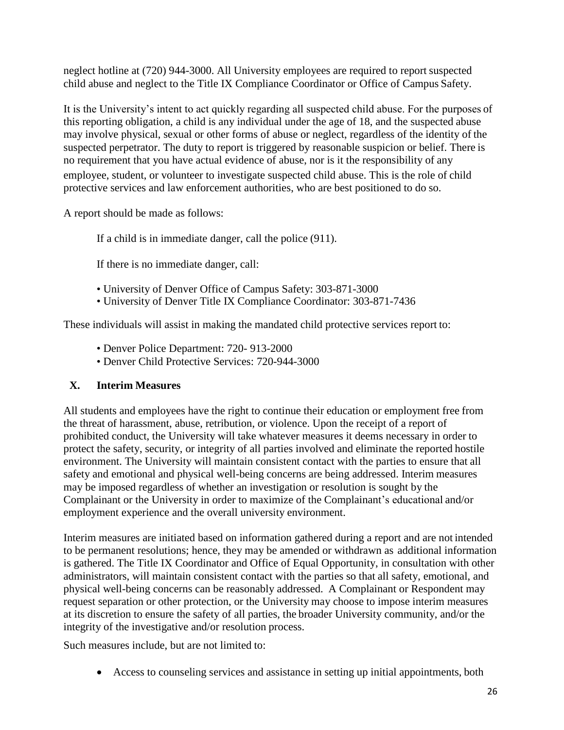neglect hotline at (720) 944-3000. All University employees are required to report suspected child abuse and neglect to the Title IX Compliance Coordinator or Office of Campus Safety.

It is the University's intent to act quickly regarding all suspected child abuse. For the purposes of this reporting obligation, a child is any individual under the age of 18, and the suspected abuse may involve physical, sexual or other forms of abuse or neglect, regardless of the identity of the suspected perpetrator. The duty to report is triggered by reasonable suspicion or belief. There is no requirement that you have actual evidence of abuse, nor is it the responsibility of any employee, student, or volunteer to investigate suspected child abuse. This is the role of child protective services and law enforcement authorities, who are best positioned to do so.

A report should be made as follows:

If a child is in immediate danger, call the police (911).

If there is no immediate danger, call:

- University of Denver Office of Campus Safety: 303-871-3000
- University of Denver Title IX Compliance Coordinator: 303-871-7436

These individuals will assist in making the mandated child protective services report to:

- Denver Police Department: 720- 913-2000
- Denver Child Protective Services: 720-944-3000

## X. Interim Measures

All students and employees have the right to continue their education or employment free from the threat of harassment, abuse, retribution, or violence. Upon the receipt of a report of prohibited conduct, the University will take whatever measures it deems necessary in order to protect the safety, security, or integrity of all parties involved and eliminate the reported hostile environment. The University will maintain consistent contact with the parties to ensure that all safety and emotional and physical well-being concerns are being addressed. Interim measures may be imposed regardless of whether an investigation or resolution is sought by the Complainant or the University in order to maximize of the Complainant's educational and/or employment experience and the overall university environment.

Interim measures are initiated based on information gathered during a report and are not intended to be permanent resolutions; hence, they may be amended or withdrawn as additional information is gathered. The Title IX Coordinator and Office of Equal Opportunity, in consultation with other administrators, will maintain consistent contact with the parties so that all safety, emotional, and physical well-being concerns can be reasonably addressed. A Complainant or Respondent may request separation or other protection, or the University may choose to impose interim measures at its discretion to ensure the safety of all parties, the broader University community, and/or the integrity of the investigative and/or resolution process.

Such measures include, but are not limited to:

- Access to counseling services and assistance in setting up initial appointments, both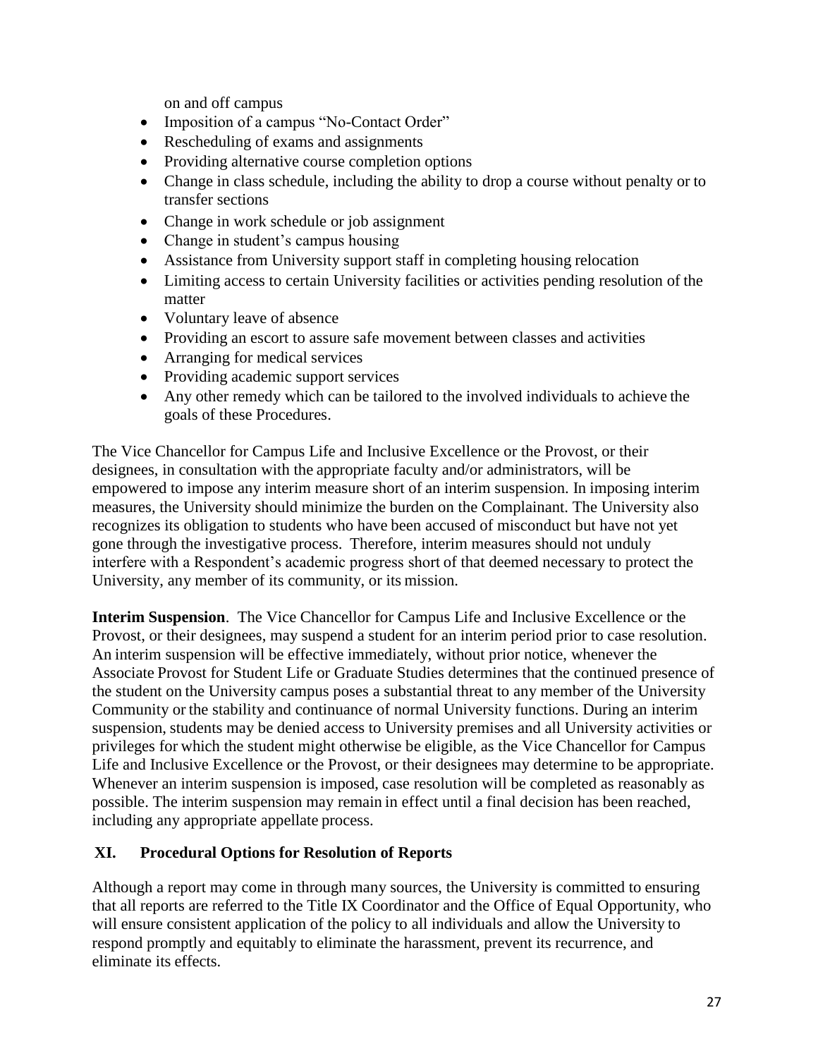on and off campus

- Imposition of a campus "No-Contact Order"
- Rescheduling of exams and assignments
- Providing alternative course completion options
- Change in class schedule, including the ability to drop a course without penalty or to transfer sections
- Change in work schedule or job assignment
- Change in student's campus housing
- Assistance from University support staff in completing housing relocation
- Limiting access to certain University facilities or activities pending resolution of the matter
- Voluntary leave of absence
- Providing an escort to assure safe movement between classes and activities
- Arranging for medical services
- Providing academic support services
- Any other remedy which can be tailored to the involved individuals to achieve the goals of these Procedures.

The Vice Chancellor for Campus Life and Inclusive Excellence or the Provost, or their designees, in consultation with the appropriate faculty and/or administrators, will be empowered to impose any interim measure short of an interim suspension. In imposing interim measures, the University should minimize the burden on the Complainant. The University also recognizes its obligation to students who have been accused of misconduct but have not yet gone through the investigative process. Therefore, interim measures should not unduly interfere with a Respondent's academic progress short of that deemed necessary to protect the University, any member of its community, or its mission.

**Interim Suspension**. The Vice Chancellor for Campus Life and Inclusive Excellence or the Provost, or their designees, may suspend a student for an interim period prior to case resolution. An interim suspension will be effective immediately, without prior notice, whenever the Associate Provost for Student Life or Graduate Studies determines that the continued presence of the student on the University campus poses a substantial threat to any member of the University Community or the stability and continuance of normal University functions. During an interim suspension, students may be denied access to University premises and all University activities or privileges for which the student might otherwise be eligible, as the Vice Chancellor for Campus Life and Inclusive Excellence or the Provost, or their designees may determine to be appropriate. Whenever an interim suspension is imposed, case resolution will be completed as reasonably as possible. The interim suspension may remain in effect until a final decision has been reached, including any appropriate appellate process.

## XI. Procedural Options for Resolution of Reports

Although a report may come in through many sources, the University is committed to ensuring that all reports are referred to the Title IX Coordinator and the Office of Equal Opportunity, who will ensure consistent application of the policy to all individuals and allow the University to respond promptly and equitably to eliminate the harassment, prevent its recurrence, and eliminate its effects.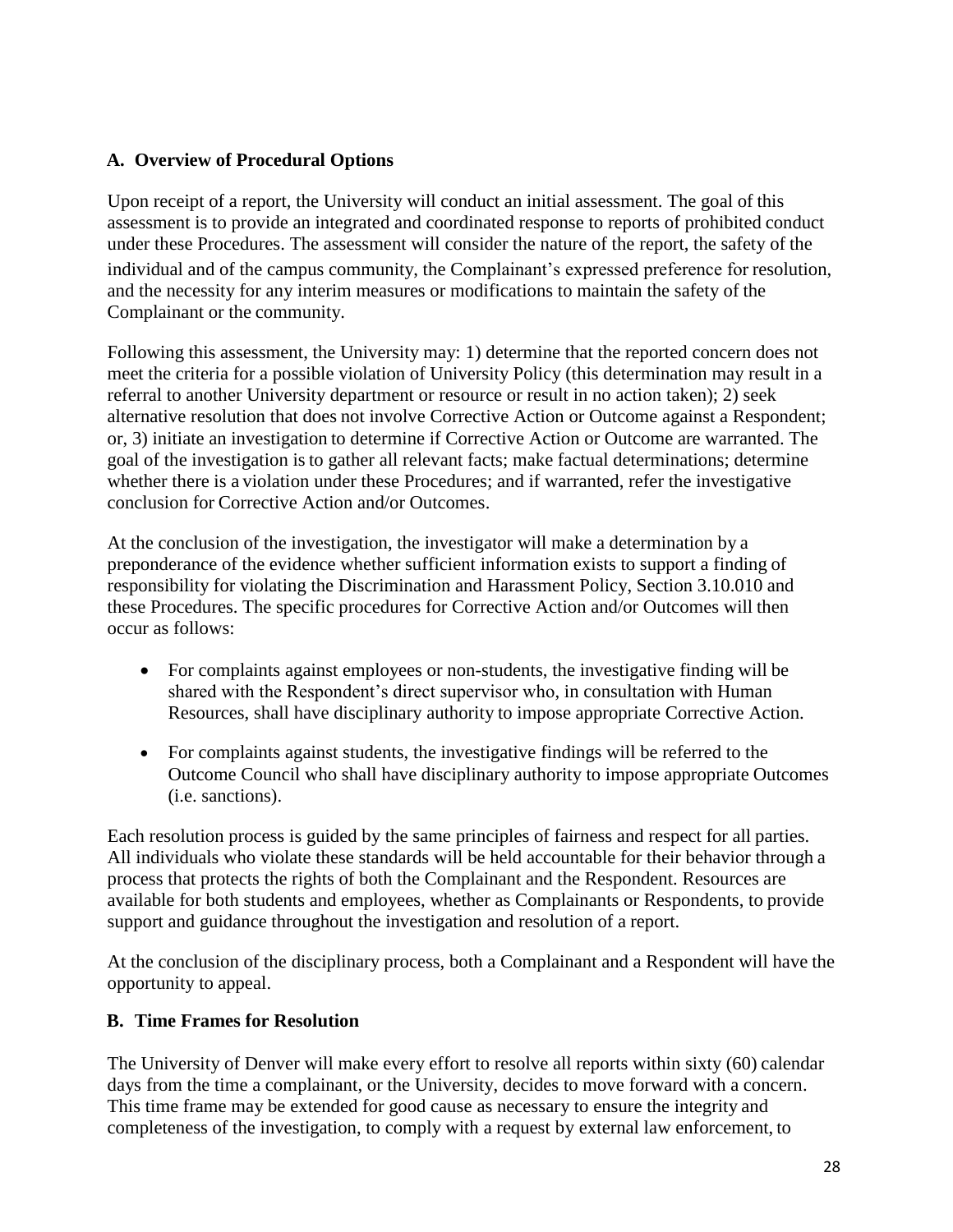### A. Overview of Procedural Options

Upon receipt of a report, the University will conduct an initial assessment. The goal of this assessment is to provide an integrated and coordinated response to reports of prohibited conduct under these Procedures. The assessment will consider the nature of the report, the safety of the individual and of the campus community, the Complainant's expressed preference for resolution, and the necessity for any interim measures or modifications to maintain the safety of the Complainant or the community.

Following this assessment, the University may: 1) determine that the reported concern does not meet the criteria for a possible violation of University Policy (this determination may result in a referral to another University department or resource or result in no action taken); 2) seek alternative resolution that does not involve Corrective Action or Outcome against a Respondent; or, 3) initiate an investigation to determine if Corrective Action or Outcome are warranted. The goal of the investigation is to gather all relevant facts; make factual determinations; determine whether there is a violation under these Procedures; and if warranted, refer the investigative conclusion for Corrective Action and/or Outcomes.

At the conclusion of the investigation, the investigator will make a determination by a preponderance of the evidence whether sufficient information exists to support a finding of responsibility for violating the Discrimination and Harassment Policy, Section 3.10.010 and these Procedures. The specific procedures for Corrective Action and/or Outcomes will then occur as follows:

- For complaints against employees or non-students, the investigative finding will be shared with the Respondent's direct supervisor who, in consultation with Human Resources, shall have disciplinary authority to impose appropriate Corrective Action.
- For complaints against students, the investigative findings will be referred to the Outcome Council who shall have disciplinary authority to impose appropriate Outcomes (i.e. sanctions).

Each resolution process is guided by the same principles of fairness and respect for all parties. All individuals who violate these standards will be held accountable for their behavior through a process that protects the rights of both the Complainant and the Respondent. Resources are available for both students and employees, whether as Complainants or Respondents, to provide support and guidance throughout the investigation and resolution of a report.

At the conclusion of the disciplinary process, both a Complainant and a Respondent will have the opportunity to appeal.

### B. Time Frames for Resolution

The University of Denver will make every effort to resolve all reports within sixty (60) calendar days from the time a complainant, or the University, decides to move forward with a concern. This time frame may be extended for good cause as necessary to ensure the integrity and completeness of the investigation, to comply with a request by external law enforcement, to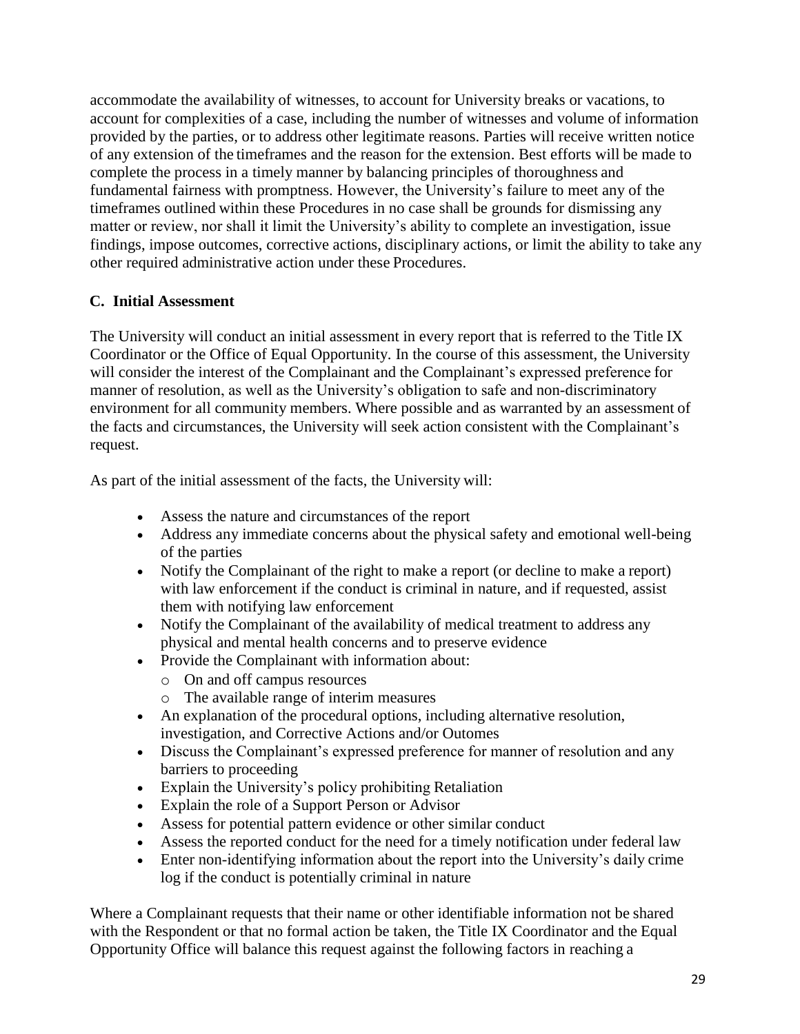accommodate the availability of witnesses, to account for University breaks or vacations, to account for complexities of a case, including the number of witnesses and volume of information provided by the parties, or to address other legitimate reasons. Parties will receive written notice of any extension of the timeframes and the reason for the extension. Best efforts will be made to complete the process in a timely manner by balancing principles of thoroughness and fundamental fairness with promptness. However, the University's failure to meet any of the timeframes outlined within these Procedures in no case shall be grounds for dismissing any matter or review, nor shall it limit the University's ability to complete an investigation, issue findings, impose outcomes, corrective actions, disciplinary actions, or limit the ability to take any other required administrative action under these Procedures.

### C. Initial Assessment

The University will conduct an initial assessment in every report that is referred to the Title IX Coordinator or the Office of Equal Opportunity. In the course of this assessment, the University will consider the interest of the Complainant and the Complainant's expressed preference for manner of resolution, as well as the University's obligation to safe and non-discriminatory environment for all community members. Where possible and as warranted by an assessment of the facts and circumstances, the University will seek action consistent with the Complainant's request.

As part of the initial assessment of the facts, the University will:

- Assess the nature and circumstances of the report
- Address any immediate concerns about the physical safety and emotional well-being of the parties
- Notify the Complainant of the right to make a report (or decline to make a report) with law enforcement if the conduct is criminal in nature, and if requested, assist them with notifying law enforcement
- Notify the Complainant of the availability of medical treatment to address any physical and mental health concerns and to preserve evidence
- Provide the Complainant with information about:
  - On and off campus resources
  - The available range of interim measures
- An explanation of the procedural options, including alternative resolution, investigation, and Corrective Actions and/or Outomes
- Discuss the Complainant's expressed preference for manner of resolution and any barriers to proceeding
- Explain the University's policy prohibiting Retaliation
- Explain the role of a Support Person or Advisor
- Assess for potential pattern evidence or other similar conduct
- Assess the reported conduct for the need for a timely notification under federal law
- Enter non-identifying information about the report into the University's daily crime log if the conduct is potentially criminal in nature

Where a Complainant requests that their name or other identifiable information not be shared with the Respondent or that no formal action be taken, the Title IX Coordinator and the Equal Opportunity Office will balance this request against the following factors in reaching a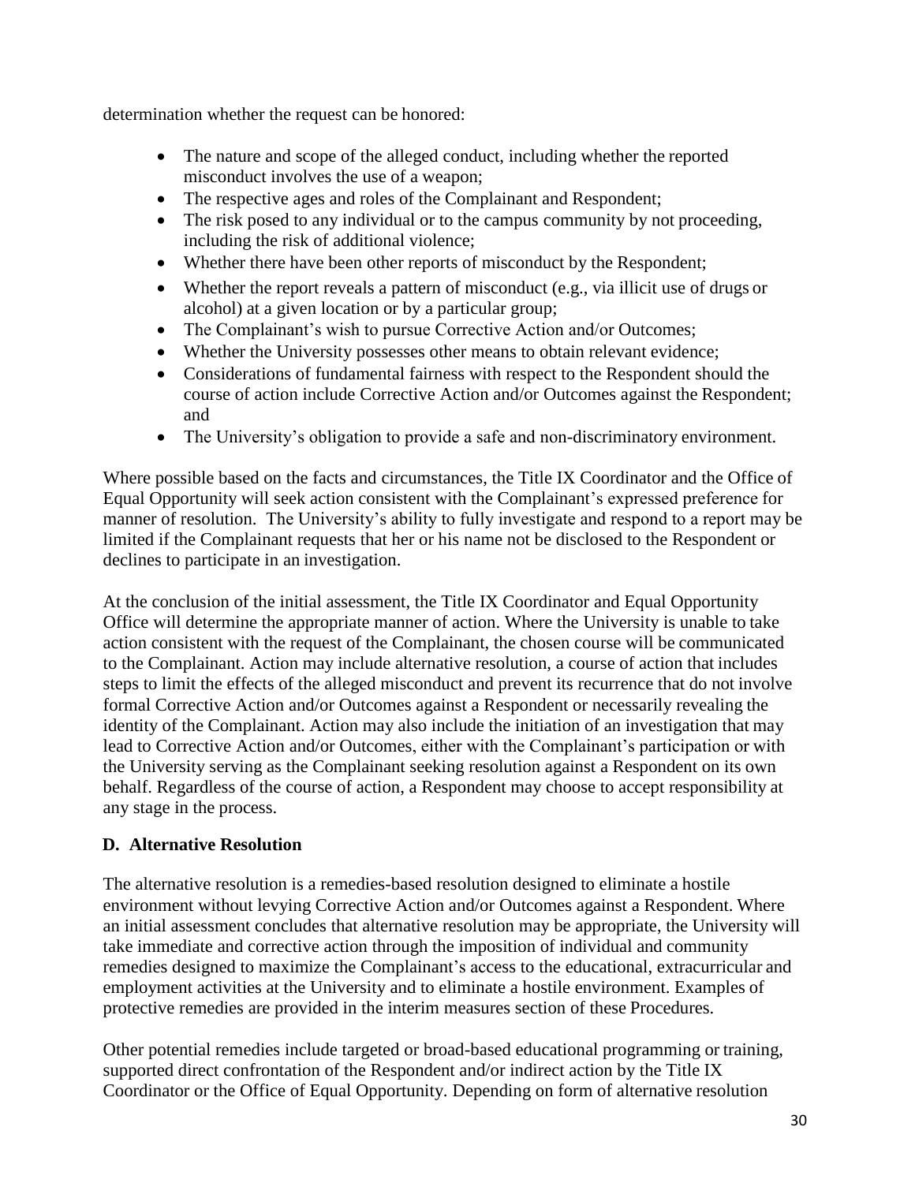determination whether the request can be honored:

- The nature and scope of the alleged conduct, including whether the reported misconduct involves the use of a weapon;
- The respective ages and roles of the Complainant and Respondent;
- The risk posed to any individual or to the campus community by not proceeding, including the risk of additional violence;
- Whether there have been other reports of misconduct by the Respondent;
- Whether the report reveals a pattern of misconduct (e.g., via illicit use of drugs or alcohol) at a given location or by a particular group;
- The Complainant's wish to pursue Corrective Action and/or Outcomes;
- Whether the University possesses other means to obtain relevant evidence;
- Considerations of fundamental fairness with respect to the Respondent should the course of action include Corrective Action and/or Outcomes against the Respondent; and
- The University's obligation to provide a safe and non-discriminatory environment.

Where possible based on the facts and circumstances, the Title IX Coordinator and the Office of Equal Opportunity will seek action consistent with the Complainant's expressed preference for manner of resolution. The University's ability to fully investigate and respond to a report may be limited if the Complainant requests that her or his name not be disclosed to the Respondent or declines to participate in an investigation.

At the conclusion of the initial assessment, the Title IX Coordinator and Equal Opportunity Office will determine the appropriate manner of action. Where the University is unable to take action consistent with the request of the Complainant, the chosen course will be communicated to the Complainant. Action may include alternative resolution, a course of action that includes steps to limit the effects of the alleged misconduct and prevent its recurrence that do not involve formal Corrective Action and/or Outcomes against a Respondent or necessarily revealing the identity of the Complainant. Action may also include the initiation of an investigation that may lead to Corrective Action and/or Outcomes, either with the Complainant's participation or with the University serving as the Complainant seeking resolution against a Respondent on its own behalf. Regardless of the course of action, a Respondent may choose to accept responsibility at any stage in the process.

### D. Alternative Resolution

The alternative resolution is a remedies-based resolution designed to eliminate a hostile environment without levying Corrective Action and/or Outcomes against a Respondent. Where an initial assessment concludes that alternative resolution may be appropriate, the University will take immediate and corrective action through the imposition of individual and community remedies designed to maximize the Complainant's access to the educational, extracurricular and employment activities at the University and to eliminate a hostile environment. Examples of protective remedies are provided in the interim measures section of these Procedures.

Other potential remedies include targeted or broad-based educational programming or training, supported direct confrontation of the Respondent and/or indirect action by the Title IX Coordinator or the Office of Equal Opportunity. Depending on form of alternative resolution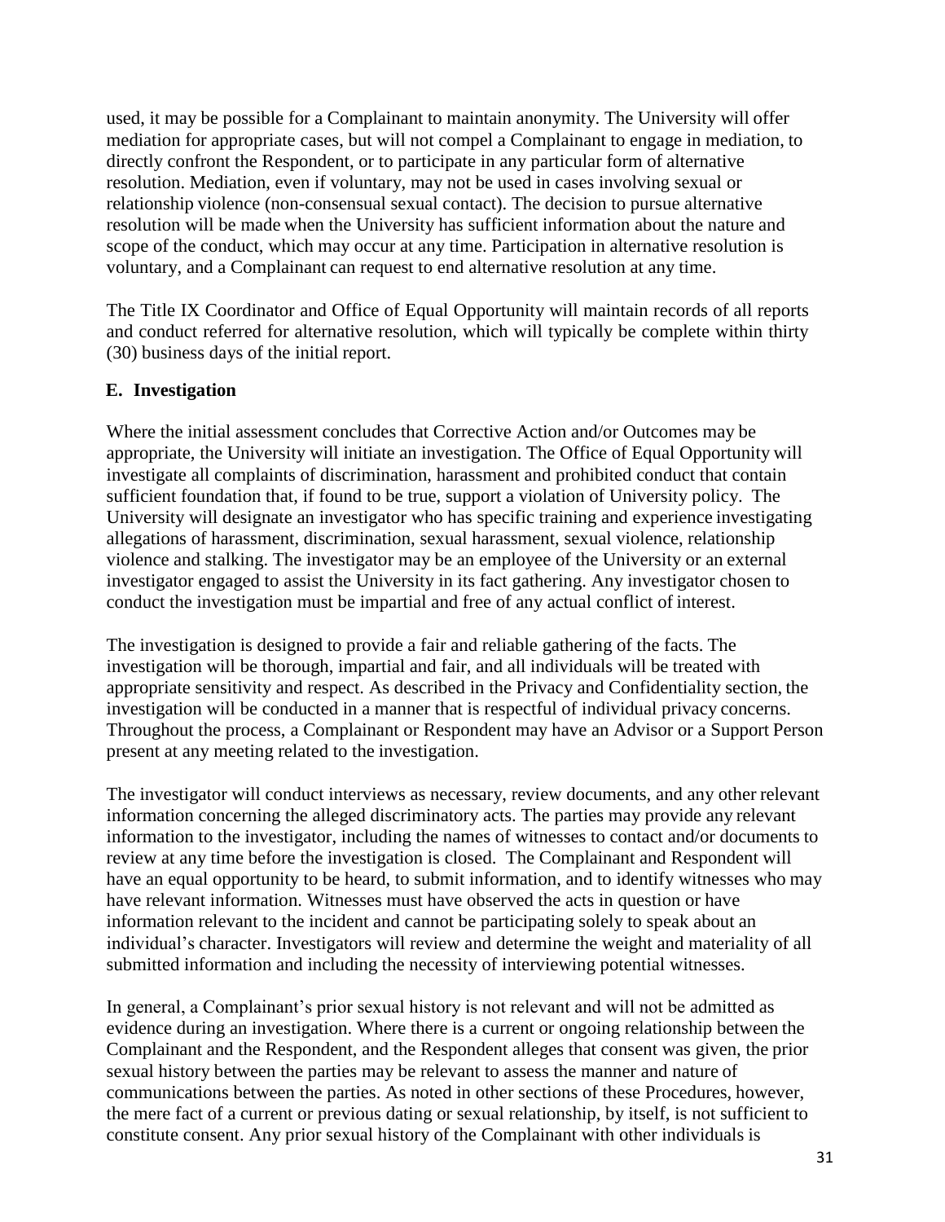used, it may be possible for a Complainant to maintain anonymity. The University will offer mediation for appropriate cases, but will not compel a Complainant to engage in mediation, to directly confront the Respondent, or to participate in any particular form of alternative resolution. Mediation, even if voluntary, may not be used in cases involving sexual or relationship violence (non-consensual sexual contact). The decision to pursue alternative resolution will be made when the University has sufficient information about the nature and scope of the conduct, which may occur at any time. Participation in alternative resolution is voluntary, and a Complainant can request to end alternative resolution at any time.

The Title IX Coordinator and Office of Equal Opportunity will maintain records of all reports and conduct referred for alternative resolution, which will typically be complete within thirty (30) business days of the initial report.

**E. Investigation**

Where the initial assessment concludes that Corrective Action and/or Outcomes may be appropriate, the University will initiate an investigation. The Office of Equal Opportunity will investigate all complaints of discrimination, harassment and prohibited conduct that contain sufficient foundation that, if found to be true, support a violation of University policy. The University will designate an investigator who has specific training and experience investigating allegations of harassment, discrimination, sexual harassment, sexual violence, relationship violence and stalking. The investigator may be an employee of the University or an external investigator engaged to assist the University in its fact gathering. Any investigator chosen to conduct the investigation must be impartial and free of any actual conflict of interest.

The investigation is designed to provide a fair and reliable gathering of the facts. The investigation will be thorough, impartial and fair, and all individuals will be treated with appropriate sensitivity and respect. As described in the Privacy and Confidentiality section, the investigation will be conducted in a manner that is respectful of individual privacy concerns. Throughout the process, a Complainant or Respondent may have an Advisor or a Support Person present at any meeting related to the investigation.

The investigator will conduct interviews as necessary, review documents, and any other relevant information concerning the alleged discriminatory acts. The parties may provide any relevant information to the investigator, including the names of witnesses to contact and/or documents to review at any time before the investigation is closed. The Complainant and Respondent will have an equal opportunity to be heard, to submit information, and to identify witnesses who may have relevant information. Witnesses must have observed the acts in question or have information relevant to the incident and cannot be participating solely to speak about an individual's character. Investigators will review and determine the weight and materiality of all submitted information and including the necessity of interviewing potential witnesses.

In general, a Complainant's prior sexual history is not relevant and will not be admitted as evidence during an investigation. Where there is a current or ongoing relationship between the Complainant and the Respondent, and the Respondent alleges that consent was given, the prior sexual history between the parties may be relevant to assess the manner and nature of communications between the parties. As noted in other sections of these Procedures, however, the mere fact of a current or previous dating or sexual relationship, by itself, is not sufficient to constitute consent. Any prior sexual history of the Complainant with other individuals is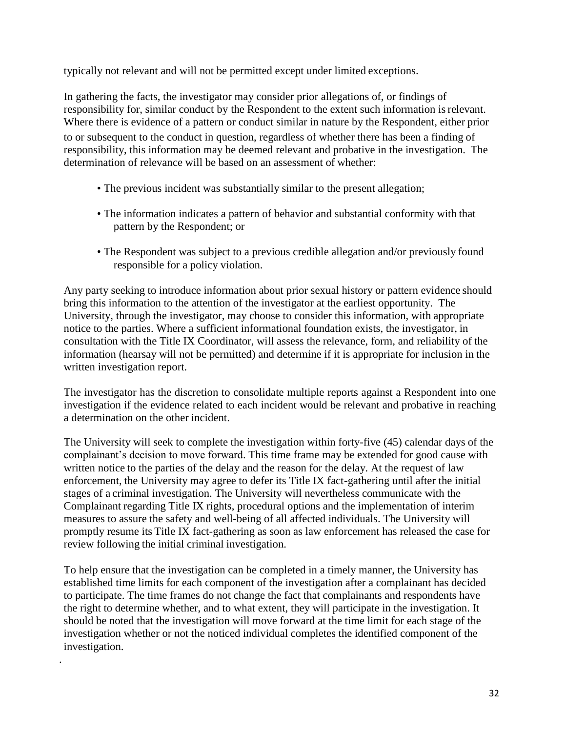typically not relevant and will not be permitted except under limited exceptions.

In gathering the facts, the investigator may consider prior allegations of, or findings of responsibility for, similar conduct by the Respondent to the extent such information is relevant. Where there is evidence of a pattern or conduct similar in nature by the Respondent, either prior to or subsequent to the conduct in question, regardless of whether there has been a finding of responsibility, this information may be deemed relevant and probative in the investigation. The determination of relevance will be based on an assessment of whether:

- The previous incident was substantially similar to the present allegation;
- The information indicates a pattern of behavior and substantial conformity with that pattern by the Respondent; or
- The Respondent was subject to a previous credible allegation and/or previously found responsible for a policy violation.

Any party seeking to introduce information about prior sexual history or pattern evidence should bring this information to the attention of the investigator at the earliest opportunity. The University, through the investigator, may choose to consider this information, with appropriate notice to the parties. Where a sufficient informational foundation exists, the investigator, in consultation with the Title IX Coordinator, will assess the relevance, form, and reliability of the information (hearsay will not be permitted) and determine if it is appropriate for inclusion in the written investigation report.

The investigator has the discretion to consolidate multiple reports against a Respondent into one investigation if the evidence related to each incident would be relevant and probative in reaching a determination on the other incident.

The University will seek to complete the investigation within forty-five (45) calendar days of the complainant's decision to move forward. This time frame may be extended for good cause with written notice to the parties of the delay and the reason for the delay. At the request of law enforcement, the University may agree to defer its Title IX fact-gathering until after the initial stages of a criminal investigation. The University will nevertheless communicate with the Complainant regarding Title IX rights, procedural options and the implementation of interim measures to assure the safety and well-being of all affected individuals. The University will promptly resume its Title IX fact-gathering as soon as law enforcement has released the case for review following the initial criminal investigation.

To help ensure that the investigation can be completed in a timely manner, the University has established time limits for each component of the investigation after a complainant has decided to participate. The time frames do not change the fact that complainants and respondents have the right to determine whether, and to what extent, they will participate in the investigation. It should be noted that the investigation will move forward at the time limit for each stage of the investigation whether or not the noticed individual completes the identified component of the investigation.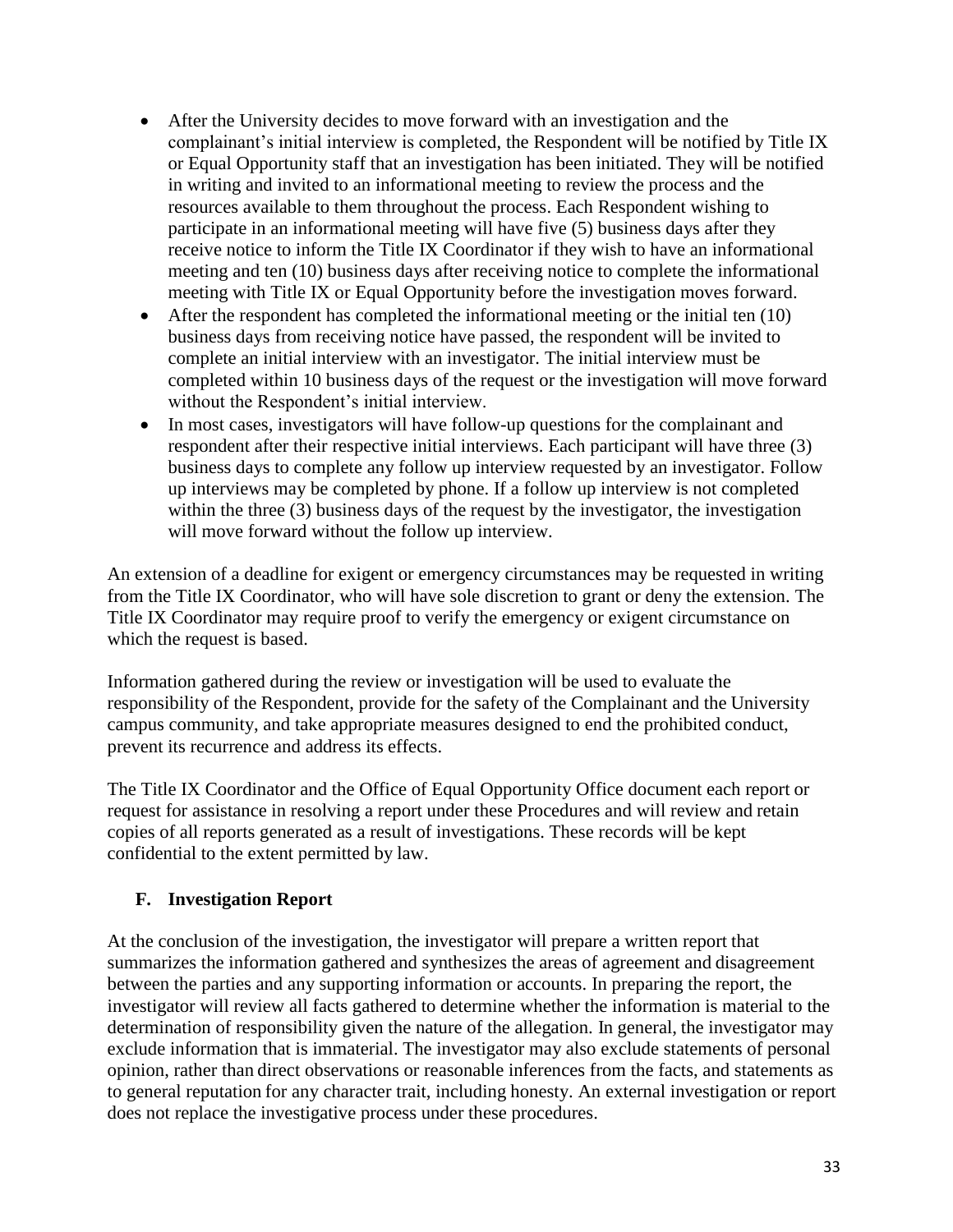- After the University decides to move forward with an investigation and the complainant's initial interview is completed, the Respondent will be notified by Title IX or Equal Opportunity staff that an investigation has been initiated. They will be notified in writing and invited to an informational meeting to review the process and the resources available to them throughout the process. Each Respondent wishing to participate in an informational meeting will have five (5) business days after they receive notice to inform the Title IX Coordinator if they wish to have an informational meeting and ten (10) business days after receiving notice to complete the informational meeting with Title IX or Equal Opportunity before the investigation moves forward.
- After the respondent has completed the informational meeting or the initial ten (10) business days from receiving notice have passed, the respondent will be invited to complete an initial interview with an investigator. The initial interview must be completed within 10 business days of the request or the investigation will move forward without the Respondent's initial interview.
- In most cases, investigators will have follow-up questions for the complainant and respondent after their respective initial interviews. Each participant will have three (3) business days to complete any follow up interview requested by an investigator. Follow up interviews may be completed by phone. If a follow up interview is not completed within the three (3) business days of the request by the investigator, the investigation will move forward without the follow up interview.

An extension of a deadline for exigent or emergency circumstances may be requested in writing from the Title IX Coordinator, who will have sole discretion to grant or deny the extension. The Title IX Coordinator may require proof to verify the emergency or exigent circumstance on which the request is based.

Information gathered during the review or investigation will be used to evaluate the responsibility of the Respondent, provide for the safety of the Complainant and the University campus community, and take appropriate measures designed to end the prohibited conduct, prevent its recurrence and address its effects.

The Title IX Coordinator and the Office of Equal Opportunity Office document each report or request for assistance in resolving a report under these Procedures and will review and retain copies of all reports generated as a result of investigations. These records will be kept confidential to the extent permitted by law.

### F. Investigation Report

At the conclusion of the investigation, the investigator will prepare a written report that summarizes the information gathered and synthesizes the areas of agreement and disagreement between the parties and any supporting information or accounts. In preparing the report, the investigator will review all facts gathered to determine whether the information is material to the determination of responsibility given the nature of the allegation. In general, the investigator may exclude information that is immaterial. The investigator may also exclude statements of personal opinion, rather than direct observations or reasonable inferences from the facts, and statements as to general reputation for any character trait, including honesty. An external investigation or report does not replace the investigative process under these procedures.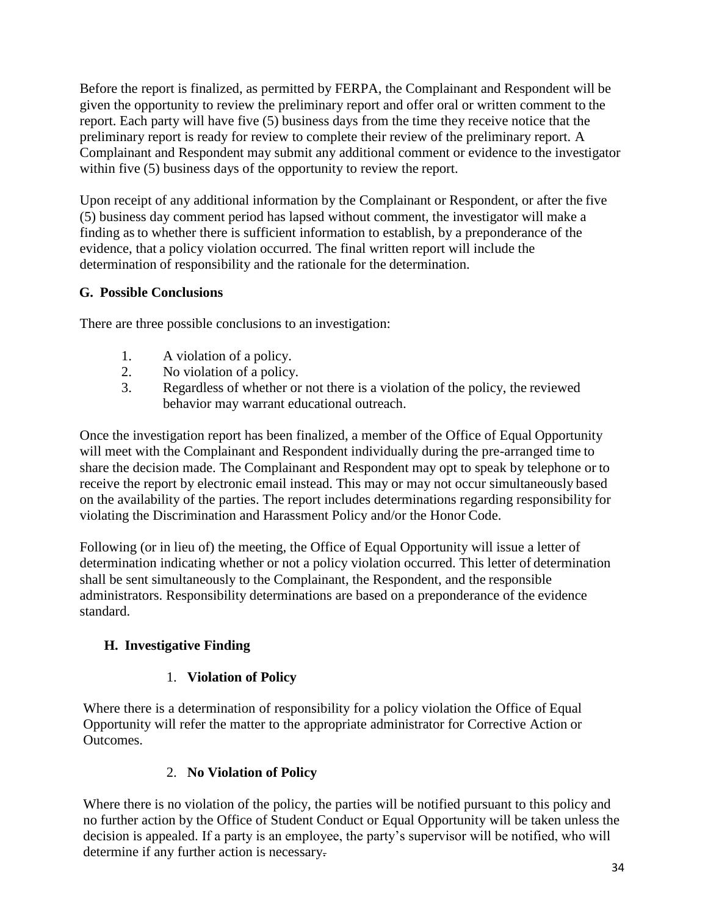Before the report is finalized, as permitted by FERPA, the Complainant and Respondent will be given the opportunity to review the preliminary report and offer oral or written comment to the report. Each party will have five (5) business days from the time they receive notice that the preliminary report is ready for review to complete their review of the preliminary report. A Complainant and Respondent may submit any additional comment or evidence to the investigator within five (5) business days of the opportunity to review the report.

Upon receipt of any additional information by the Complainant or Respondent, or after the five (5) business day comment period has lapsed without comment, the investigator will make a finding as to whether there is sufficient information to establish, by a preponderance of the evidence, that a policy violation occurred. The final written report will include the determination of responsibility and the rationale for the determination.

### G. Possible Conclusions

There are three possible conclusions to an investigation:

1. A violation of a policy.
2. No violation of a policy.
3. Regardless of whether or not there is a violation of the policy, the reviewed behavior may warrant educational outreach.

Once the investigation report has been finalized, a member of the Office of Equal Opportunity will meet with the Complainant and Respondent individually during the pre-arranged time to share the decision made. The Complainant and Respondent may opt to speak by telephone or to receive the report by electronic email instead. This may or may not occur simultaneously based on the availability of the parties. The report includes determinations regarding responsibility for violating the Discrimination and Harassment Policy and/or the Honor Code.

Following (or in lieu of) the meeting, the Office of Equal Opportunity will issue a letter of determination indicating whether or not a policy violation occurred. This letter of determination shall be sent simultaneously to the Complainant, the Respondent, and the responsible administrators. Responsibility determinations are based on a preponderance of the evidence standard.

### H. Investigative Finding

#### 1. Violation of Policy

Where there is a determination of responsibility for a policy violation the Office of Equal Opportunity will refer the matter to the appropriate administrator for Corrective Action or Outcomes.

#### 2. No Violation of Policy

Where there is no violation of the policy, the parties will be notified pursuant to this policy and no further action by the Office of Student Conduct or Equal Opportunity will be taken unless the decision is appealed. If a party is an employee, the party's supervisor will be notified, who will determine if any further action is necessary.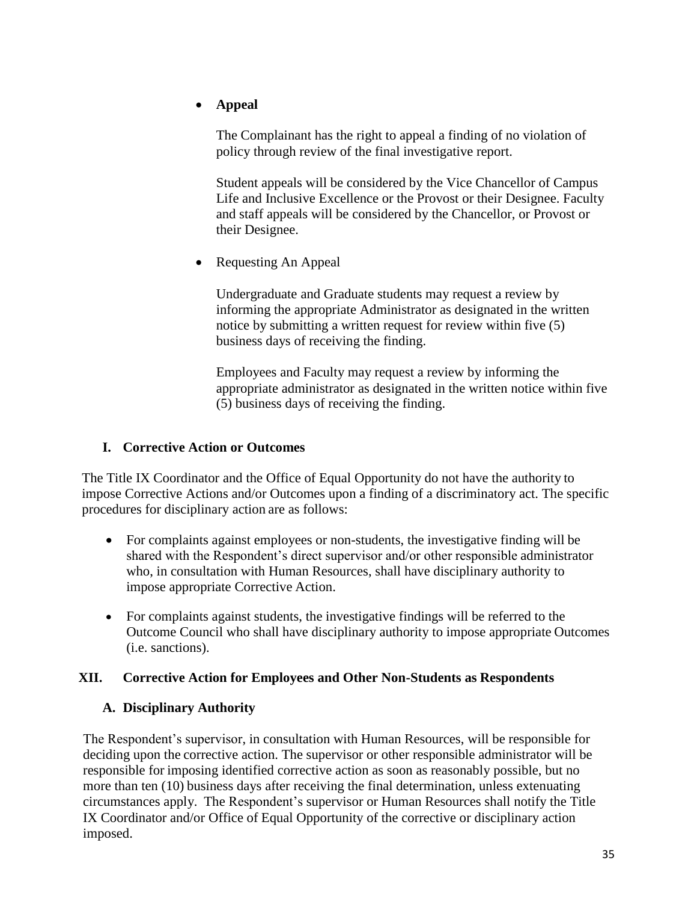- **Appeal**

  The Complainant has the right to appeal a finding of no violation of policy through review of the final investigative report.

  Student appeals will be considered by the Vice Chancellor of Campus Life and Inclusive Excellence or the Provost or their Designee. Faculty and staff appeals will be considered by the Chancellor, or Provost or their Designee.

- Requesting An Appeal

  Undergraduate and Graduate students may request a review by informing the appropriate Administrator as designated in the written notice by submitting a written request for review within five (5) business days of receiving the finding.

  Employees and Faculty may request a review by informing the appropriate administrator as designated in the written notice within five (5) business days of receiving the finding.

### I. Corrective Action or Outcomes

The Title IX Coordinator and the Office of Equal Opportunity do not have the authority to impose Corrective Actions and/or Outcomes upon a finding of a discriminatory act. The specific procedures for disciplinary action are as follows:

- For complaints against employees or non-students, the investigative finding will be shared with the Respondent's direct supervisor and/or other responsible administrator who, in consultation with Human Resources, shall have disciplinary authority to impose appropriate Corrective Action.
- For complaints against students, the investigative findings will be referred to the Outcome Council who shall have disciplinary authority to impose appropriate Outcomes (i.e. sanctions).

## XII. Corrective Action for Employees and Other Non-Students as Respondents

### A. Disciplinary Authority

The Respondent's supervisor, in consultation with Human Resources, will be responsible for deciding upon the corrective action. The supervisor or other responsible administrator will be responsible for imposing identified corrective action as soon as reasonably possible, but no more than ten (10) business days after receiving the final determination, unless extenuating circumstances apply. The Respondent's supervisor or Human Resources shall notify the Title IX Coordinator and/or Office of Equal Opportunity of the corrective or disciplinary action imposed.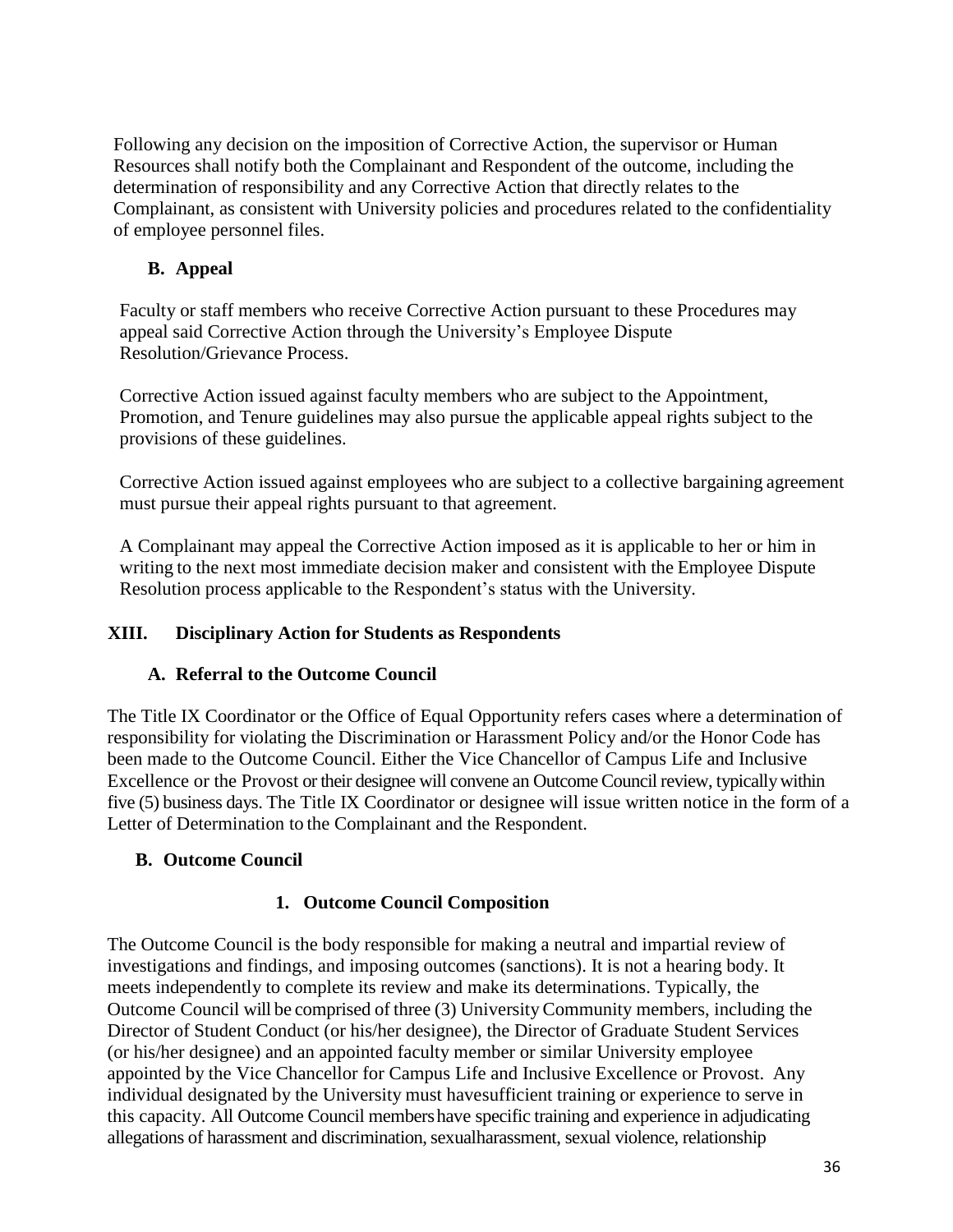Following any decision on the imposition of Corrective Action, the supervisor or Human Resources shall notify both the Complainant and Respondent of the outcome, including the determination of responsibility and any Corrective Action that directly relates to the Complainant, as consistent with University policies and procedures related to the confidentiality of employee personnel files.

### B. Appeal

Faculty or staff members who receive Corrective Action pursuant to these Procedures may appeal said Corrective Action through the University's Employee Dispute Resolution/Grievance Process.

Corrective Action issued against faculty members who are subject to the Appointment, Promotion, and Tenure guidelines may also pursue the applicable appeal rights subject to the provisions of these guidelines.

Corrective Action issued against employees who are subject to a collective bargaining agreement must pursue their appeal rights pursuant to that agreement.

A Complainant may appeal the Corrective Action imposed as it is applicable to her or him in writing to the next most immediate decision maker and consistent with the Employee Dispute Resolution process applicable to the Respondent's status with the University.

## XIII. Disciplinary Action for Students as Respondents

### A. Referral to the Outcome Council

The Title IX Coordinator or the Office of Equal Opportunity refers cases where a determination of responsibility for violating the Discrimination or Harassment Policy and/or the Honor Code has been made to the Outcome Council. Either the Vice Chancellor of Campus Life and Inclusive Excellence or the Provost or their designee will convene an Outcome Council review, typically within five (5) business days. The Title IX Coordinator or designee will issue written notice in the form of a Letter of Determination to the Complainant and the Respondent.

### B. Outcome Council

#### 1. Outcome Council Composition

The Outcome Council is the body responsible for making a neutral and impartial review of investigations and findings, and imposing outcomes (sanctions). It is not a hearing body. It meets independently to complete its review and make its determinations. Typically, the Outcome Council will be comprised of three (3) University Community members, including the Director of Student Conduct (or his/her designee), the Director of Graduate Student Services (or his/her designee) and an appointed faculty member or similar University employee appointed by the Vice Chancellor for Campus Life and Inclusive Excellence or Provost. Any individual designated by the University must havesufficient training or experience to serve in this capacity. All Outcome Council membershave specific training and experience in adjudicating allegations of harassment and discrimination, sexualharassment, sexual violence, relationship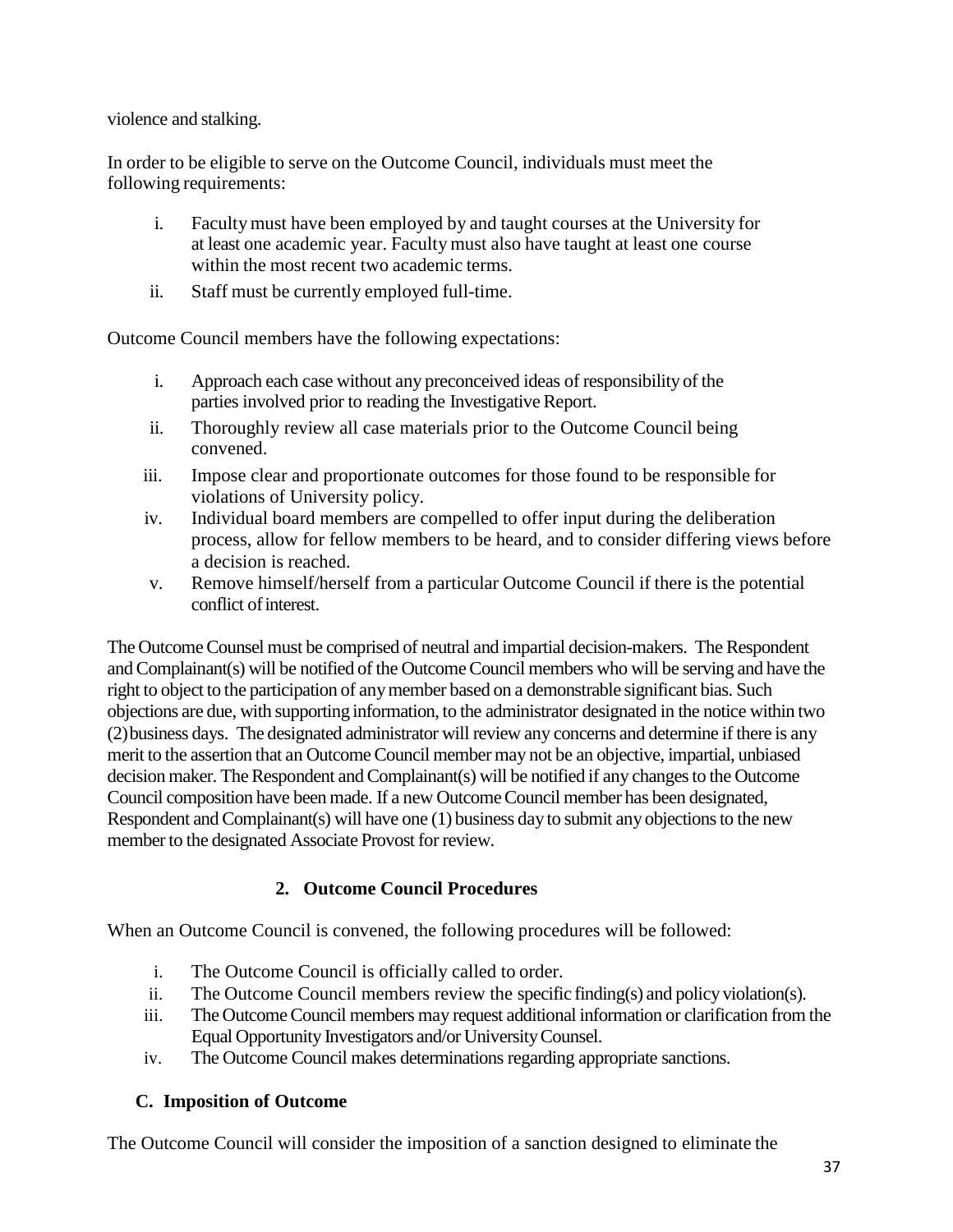violence and stalking.

In order to be eligible to serve on the Outcome Council, individuals must meet the following requirements:

i. Faculty must have been employed by and taught courses at the University for at least one academic year. Faculty must also have taught at least one course within the most recent two academic terms.
ii. Staff must be currently employed full-time.

Outcome Council members have the following expectations:

i. Approach each case without any preconceived ideas of responsibility of the parties involved prior to reading the Investigative Report.
ii. Thoroughly review all case materials prior to the Outcome Council being convened.
iii. Impose clear and proportionate outcomes for those found to be responsible for violations of University policy.
iv. Individual board members are compelled to offer input during the deliberation process, allow for fellow members to be heard, and to consider differing views before a decision is reached.
v. Remove himself/herself from a particular Outcome Council if there is the potential conflict of interest.

The Outcome Counsel must be comprised of neutral and impartial decision-makers. The Respondent and Complainant(s) will be notified of the Outcome Council members who will be serving and have the right to object to the participation of any member based on a demonstrable significant bias. Such objections are due, with supporting information, to the administrator designated in the notice within two (2) business days. The designated administrator will review any concerns and determine if there is any merit to the assertion that an Outcome Council member may not be an objective, impartial, unbiased decision maker. The Respondent and Complainant(s) will be notified if any changes to the Outcome Council composition have been made. If a new Outcome Council member has been designated, Respondent and Complainant(s) will have one (1) business day to submit any objections to the new member to the designated Associate Provost for review.

### 2. Outcome Council Procedures

When an Outcome Council is convened, the following procedures will be followed:

i. The Outcome Council is officially called to order.
ii. The Outcome Council members review the specific finding(s) and policy violation(s).
iii. The Outcome Council members may request additional information or clarification from the Equal Opportunity Investigators and/or University Counsel.
iv. The Outcome Council makes determinations regarding appropriate sanctions.

## C. Imposition of Outcome

The Outcome Council will consider the imposition of a sanction designed to eliminate the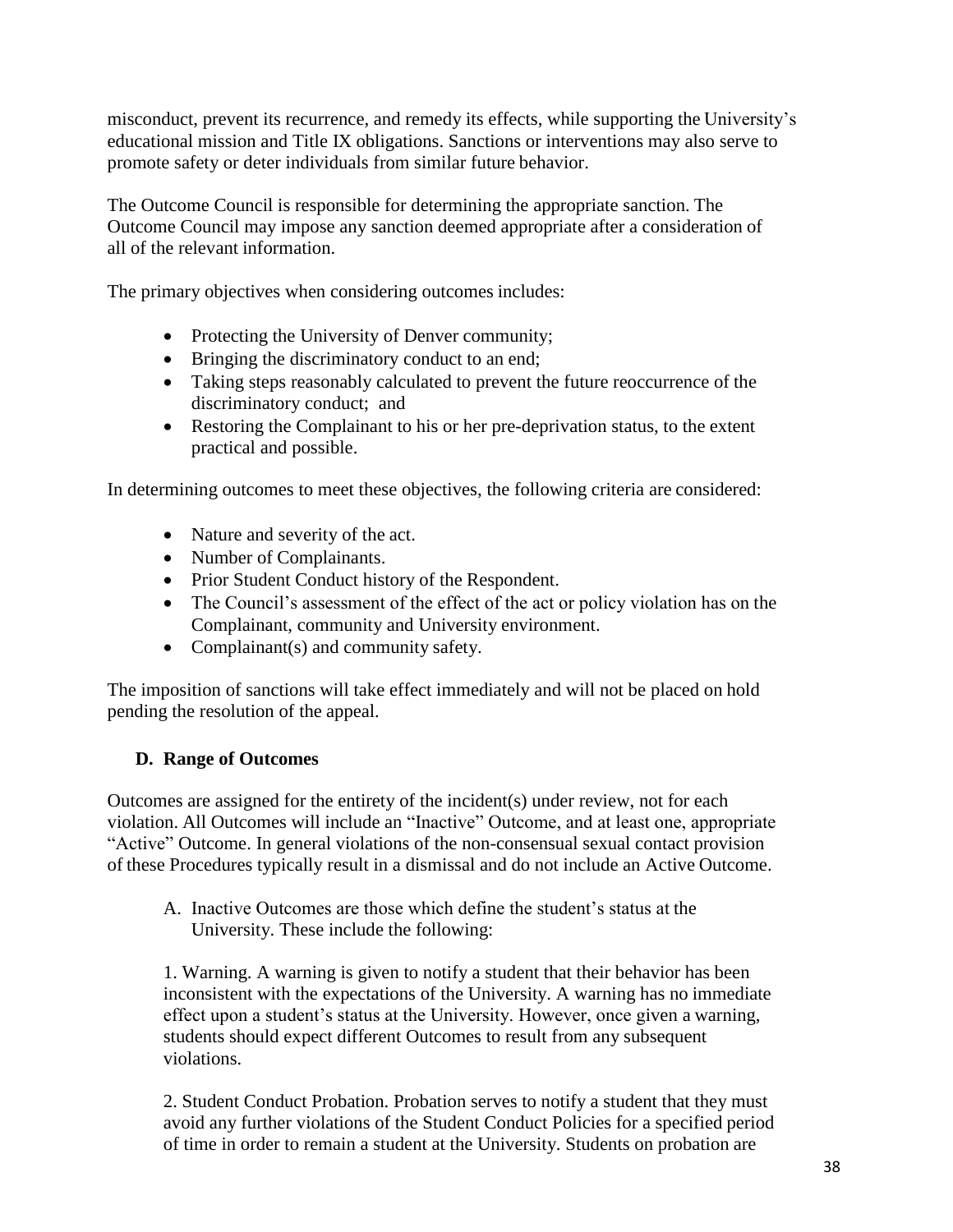misconduct, prevent its recurrence, and remedy its effects, while supporting the University's educational mission and Title IX obligations. Sanctions or interventions may also serve to promote safety or deter individuals from similar future behavior.

The Outcome Council is responsible for determining the appropriate sanction. The Outcome Council may impose any sanction deemed appropriate after a consideration of all of the relevant information.

The primary objectives when considering outcomes includes:

- Protecting the University of Denver community;
- Bringing the discriminatory conduct to an end;
- Taking steps reasonably calculated to prevent the future reoccurrence of the discriminatory conduct; and
- Restoring the Complainant to his or her pre-deprivation status, to the extent practical and possible.

In determining outcomes to meet these objectives, the following criteria are considered:

- Nature and severity of the act.
- Number of Complainants.
- Prior Student Conduct history of the Respondent.
- The Council's assessment of the effect of the act or policy violation has on the Complainant, community and University environment.
- Complainant(s) and community safety.

The imposition of sanctions will take effect immediately and will not be placed on hold pending the resolution of the appeal.

### D. Range of Outcomes

Outcomes are assigned for the entirety of the incident(s) under review, not for each violation. All Outcomes will include an "Inactive" Outcome, and at least one, appropriate "Active" Outcome. In general violations of the non-consensual sexual contact provision of these Procedures typically result in a dismissal and do not include an Active Outcome.

A. Inactive Outcomes are those which define the student's status at the University. These include the following:

1. Warning. A warning is given to notify a student that their behavior has been inconsistent with the expectations of the University. A warning has no immediate effect upon a student's status at the University. However, once given a warning, students should expect different Outcomes to result from any subsequent violations.

2. Student Conduct Probation. Probation serves to notify a student that they must avoid any further violations of the Student Conduct Policies for a specified period of time in order to remain a student at the University. Students on probation are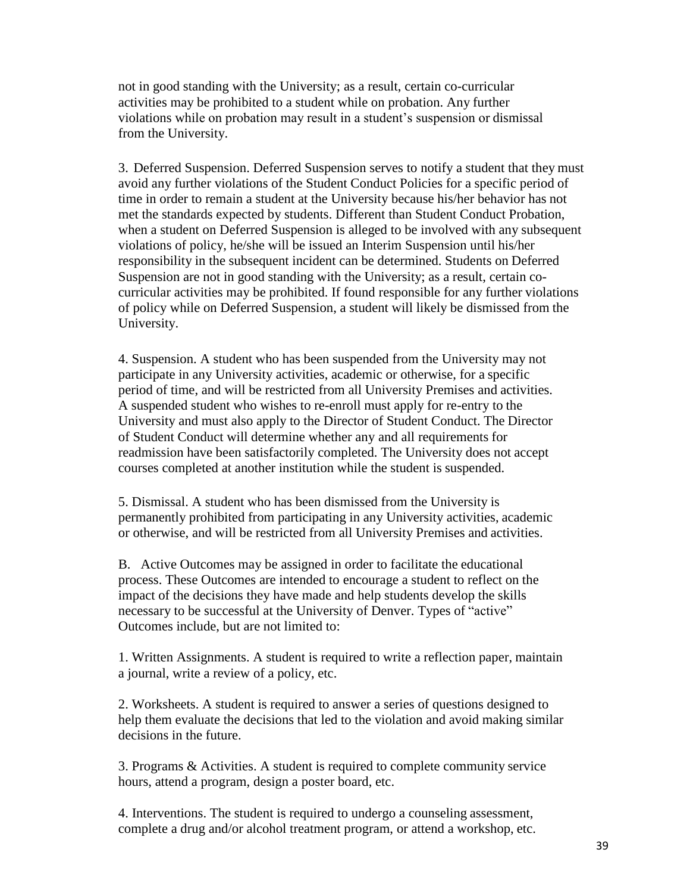not in good standing with the University; as a result, certain co-curricular activities may be prohibited to a student while on probation. Any further violations while on probation may result in a student's suspension or dismissal from the University.

3. Deferred Suspension. Deferred Suspension serves to notify a student that they must avoid any further violations of the Student Conduct Policies for a specific period of time in order to remain a student at the University because his/her behavior has not met the standards expected by students. Different than Student Conduct Probation, when a student on Deferred Suspension is alleged to be involved with any subsequent violations of policy, he/she will be issued an Interim Suspension until his/her responsibility in the subsequent incident can be determined. Students on Deferred Suspension are not in good standing with the University; as a result, certain co-curricular activities may be prohibited. If found responsible for any further violations of policy while on Deferred Suspension, a student will likely be dismissed from the University.

4. Suspension. A student who has been suspended from the University may not participate in any University activities, academic or otherwise, for a specific period of time, and will be restricted from all University Premises and activities. A suspended student who wishes to re-enroll must apply for re-entry to the University and must also apply to the Director of Student Conduct. The Director of Student Conduct will determine whether any and all requirements for readmission have been satisfactorily completed. The University does not accept courses completed at another institution while the student is suspended.

5. Dismissal. A student who has been dismissed from the University is permanently prohibited from participating in any University activities, academic or otherwise, and will be restricted from all University Premises and activities.

B. Active Outcomes may be assigned in order to facilitate the educational process. These Outcomes are intended to encourage a student to reflect on the impact of the decisions they have made and help students develop the skills necessary to be successful at the University of Denver. Types of "active" Outcomes include, but are not limited to:

1. Written Assignments. A student is required to write a reflection paper, maintain a journal, write a review of a policy, etc.

2. Worksheets. A student is required to answer a series of questions designed to help them evaluate the decisions that led to the violation and avoid making similar decisions in the future.

3. Programs & Activities. A student is required to complete community service hours, attend a program, design a poster board, etc.

4. Interventions. The student is required to undergo a counseling assessment, complete a drug and/or alcohol treatment program, or attend a workshop, etc.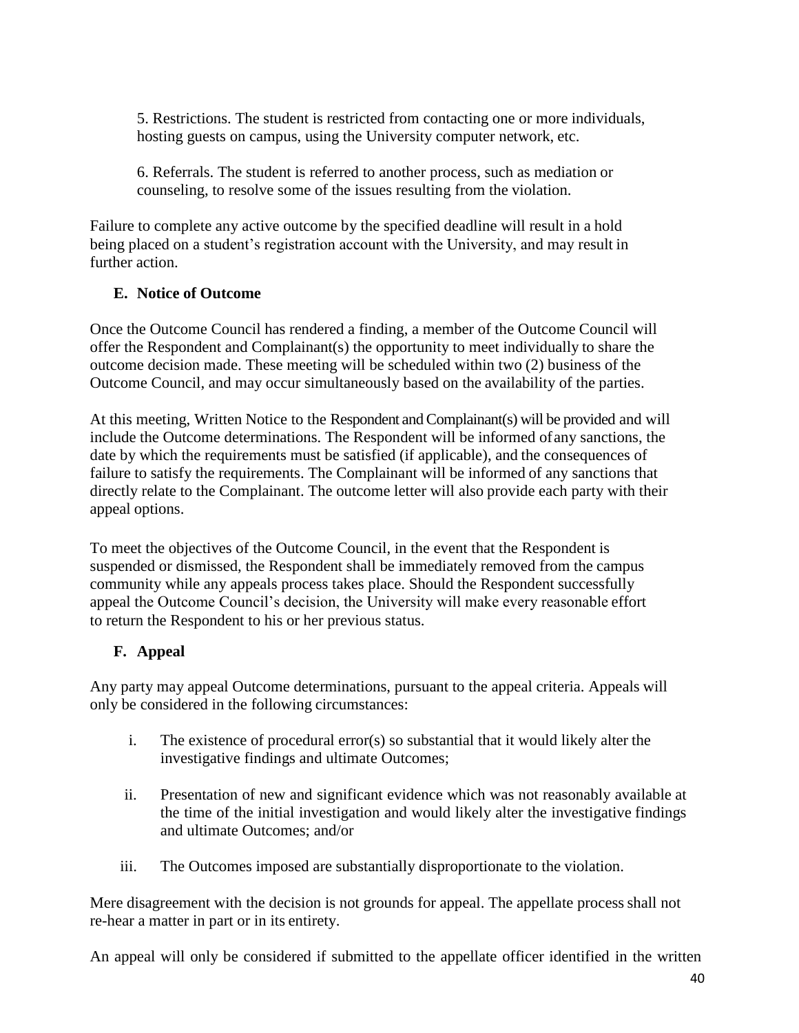5. Restrictions. The student is restricted from contacting one or more individuals, hosting guests on campus, using the University computer network, etc.

6. Referrals. The student is referred to another process, such as mediation or counseling, to resolve some of the issues resulting from the violation.

Failure to complete any active outcome by the specified deadline will result in a hold being placed on a student's registration account with the University, and may result in further action.

### E. Notice of Outcome

Once the Outcome Council has rendered a finding, a member of the Outcome Council will offer the Respondent and Complainant(s) the opportunity to meet individually to share the outcome decision made. These meeting will be scheduled within two (2) business of the Outcome Council, and may occur simultaneously based on the availability of the parties.

At this meeting, Written Notice to the Respondent and Complainant(s) will be provided and will include the Outcome determinations. The Respondent will be informed of any sanctions, the date by which the requirements must be satisfied (if applicable), and the consequences of failure to satisfy the requirements. The Complainant will be informed of any sanctions that directly relate to the Complainant. The outcome letter will also provide each party with their appeal options.

To meet the objectives of the Outcome Council, in the event that the Respondent is suspended or dismissed, the Respondent shall be immediately removed from the campus community while any appeals process takes place. Should the Respondent successfully appeal the Outcome Council's decision, the University will make every reasonable effort to return the Respondent to his or her previous status.

### F. Appeal

Any party may appeal Outcome determinations, pursuant to the appeal criteria. Appeals will only be considered in the following circumstances:

i. The existence of procedural error(s) so substantial that it would likely alter the investigative findings and ultimate Outcomes;

ii. Presentation of new and significant evidence which was not reasonably available at the time of the initial investigation and would likely alter the investigative findings and ultimate Outcomes; and/or

iii. The Outcomes imposed are substantially disproportionate to the violation.

Mere disagreement with the decision is not grounds for appeal. The appellate process shall not re-hear a matter in part or in its entirety.

An appeal will only be considered if submitted to the appellate officer identified in the written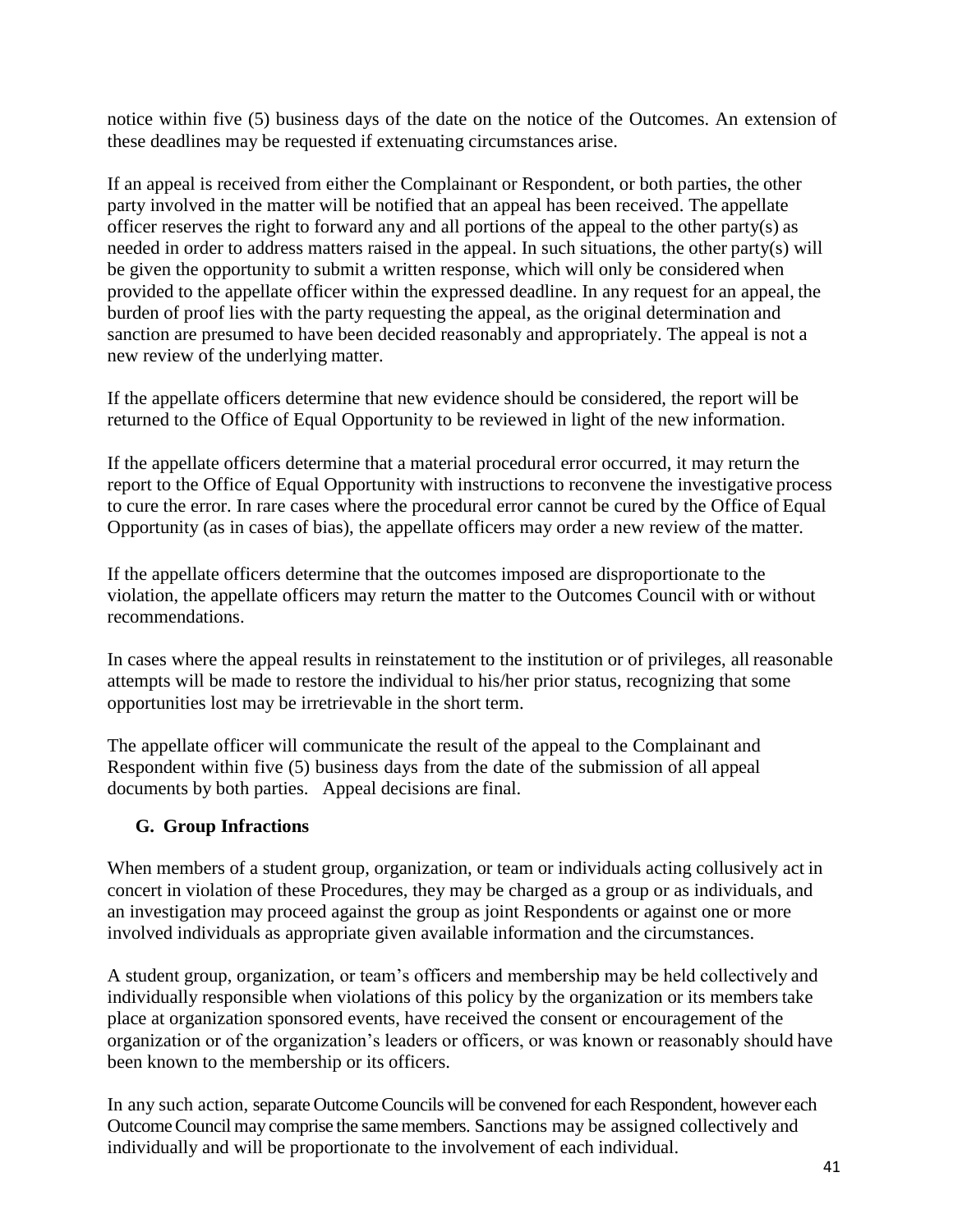notice within five (5) business days of the date on the notice of the Outcomes. An extension of these deadlines may be requested if extenuating circumstances arise.

If an appeal is received from either the Complainant or Respondent, or both parties, the other party involved in the matter will be notified that an appeal has been received. The appellate officer reserves the right to forward any and all portions of the appeal to the other party(s) as needed in order to address matters raised in the appeal. In such situations, the other party(s) will be given the opportunity to submit a written response, which will only be considered when provided to the appellate officer within the expressed deadline. In any request for an appeal, the burden of proof lies with the party requesting the appeal, as the original determination and sanction are presumed to have been decided reasonably and appropriately. The appeal is not a new review of the underlying matter.

If the appellate officers determine that new evidence should be considered, the report will be returned to the Office of Equal Opportunity to be reviewed in light of the new information.

If the appellate officers determine that a material procedural error occurred, it may return the report to the Office of Equal Opportunity with instructions to reconvene the investigative process to cure the error. In rare cases where the procedural error cannot be cured by the Office of Equal Opportunity (as in cases of bias), the appellate officers may order a new review of the matter.

If the appellate officers determine that the outcomes imposed are disproportionate to the violation, the appellate officers may return the matter to the Outcomes Council with or without recommendations.

In cases where the appeal results in reinstatement to the institution or of privileges, all reasonable attempts will be made to restore the individual to his/her prior status, recognizing that some opportunities lost may be irretrievable in the short term.

The appellate officer will communicate the result of the appeal to the Complainant and Respondent within five (5) business days from the date of the submission of all appeal documents by both parties. Appeal decisions are final.

### G. Group Infractions

When members of a student group, organization, or team or individuals acting collusively act in concert in violation of these Procedures, they may be charged as a group or as individuals, and an investigation may proceed against the group as joint Respondents or against one or more involved individuals as appropriate given available information and the circumstances.

A student group, organization, or team's officers and membership may be held collectively and individually responsible when violations of this policy by the organization or its members take place at organization sponsored events, have received the consent or encouragement of the organization or of the organization's leaders or officers, or was known or reasonably should have been known to the membership or its officers.

In any such action, separate Outcome Councils will be convened for each Respondent, however each Outcome Council may comprise the same members. Sanctions may be assigned collectively and individually and will be proportionate to the involvement of each individual.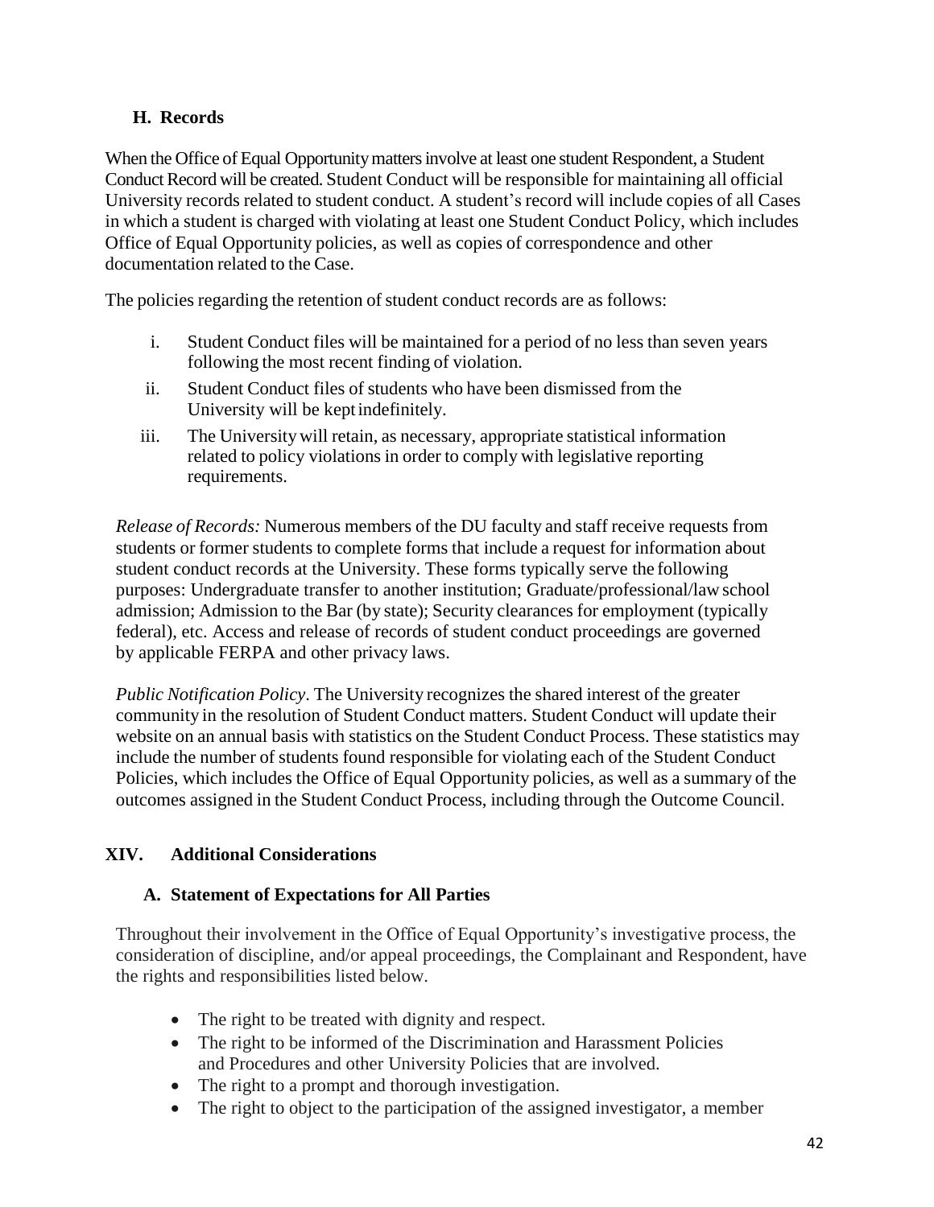### H. Records

When the Office of Equal Opportunity matters involve at least one student Respondent, a Student Conduct Record will be created. Student Conduct will be responsible for maintaining all official University records related to student conduct. A student's record will include copies of all Cases in which a student is charged with violating at least one Student Conduct Policy, which includes Office of Equal Opportunity policies, as well as copies of correspondence and other documentation related to the Case.

The policies regarding the retention of student conduct records are as follows:

i. Student Conduct files will be maintained for a period of no less than seven years following the most recent finding of violation.

ii. Student Conduct files of students who have been dismissed from the University will be kept indefinitely.

iii. The University will retain, as necessary, appropriate statistical information related to policy violations in order to comply with legislative reporting requirements.

*Release of Records:* Numerous members of the DU faculty and staff receive requests from students or former students to complete forms that include a request for information about student conduct records at the University. These forms typically serve the following purposes: Undergraduate transfer to another institution; Graduate/professional/law school admission; Admission to the Bar (by state); Security clearances for employment (typically federal), etc. Access and release of records of student conduct proceedings are governed by applicable FERPA and other privacy laws.

*Public Notification Policy*. The University recognizes the shared interest of the greater community in the resolution of Student Conduct matters. Student Conduct will update their website on an annual basis with statistics on the Student Conduct Process. These statistics may include the number of students found responsible for violating each of the Student Conduct Policies, which includes the Office of Equal Opportunity policies, as well as a summary of the outcomes assigned in the Student Conduct Process, including through the Outcome Council.

## XIV. Additional Considerations

### A. Statement of Expectations for All Parties

Throughout their involvement in the Office of Equal Opportunity's investigative process, the consideration of discipline, and/or appeal proceedings, the Complainant and Respondent, have the rights and responsibilities listed below.

- The right to be treated with dignity and respect.
- The right to be informed of the Discrimination and Harassment Policies and Procedures and other University Policies that are involved.
- The right to a prompt and thorough investigation.
- The right to object to the participation of the assigned investigator, a member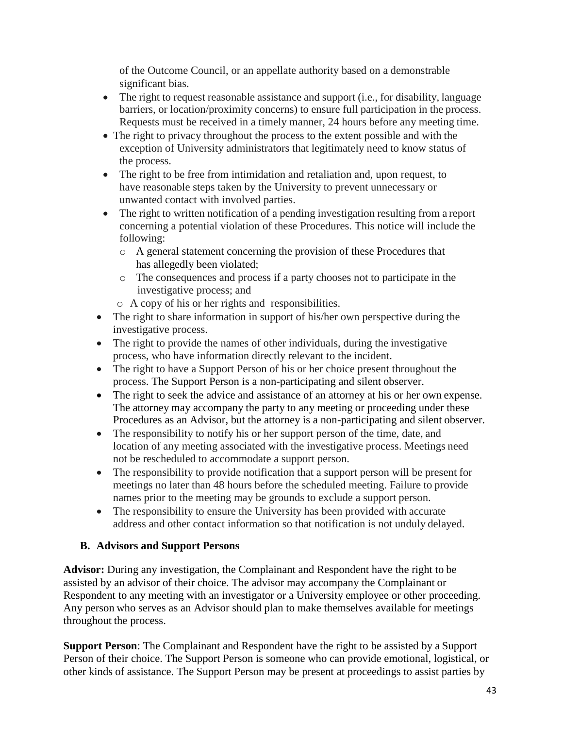of the Outcome Council, or an appellate authority based on a demonstrable significant bias.

- The right to request reasonable assistance and support (i.e., for disability, language barriers, or location/proximity concerns) to ensure full participation in the process. Requests must be received in a timely manner, 24 hours before any meeting time.
- The right to privacy throughout the process to the extent possible and with the exception of University administrators that legitimately need to know status of the process.
- The right to be free from intimidation and retaliation and, upon request, to have reasonable steps taken by the University to prevent unnecessary or unwanted contact with involved parties.
- The right to written notification of a pending investigation resulting from a report concerning a potential violation of these Procedures. This notice will include the following:
  - A general statement concerning the provision of these Procedures that has allegedly been violated;
  - The consequences and process if a party chooses not to participate in the investigative process; and
  - A copy of his or her rights and responsibilities.
- The right to share information in support of his/her own perspective during the investigative process.
- The right to provide the names of other individuals, during the investigative process, who have information directly relevant to the incident.
- The right to have a Support Person of his or her choice present throughout the process. The Support Person is a non-participating and silent observer.
- The right to seek the advice and assistance of an attorney at his or her own expense. The attorney may accompany the party to any meeting or proceeding under these Procedures as an Advisor, but the attorney is a non-participating and silent observer.
- The responsibility to notify his or her support person of the time, date, and location of any meeting associated with the investigative process. Meetings need not be rescheduled to accommodate a support person.
- The responsibility to provide notification that a support person will be present for meetings no later than 48 hours before the scheduled meeting. Failure to provide names prior to the meeting may be grounds to exclude a support person.
- The responsibility to ensure the University has been provided with accurate address and other contact information so that notification is not unduly delayed.

### B. Advisors and Support Persons

**Advisor:** During any investigation, the Complainant and Respondent have the right to be assisted by an advisor of their choice. The advisor may accompany the Complainant or Respondent to any meeting with an investigator or a University employee or other proceeding. Any person who serves as an Advisor should plan to make themselves available for meetings throughout the process.

**Support Person**: The Complainant and Respondent have the right to be assisted by a Support Person of their choice. The Support Person is someone who can provide emotional, logistical, or other kinds of assistance. The Support Person may be present at proceedings to assist parties by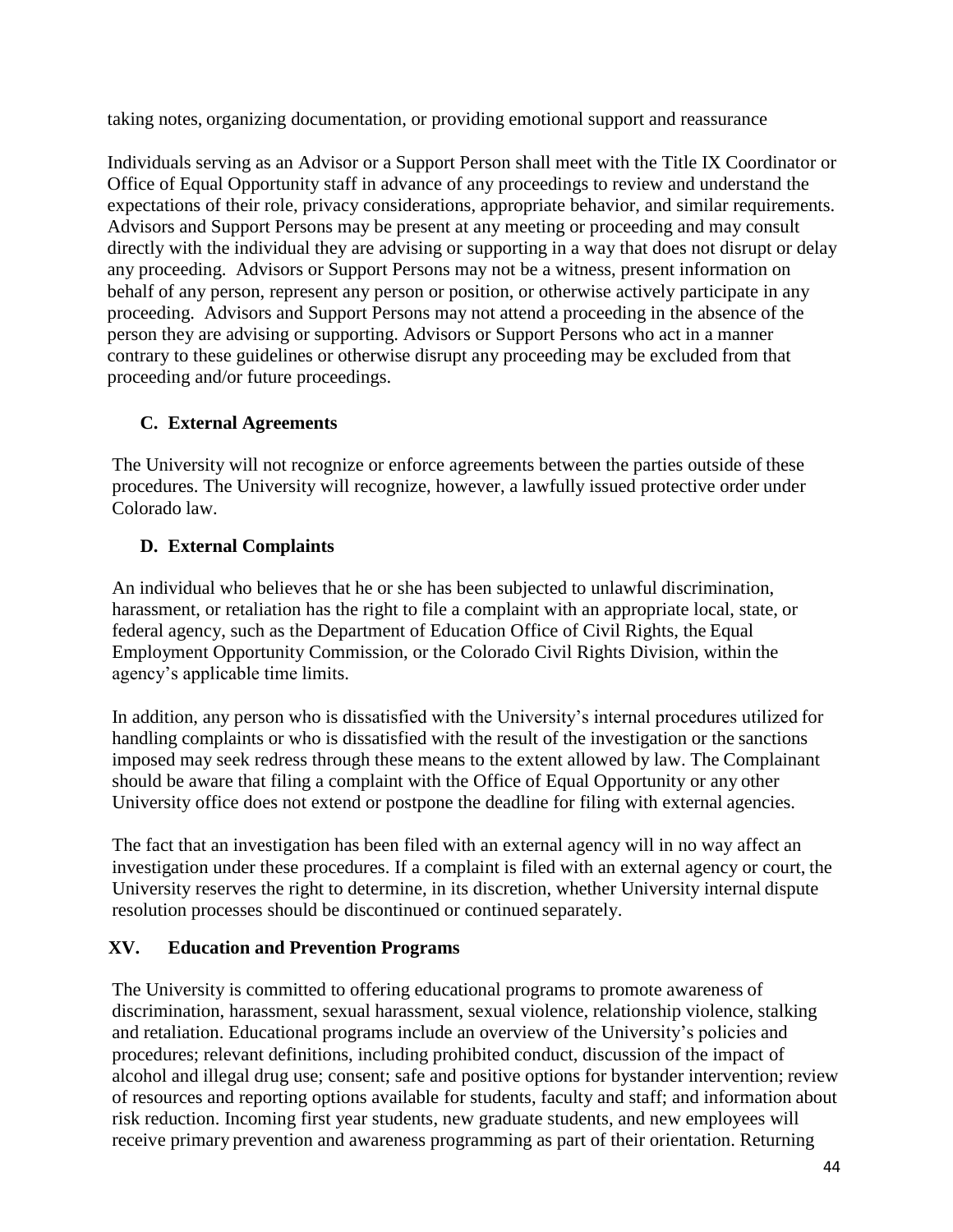taking notes, organizing documentation, or providing emotional support and reassurance

Individuals serving as an Advisor or a Support Person shall meet with the Title IX Coordinator or Office of Equal Opportunity staff in advance of any proceedings to review and understand the expectations of their role, privacy considerations, appropriate behavior, and similar requirements. Advisors and Support Persons may be present at any meeting or proceeding and may consult directly with the individual they are advising or supporting in a way that does not disrupt or delay any proceeding. Advisors or Support Persons may not be a witness, present information on behalf of any person, represent any person or position, or otherwise actively participate in any proceeding. Advisors and Support Persons may not attend a proceeding in the absence of the person they are advising or supporting. Advisors or Support Persons who act in a manner contrary to these guidelines or otherwise disrupt any proceeding may be excluded from that proceeding and/or future proceedings.

### C. External Agreements

The University will not recognize or enforce agreements between the parties outside of these procedures. The University will recognize, however, a lawfully issued protective order under Colorado law.

### D. External Complaints

An individual who believes that he or she has been subjected to unlawful discrimination, harassment, or retaliation has the right to file a complaint with an appropriate local, state, or federal agency, such as the Department of Education Office of Civil Rights, the Equal Employment Opportunity Commission, or the Colorado Civil Rights Division, within the agency's applicable time limits.

In addition, any person who is dissatisfied with the University's internal procedures utilized for handling complaints or who is dissatisfied with the result of the investigation or the sanctions imposed may seek redress through these means to the extent allowed by law. The Complainant should be aware that filing a complaint with the Office of Equal Opportunity or any other University office does not extend or postpone the deadline for filing with external agencies.

The fact that an investigation has been filed with an external agency will in no way affect an investigation under these procedures. If a complaint is filed with an external agency or court, the University reserves the right to determine, in its discretion, whether University internal dispute resolution processes should be discontinued or continued separately.

## XV. Education and Prevention Programs

The University is committed to offering educational programs to promote awareness of discrimination, harassment, sexual harassment, sexual violence, relationship violence, stalking and retaliation. Educational programs include an overview of the University's policies and procedures; relevant definitions, including prohibited conduct, discussion of the impact of alcohol and illegal drug use; consent; safe and positive options for bystander intervention; review of resources and reporting options available for students, faculty and staff; and information about risk reduction. Incoming first year students, new graduate students, and new employees will receive primary prevention and awareness programming as part of their orientation. Returning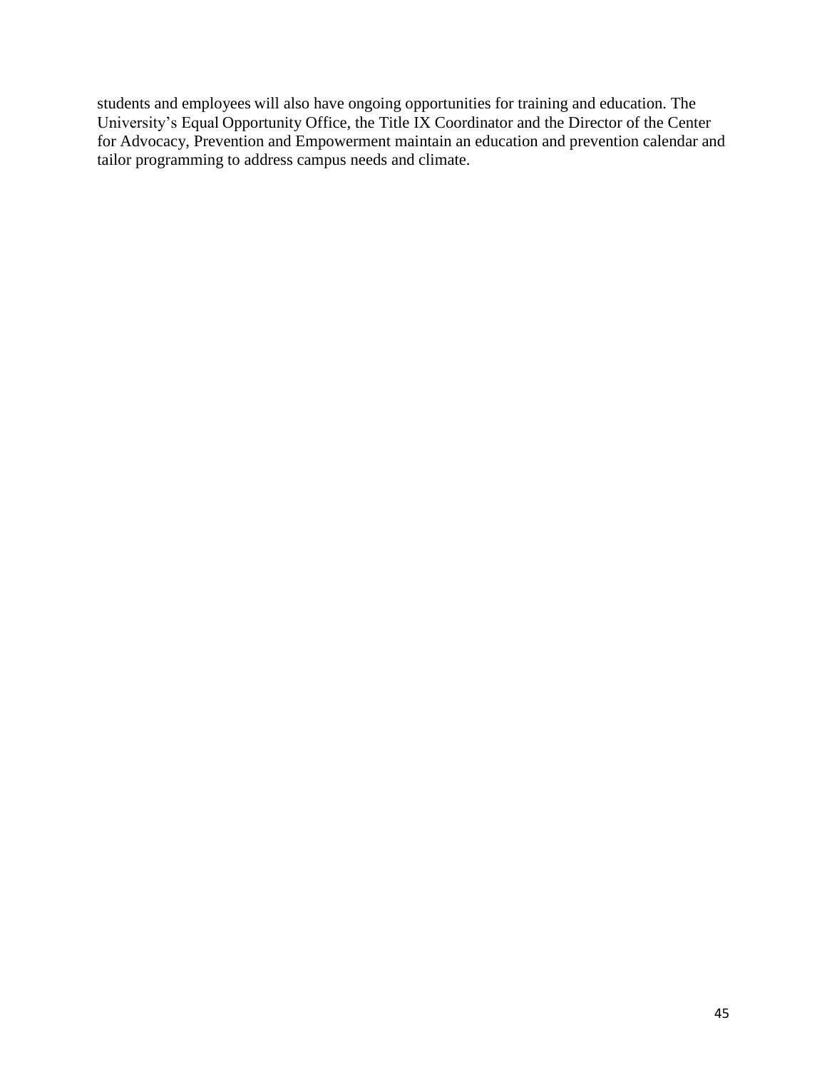students and employees will also have ongoing opportunities for training and education. The University's Equal Opportunity Office, the Title IX Coordinator and the Director of the Center for Advocacy, Prevention and Empowerment maintain an education and prevention calendar and tailor programming to address campus needs and climate.